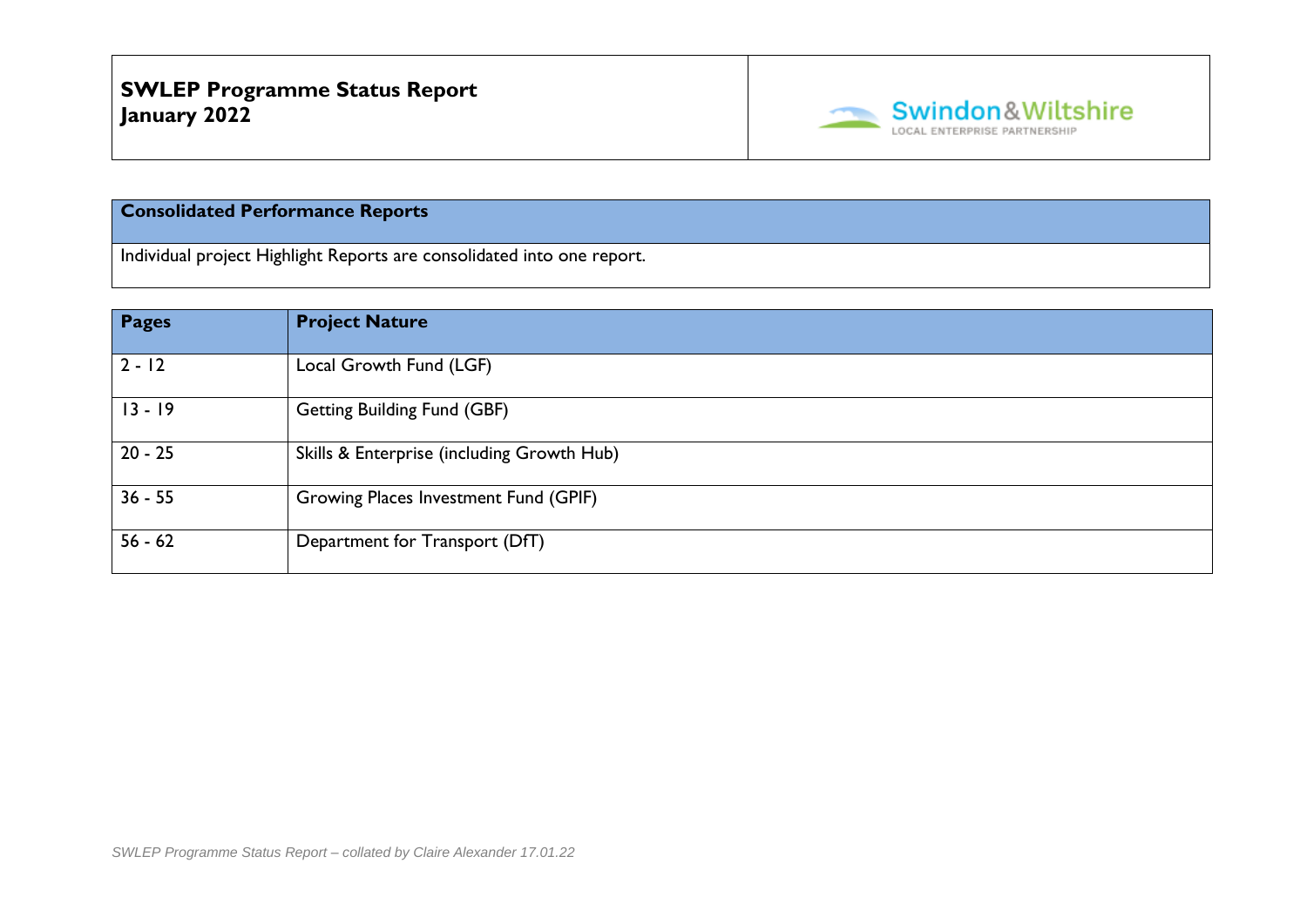# SWLEP Programme Status Report
## January 2022

Swindon&Wiltshire
LOCAL ENTERPRISE PARTNERSHIP

| Consolidated Performance Reports |
| --- |
| Individual project Highlight Reports are consolidated into one report. |

| Pages | Project Nature |
| --- | --- |
| 2 - 12 | Local Growth Fund (LGF) |
| 13 - 19 | Getting Building Fund (GBF) |
| 20 - 25 | Skills & Enterprise (including Growth Hub) |
| 36 - 55 | Growing Places Investment Fund (GPIF) |
| 56 - 62 | Department for Transport (DfT) |

*SWLEP Programme Status Report – collated by Claire Alexander 17.01.22*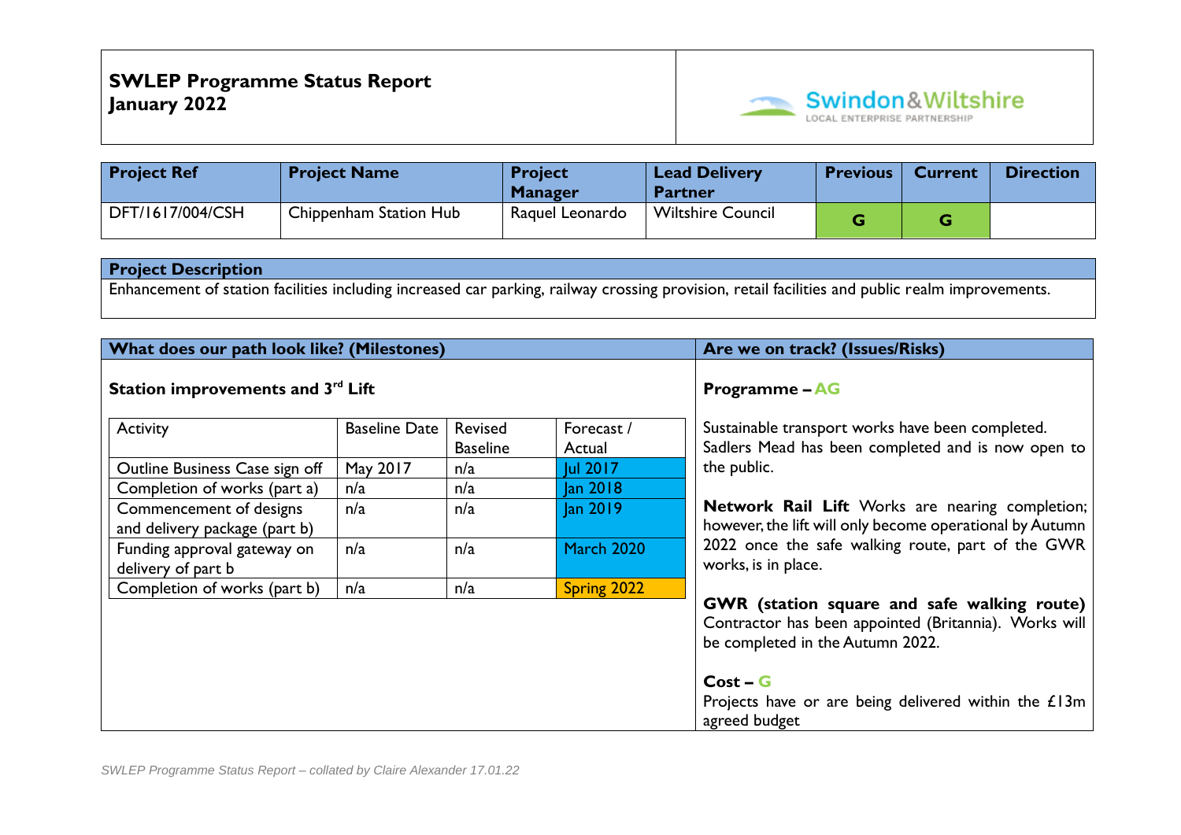**SWLEP Programme Status Report**
**January 2022**

Swindon&Wiltshire
LOCAL ENTERPRISE PARTNERSHIP

| Project Ref | Project Name | Project Manager | Lead Delivery Partner | Previous | Current | Direction |
|---|---|---|---|---|---|---|
| DFT/1617/004/CSH | Chippenham Station Hub | Raquel Leonardo | Wiltshire Council | G | G | |

**Project Description**

Enhancement of station facilities including increased car parking, railway crossing provision, retail facilities and public realm improvements.

**What does our path look like? (Milestones)**

**Station improvements and 3rd Lift**

| Activity | Baseline Date | Revised Baseline | Forecast / Actual |
|---|---|---|---|
| Outline Business Case sign off | May 2017 | n/a | Jul 2017 |
| Completion of works (part a) | n/a | n/a | Jan 2018 |
| Commencement of designs and delivery package (part b) | n/a | n/a | Jan 2019 |
| Funding approval gateway on delivery of part b | n/a | n/a | March 2020 |
| Completion of works (part b) | n/a | n/a | Spring 2022 |

**Are we on track? (Issues/Risks)**

**Programme – AG**

Sustainable transport works have been completed. Sadlers Mead has been completed and is now open to the public.

**Network Rail Lift** Works are nearing completion; however, the lift will only become operational by Autumn 2022 once the safe walking route, part of the GWR works, is in place.

**GWR (station square and safe walking route)** Contractor has been appointed (Britannia). Works will be completed in the Autumn 2022.

**Cost – G**

Projects have or are being delivered within the £13m agreed budget

*SWLEP Programme Status Report – collated by Claire Alexander 17.01.22*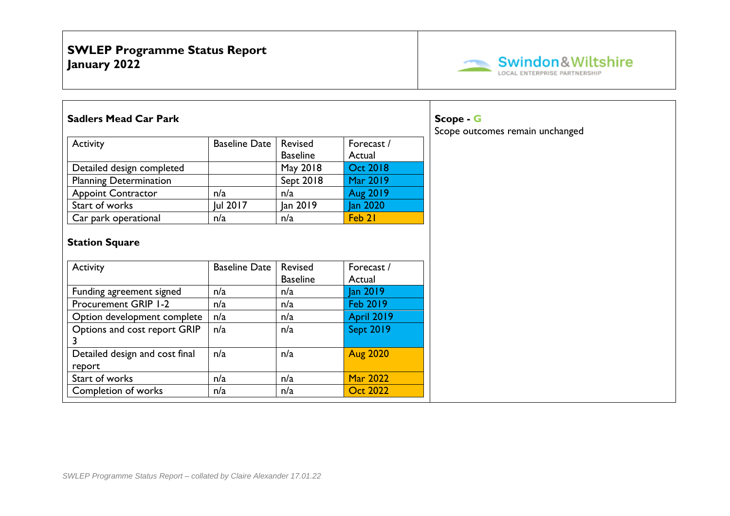**SWLEP Programme Status Report**
**January 2022**

### Sadlers Mead Car Park

| Activity | Baseline Date | Revised Baseline | Forecast / Actual |
| --- | --- | --- | --- |
| Detailed design completed | | May 2018 | Oct 2018 |
| Planning Determination | | Sept 2018 | Mar 2019 |
| Appoint Contractor | n/a | n/a | Aug 2019 |
| Start of works | Jul 2017 | Jan 2019 | Jan 2020 |
| Car park operational | n/a | n/a | Feb 21 |

### Station Square

| Activity | Baseline Date | Revised Baseline | Forecast / Actual |
| --- | --- | --- | --- |
| Funding agreement signed | n/a | n/a | Jan 2019 |
| Procurement GRIP 1-2 | n/a | n/a | Feb 2019 |
| Option development complete | n/a | n/a | April 2019 |
| Options and cost report GRIP 3 | n/a | n/a | Sept 2019 |
| Detailed design and cost final report | n/a | n/a | Aug 2020 |
| Start of works | n/a | n/a | Mar 2022 |
| Completion of works | n/a | n/a | Oct 2022 |

**Scope - G**

Scope outcomes remain unchanged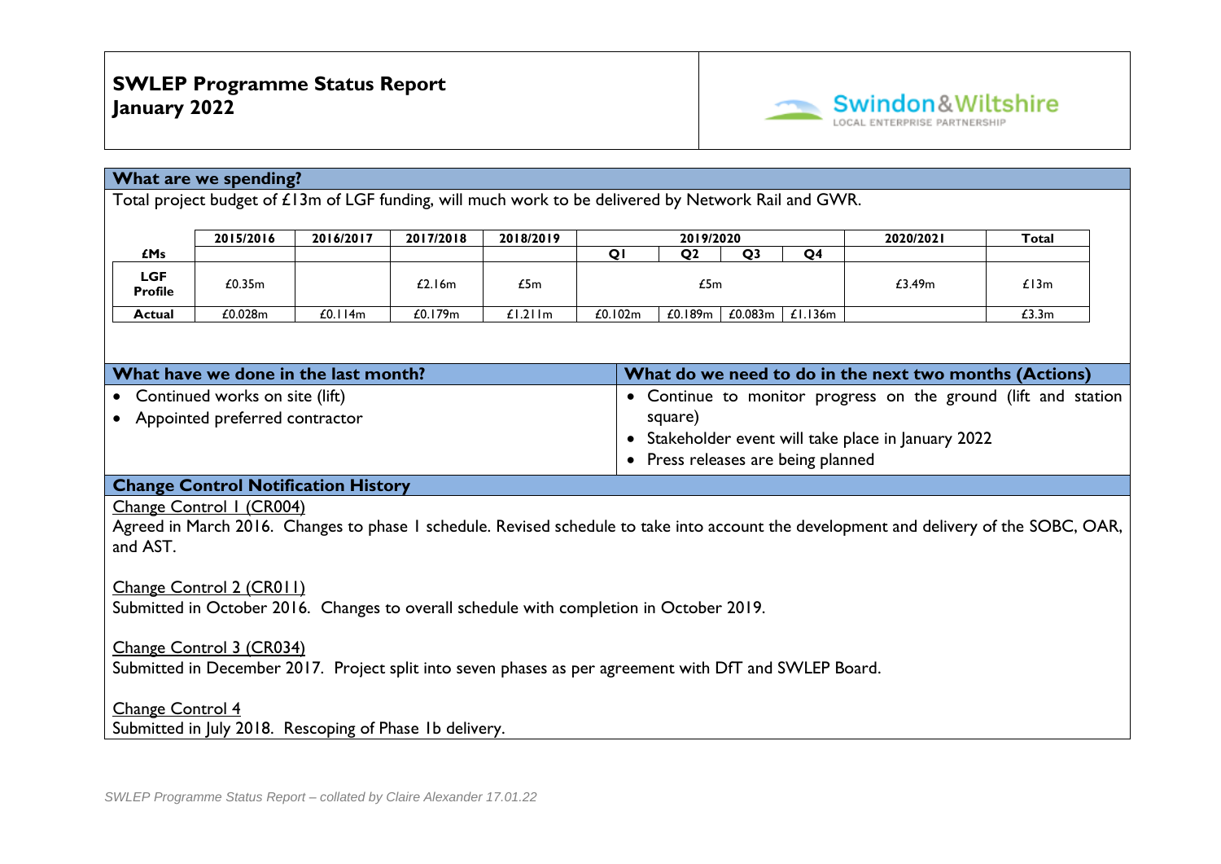# SWLEP Programme Status Report
# January 2022

## What are we spending?

Total project budget of £13m of LGF funding, will much work to be delivered by Network Rail and GWR.

| £Ms | 2015/2016 | 2016/2017 | 2017/2018 | 2018/2019 | 2019/2020 | | | | 2020/2021 | Total |
|---|---|---|---|---|---|---|---|---|---|---|
| | | | | | Q1 | Q2 | Q3 | Q4 | | |
| **LGF Profile** | £0.35m | | £2.16m | £5m | £5m | | | | £3.49m | £13m |
| **Actual** | £0.028m | £0.114m | £0.179m | £1.211m | £0.102m | £0.189m | £0.083m | £1.136m | | £3.3m |

## What have we done in the last month?

- Continued works on site (lift)
- Appointed preferred contractor

## What do we need to do in the next two months (Actions)

- Continue to monitor progress on the ground (lift and station square)
- Stakeholder event will take place in January 2022
- Press releases are being planned

## Change Control Notification History

Change Control 1 (CR004)
Agreed in March 2016. Changes to phase 1 schedule. Revised schedule to take into account the development and delivery of the SOBC, OAR, and AST.

Change Control 2 (CR011)
Submitted in October 2016. Changes to overall schedule with completion in October 2019.

Change Control 3 (CR034)
Submitted in December 2017. Project split into seven phases as per agreement with DfT and SWLEP Board.

Change Control 4
Submitted in July 2018. Rescoping of Phase 1b delivery.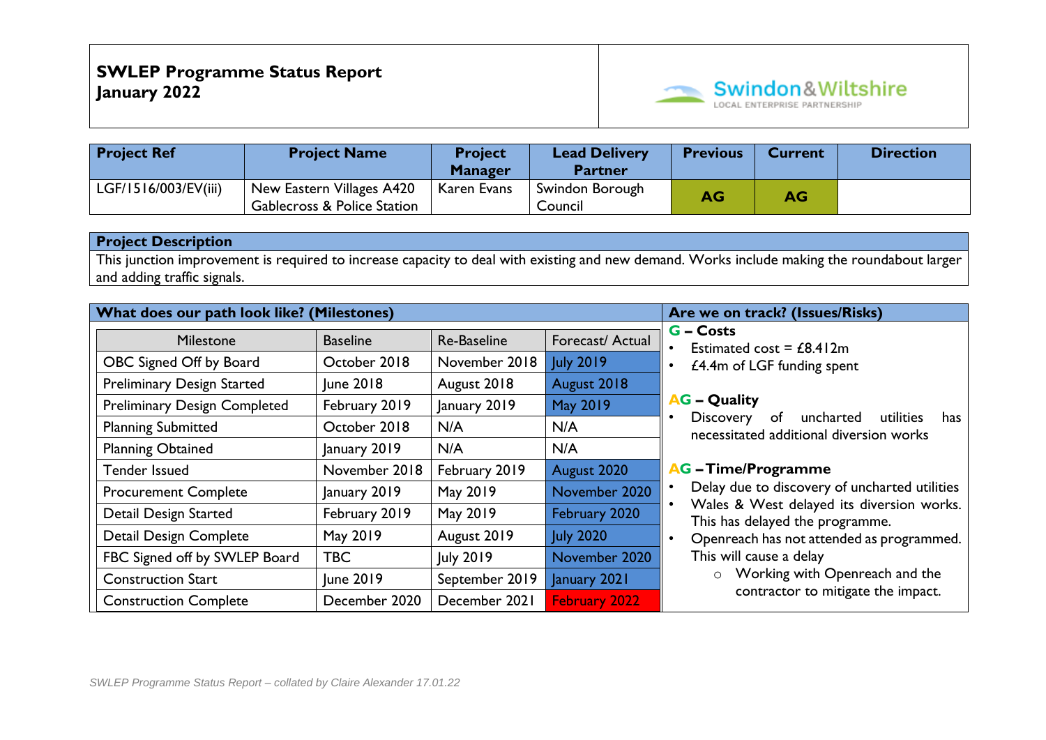**SWLEP Programme Status Report**
**January 2022**

Swindon&Wiltshire LOCAL ENTERPRISE PARTNERSHIP

| Project Ref | Project Name | Project Manager | Lead Delivery Partner | Previous | Current | Direction |
|---|---|---|---|---|---|---|
| LGF/1516/003/EV(iii) | New Eastern Villages A420 Gablecross & Police Station | Karen Evans | Swindon Borough Council | AG | AG | |

**Project Description**

This junction improvement is required to increase capacity to deal with existing and new demand. Works include making the roundabout larger and adding traffic signals.

**What does our path look like? (Milestones)**

| Milestone | Baseline | Re-Baseline | Forecast/ Actual |
|---|---|---|---|
| OBC Signed Off by Board | October 2018 | November 2018 | July 2019 |
| Preliminary Design Started | June 2018 | August 2018 | August 2018 |
| Preliminary Design Completed | February 2019 | January 2019 | May 2019 |
| Planning Submitted | October 2018 | N/A | N/A |
| Planning Obtained | January 2019 | N/A | N/A |
| Tender Issued | November 2018 | February 2019 | August 2020 |
| Procurement Complete | January 2019 | May 2019 | November 2020 |
| Detail Design Started | February 2019 | May 2019 | February 2020 |
| Detail Design Complete | May 2019 | August 2019 | July 2020 |
| FBC Signed off by SWLEP Board | TBC | July 2019 | November 2020 |
| Construction Start | June 2019 | September 2019 | January 2021 |
| Construction Complete | December 2020 | December 2021 | February 2022 |

**Are we on track? (Issues/Risks)**

**G – Costs**

- Estimated cost = £8.412m
- £4.4m of LGF funding spent

**AG – Quality**

- Discovery of uncharted utilities has necessitated additional diversion works

**AG – Time/Programme**

- Delay due to discovery of uncharted utilities
- Wales & West delayed its diversion works. This has delayed the programme.
- Openreach has not attended as programmed. This will cause a delay
  - Working with Openreach and the contractor to mitigate the impact.

*SWLEP Programme Status Report – collated by Claire Alexander 17.01.22*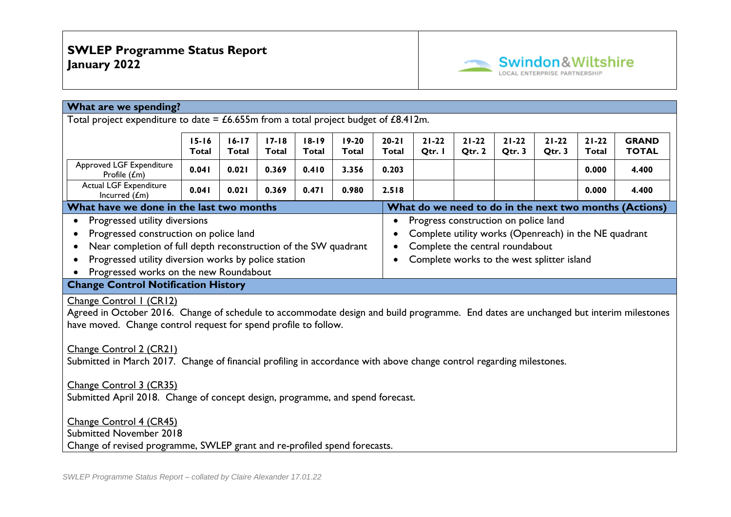# SWLEP Programme Status Report
# January 2022

Swindon&Wiltshire LOCAL ENTERPRISE PARTNERSHIP

## What are we spending?

Total project expenditure to date = £6.655m from a total project budget of £8.412m.

| | 15-16 Total | 16-17 Total | 17-18 Total | 18-19 Total | 19-20 Total | 20-21 Total | 21-22 Qtr. 1 | 21-22 Qtr. 2 | 21-22 Qtr. 3 | 21-22 Qtr. 3 | 21-22 Total | GRAND TOTAL |
|---|---|---|---|---|---|---|---|---|---|---|---|---|
| Approved LGF Expenditure Profile (£m) | 0.041 | 0.021 | 0.369 | 0.410 | 3.356 | 0.203 | | | | | 0.000 | 4.400 |
| Actual LGF Expenditure Incurred (£m) | 0.041 | 0.021 | 0.369 | 0.471 | 0.980 | 2.518 | | | | | 0.000 | 4.400 |

## What have we done in the last two months

- Progressed utility diversions
- Progressed construction on police land
- Near completion of full depth reconstruction of the SW quadrant
- Progressed utility diversion works by police station
- Progressed works on the new Roundabout

## What do we need to do in the next two months (Actions)

- Progress construction on police land
- Complete utility works (Openreach) in the NE quadrant
- Complete the central roundabout
- Complete works to the west splitter island

## Change Control Notification History

Change Control 1 (CR12)
Agreed in October 2016. Change of schedule to accommodate design and build programme. End dates are unchanged but interim milestones have moved. Change control request for spend profile to follow.

Change Control 2 (CR21)
Submitted in March 2017. Change of financial profiling in accordance with above change control regarding milestones.

Change Control 3 (CR35)
Submitted April 2018. Change of concept design, programme, and spend forecast.

Change Control 4 (CR45)
Submitted November 2018
Change of revised programme, SWLEP grant and re-profiled spend forecasts.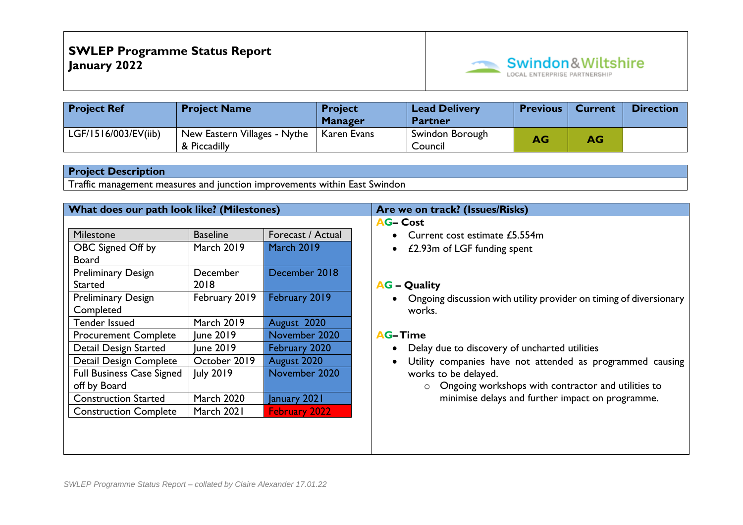**SWLEP Programme Status Report**
**January 2022**

Swindon&Wiltshire
LOCAL ENTERPRISE PARTNERSHIP

| Project Ref | Project Name | Project Manager | Lead Delivery Partner | Previous | Current | Direction |
|---|---|---|---|---|---|---|
| LGF/1516/003/EV(iib) | New Eastern Villages - Nythe & Piccadilly | Karen Evans | Swindon Borough Council | AG | AG | |

| Project Description |
|---|
| Traffic management measures and junction improvements within East Swindon |

## What does our path look like? (Milestones)

| Milestone | Baseline | Forecast / Actual |
|---|---|---|
| OBC Signed Off by Board | March 2019 | March 2019 |
| Preliminary Design Started | December 2018 | December 2018 |
| Preliminary Design Completed | February 2019 | February 2019 |
| Tender Issued | March 2019 | August 2020 |
| Procurement Complete | June 2019 | November 2020 |
| Detail Design Started | June 2019 | February 2020 |
| Detail Design Complete | October 2019 | August 2020 |
| Full Business Case Signed off by Board | July 2019 | November 2020 |
| Construction Started | March 2020 | January 2021 |
| Construction Complete | March 2021 | February 2022 |

## Are we on track? (Issues/Risks)

**AG– Cost**

- Current cost estimate £5.554m
- £2.93m of LGF funding spent

**AG – Quality**

- Ongoing discussion with utility provider on timing of diversionary works.

**AG–Time**

- Delay due to discovery of uncharted utilities
- Utility companies have not attended as programmed causing works to be delayed.
  - Ongoing workshops with contractor and utilities to minimise delays and further impact on programme.

*SWLEP Programme Status Report – collated by Claire Alexander 17.01.22*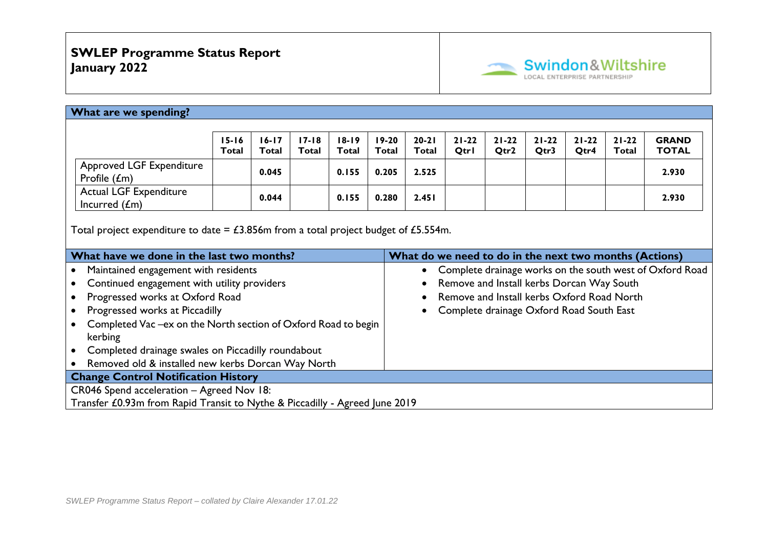**SWLEP Programme Status Report**
**January 2022**

**What are we spending?**

| | 15-16 Total | 16-17 Total | 17-18 Total | 18-19 Total | 19-20 Total | 20-21 Total | 21-22 QtrI | 21-22 Qtr2 | 21-22 Qtr3 | 21-22 Qtr4 | 21-22 Total | GRAND TOTAL |
|---|---|---|---|---|---|---|---|---|---|---|---|---|
| Approved LGF Expenditure Profile (£m) | | 0.045 | | 0.155 | 0.205 | 2.525 | | | | | | 2.930 |
| Actual LGF Expenditure Incurred (£m) | | 0.044 | | 0.155 | 0.280 | 2.451 | | | | | | 2.930 |

Total project expenditure to date = £3.856m from a total project budget of £5.554m.

| What have we done in the last two months? | What do we need to do in the next two months (Actions) |
|---|---|
| • Maintained engagement with residents<br>• Continued engagement with utility providers<br>• Progressed works at Oxford Road<br>• Progressed works at Piccadilly<br>• Completed Vac –ex on the North section of Oxford Road to begin kerbing<br>• Completed drainage swales on Piccadilly roundabout<br>• Removed old & installed new kerbs Dorcan Way North | • Complete drainage works on the south west of Oxford Road<br>• Remove and Install kerbs Dorcan Way South<br>• Remove and Install kerbs Oxford Road North<br>• Complete drainage Oxford Road South East |

**Change Control Notification History**

CR046 Spend acceleration – Agreed Nov 18:
Transfer £0.93m from Rapid Transit to Nythe & Piccadilly - Agreed June 2019

*SWLEP Programme Status Report – collated by Claire Alexander 17.01.22*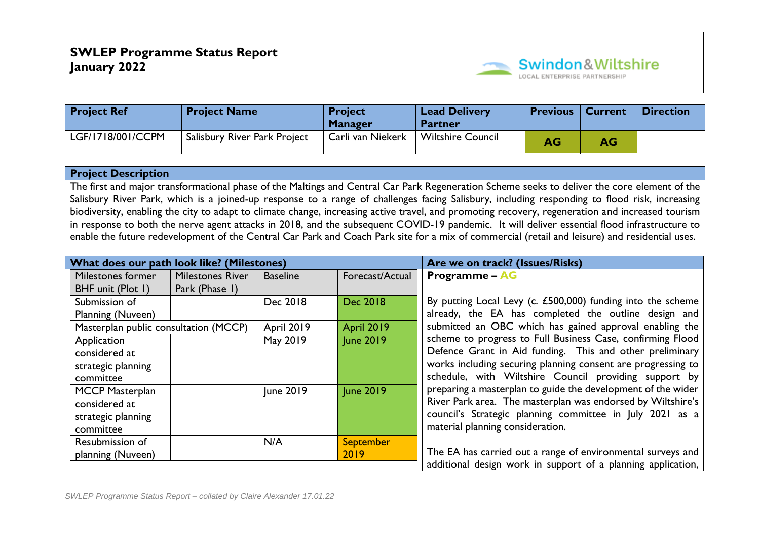**SWLEP Programme Status Report**
**January 2022**

| Project Ref | Project Name | Project Manager | Lead Delivery Partner | Previous | Current | Direction |
|---|---|---|---|---|---|---|
| LGF/1718/001/CCPM | Salisbury River Park Project | Carli van Niekerk | Wiltshire Council | AG | AG | |

**Project Description**

The first and major transformational phase of the Maltings and Central Car Park Regeneration Scheme seeks to deliver the core element of the Salisbury River Park, which is a joined-up response to a range of challenges facing Salisbury, including responding to flood risk, increasing biodiversity, enabling the city to adapt to climate change, increasing active travel, and promoting recovery, regeneration and increased tourism in response to both the nerve agent attacks in 2018, and the subsequent COVID-19 pandemic. It will deliver essential flood infrastructure to enable the future redevelopment of the Central Car Park and Coach Park site for a mix of commercial (retail and leisure) and residential uses.

**What does our path look like? (Milestones)**

| Milestones former BHF unit (Plot 1) | Milestones River Park (Phase 1) | Baseline | Forecast/Actual |
|---|---|---|---|
| Submission of Planning (Nuveen) | | Dec 2018 | Dec 2018 |
| Masterplan public consultation (MCCP) | | April 2019 | April 2019 |
| Application considered at strategic planning committee | | May 2019 | June 2019 |
| MCCP Masterplan considered at strategic planning committee | | June 2019 | June 2019 |
| Resubmission of planning (Nuveen) | | N/A | September 2019 |

**Are we on track? (Issues/Risks)**

**Programme – AG**

By putting Local Levy (c. £500,000) funding into the scheme already, the EA has completed the outline design and submitted an OBC which has gained approval enabling the scheme to progress to Full Business Case, confirming Flood Defence Grant in Aid funding. This and other preliminary works including securing planning consent are progressing to schedule, with Wiltshire Council providing support by preparing a masterplan to guide the development of the wider River Park area. The masterplan was endorsed by Wiltshire's council's Strategic planning committee in July 2021 as a material planning consideration.

The EA has carried out a range of environmental surveys and additional design work in support of a planning application,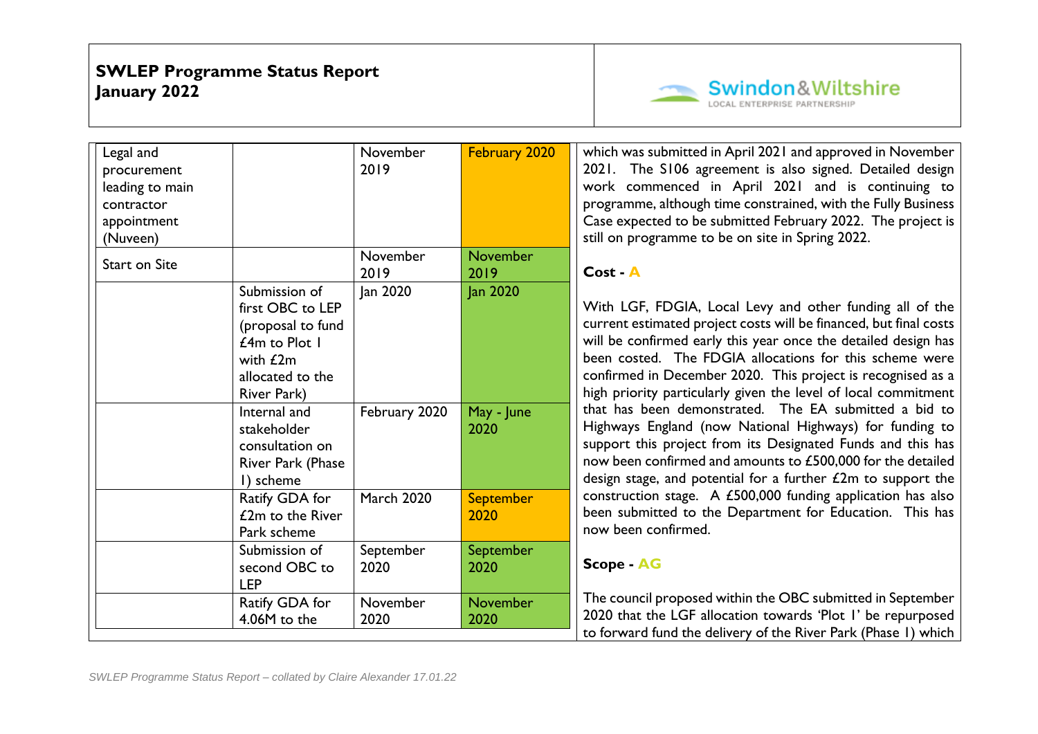**SWLEP Programme Status Report**
**January 2022**

| | | | | |
|---|---|---|---|---|
| Legal and procurement leading to main contractor appointment (Nuveen) | | November 2019 | February 2020 | which was submitted in April 2021 and approved in November 2021. The S106 agreement is also signed. Detailed design work commenced in April 2021 and is continuing to programme, although time constrained, with the Fully Business Case expected to be submitted February 2022. The project is still on programme to be on site in Spring 2022.<br><br>**Cost - A**<br><br>With LGF, FDGIA, Local Levy and other funding all of the current estimated project costs will be financed, but final costs will be confirmed early this year once the detailed design has been costed. The FDGIA allocations for this scheme were confirmed in December 2020. This project is recognised as a high priority particularly given the level of local commitment that has been demonstrated. The EA submitted a bid to Highways England (now National Highways) for funding to support this project from its Designated Funds and this has now been confirmed and amounts to £500,000 for the detailed design stage, and potential for a further £2m to support the construction stage. A £500,000 funding application has also been submitted to the Department for Education. This has now been confirmed.<br><br>**Scope - AG**<br><br>The council proposed within the OBC submitted in September 2020 that the LGF allocation towards 'Plot 1' be repurposed to forward fund the delivery of the River Park (Phase 1) which |
| Start on Site | | November 2019 | November 2019 | |
| | Submission of first OBC to LEP (proposal to fund £4m to Plot 1 with £2m allocated to the River Park) | Jan 2020 | Jan 2020 | |
| | Internal and stakeholder consultation on River Park (Phase 1) scheme | February 2020 | May - June 2020 | |
| | Ratify GDA for £2m to the River Park scheme | March 2020 | September 2020 | |
| | Submission of second OBC to LEP | September 2020 | September 2020 | |
| | Ratify GDA for 4.06M to the | November 2020 | November 2020 | |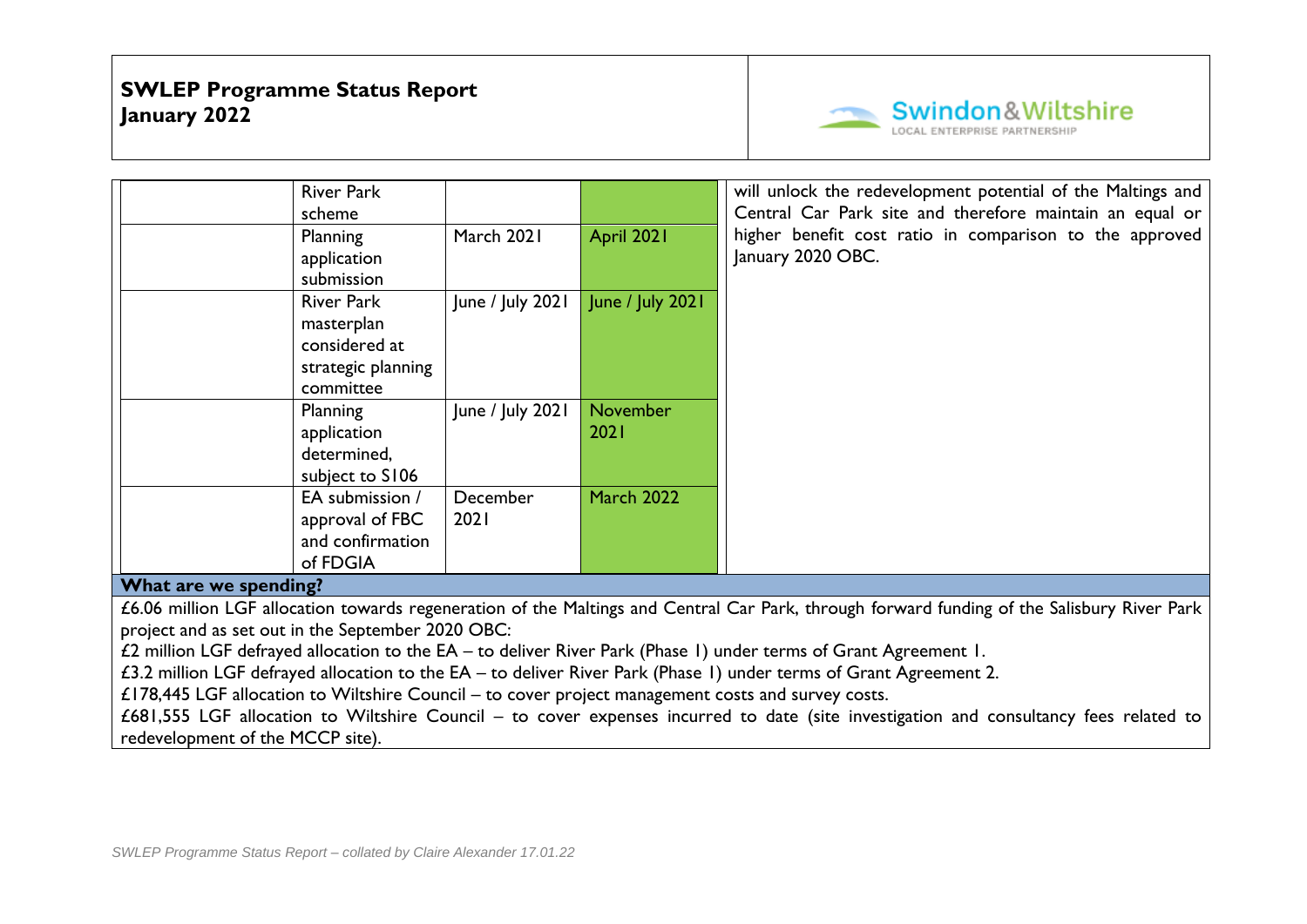| | Milestone | Original | Forecast/Actual | Commentary |
|---|---|---|---|---|
| | River Park scheme | | | will unlock the redevelopment potential of the Maltings and Central Car Park site and therefore maintain an equal or higher benefit cost ratio in comparison to the approved January 2020 OBC. |
| | Planning application submission | March 2021 | April 2021 | |
| | River Park masterplan considered at strategic planning committee | June / July 2021 | June / July 2021 | |
| | Planning application determined, subject to S106 | June / July 2021 | November 2021 | |
| | EA submission / approval of FBC and confirmation of FDGIA | December 2021 | March 2022 | |

**What are we spending?**

£6.06 million LGF allocation towards regeneration of the Maltings and Central Car Park, through forward funding of the Salisbury River Park project and as set out in the September 2020 OBC:

£2 million LGF defrayed allocation to the EA – to deliver River Park (Phase 1) under terms of Grant Agreement 1.

£3.2 million LGF defrayed allocation to the EA – to deliver River Park (Phase 1) under terms of Grant Agreement 2.

£178,445 LGF allocation to Wiltshire Council – to cover project management costs and survey costs.

£681,555 LGF allocation to Wiltshire Council – to cover expenses incurred to date (site investigation and consultancy fees related to redevelopment of the MCCP site).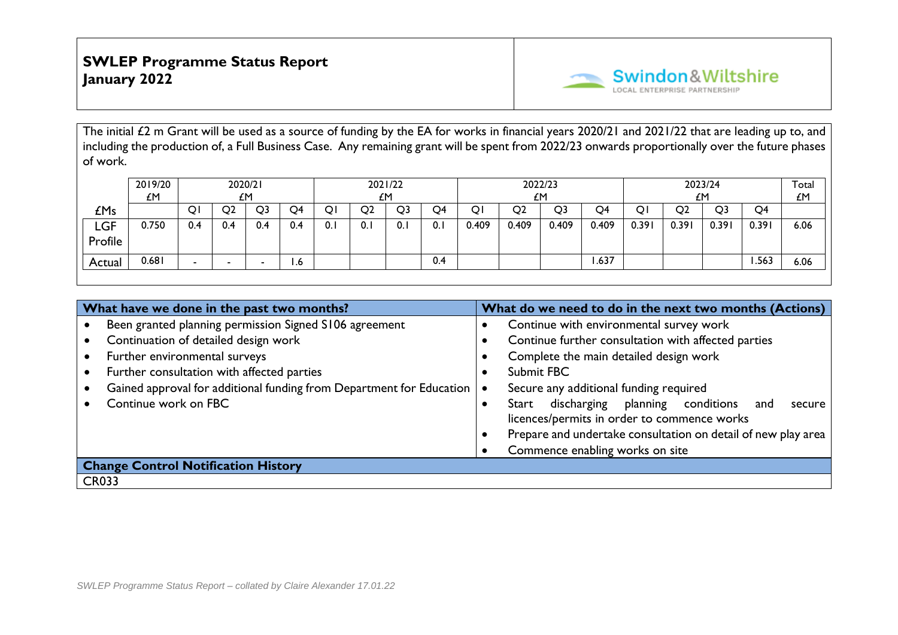**SWLEP Programme Status Report**
**January 2022**

Swindon&Wiltshire LOCAL ENTERPRISE PARTNERSHIP

The initial £2 m Grant will be used as a source of funding by the EA for works in financial years 2020/21 and 2021/22 that are leading up to, and including the production of, a Full Business Case. Any remaining grant will be spent from 2022/23 onwards proportionally over the future phases of work.

| | 2019/20 £M | 2020/21 £M | | | | 2021/22 £M | | | | 2022/23 £M | | | | 2023/24 £M | | | | Total £M |
|---|---|---|---|---|---|---|---|---|---|---|---|---|---|---|---|---|---|---|
| £Ms | | Q1 | Q2 | Q3 | Q4 | Q1 | Q2 | Q3 | Q4 | Q1 | Q2 | Q3 | Q4 | Q1 | Q2 | Q3 | Q4 | |
| LGF Profile | 0.750 | 0.4 | 0.4 | 0.4 | 0.4 | 0.1 | 0.1 | 0.1 | 0.1 | 0.409 | 0.409 | 0.409 | 0.409 | 0.391 | 0.391 | 0.391 | 0.391 | 6.06 |
| Actual | 0.681 | - | - | - | 1.6 | | | | 0.4 | | | | 1.637 | | | | 1.563 | 6.06 |

| What have we done in the past two months? | What do we need to do in the next two months (Actions) |
|---|---|
| • Been granted planning permission Signed S106 agreement<br>• Continuation of detailed design work<br>• Further environmental surveys<br>• Further consultation with affected parties<br>• Gained approval for additional funding from Department for Education<br>• Continue work on FBC | • Continue with environmental survey work<br>• Continue further consultation with affected parties<br>• Complete the main detailed design work<br>• Submit FBC<br>• Secure any additional funding required<br>• Start discharging planning conditions and secure licences/permits in order to commence works<br>• Prepare and undertake consultation on detail of new play area<br>• Commence enabling works on site |

**Change Control Notification History**

CR033

*SWLEP Programme Status Report – collated by Claire Alexander 17.01.22*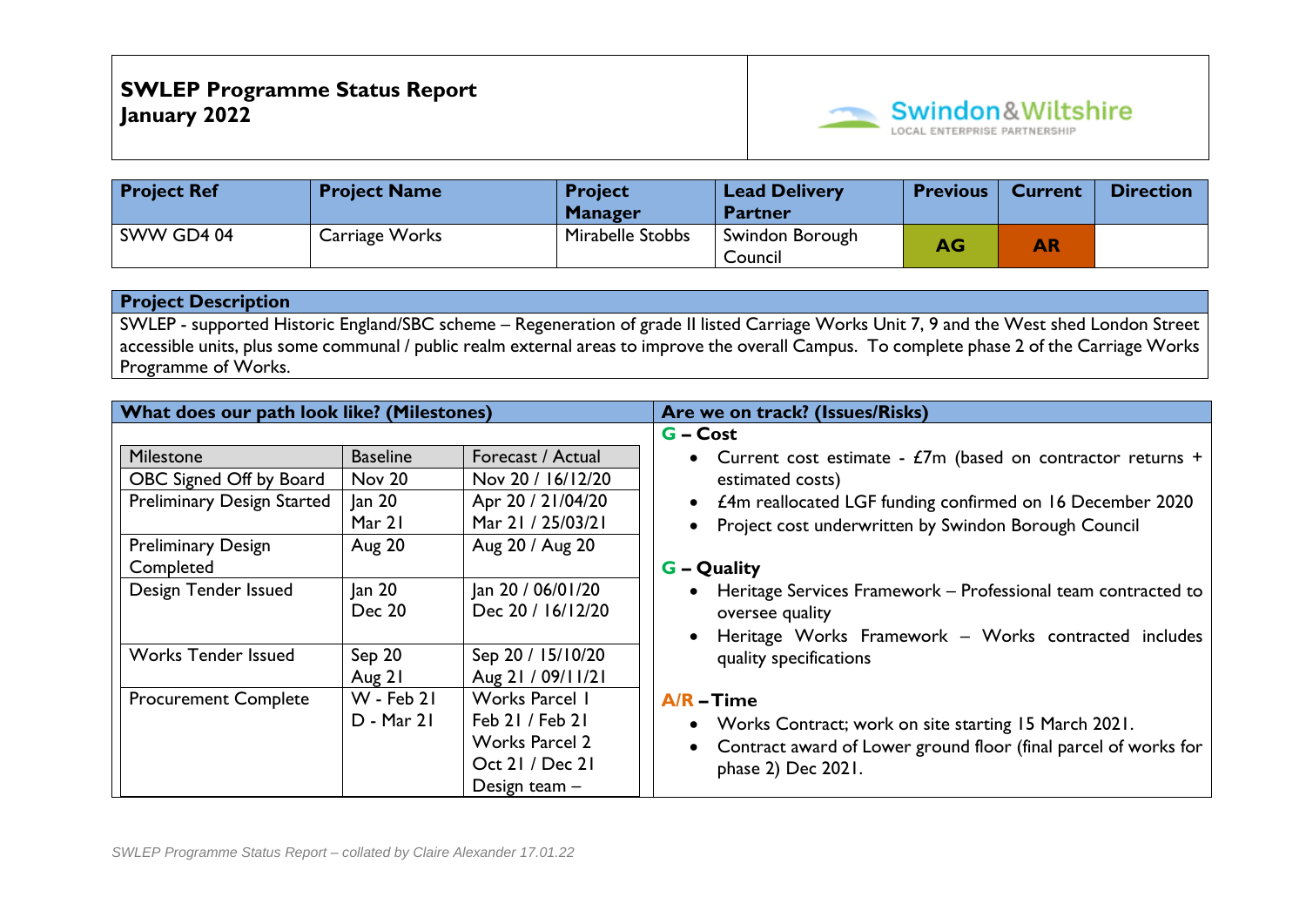**SWLEP Programme Status Report**
**January 2022**

Swindon&Wiltshire LOCAL ENTERPRISE PARTNERSHIP

| Project Ref | Project Name | Project Manager | Lead Delivery Partner | Previous | Current | Direction |
|---|---|---|---|---|---|---|
| SWW GD4 04 | Carriage Works | Mirabelle Stobbs | Swindon Borough Council | AG | AR | |

## Project Description

SWLEP - supported Historic England/SBC scheme – Regeneration of grade II listed Carriage Works Unit 7, 9 and the West shed London Street accessible units, plus some communal / public realm external areas to improve the overall Campus. To complete phase 2 of the Carriage Works Programme of Works.

## What does our path look like? (Milestones)

| Milestone | Baseline | Forecast / Actual |
|---|---|---|
| OBC Signed Off by Board | Nov 20 | Nov 20 / 16/12/20 |
| Preliminary Design Started | Jan 20<br>Mar 21 | Apr 20 / 21/04/20<br>Mar 21 / 25/03/21 |
| Preliminary Design Completed | Aug 20 | Aug 20 / Aug 20 |
| Design Tender Issued | Jan 20<br>Dec 20 | Jan 20 / 06/01/20<br>Dec 20 / 16/12/20 |
| Works Tender Issued | Sep 20<br>Aug 21 | Sep 20 / 15/10/20<br>Aug 21 / 09/11/21 |
| Procurement Complete | W - Feb 21<br>D - Mar 21 | Works Parcel 1<br>Feb 21 / Feb 21<br>Works Parcel 2<br>Oct 21 / Dec 21<br>Design team – |

## Are we on track? (Issues/Risks)

**G – Cost**

- Current cost estimate - £7m (based on contractor returns + estimated costs)
- £4m reallocated LGF funding confirmed on 16 December 2020
- Project cost underwritten by Swindon Borough Council

**G – Quality**

- Heritage Services Framework – Professional team contracted to oversee quality
- Heritage Works Framework – Works contracted includes quality specifications

**A/R – Time**

- Works Contract; work on site starting 15 March 2021.
- Contract award of Lower ground floor (final parcel of works for phase 2) Dec 2021.

*SWLEP Programme Status Report – collated by Claire Alexander 17.01.22*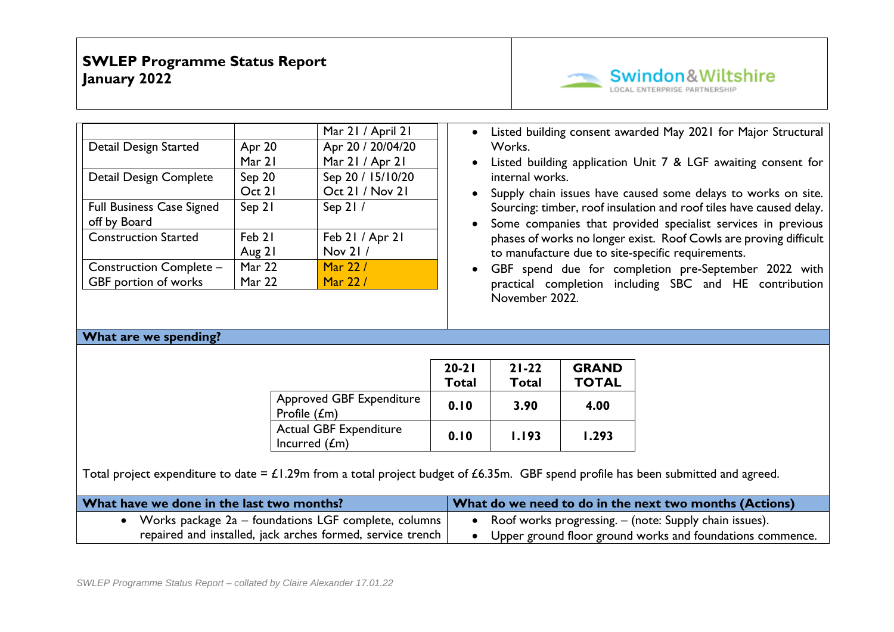# SWLEP Programme Status Report
**January 2022**

Swindon&Wiltshire LOCAL ENTERPRISE PARTNERSHIP

| | | |
|---|---|---|
| | | Mar 21 / April 21 |
| Detail Design Started | Apr 20<br>Mar 21 | Apr 20 / 20/04/20<br>Mar 21 / Apr 21 |
| Detail Design Complete | Sep 20<br>Oct 21 | Sep 20 / 15/10/20<br>Oct 21 / Nov 21 |
| Full Business Case Signed off by Board | Sep 21 | Sep 21 / |
| Construction Started | Feb 21<br>Aug 21 | Feb 21 / Apr 21<br>Nov 21 / |
| Construction Complete – GBF portion of works | Mar 22<br>Mar 22 | Mar 22 /<br>Mar 22 / |

- Listed building consent awarded May 2021 for Major Structural Works.
- Listed building application Unit 7 & LGF awaiting consent for internal works.
- Supply chain issues have caused some delays to works on site. Sourcing: timber, roof insulation and roof tiles have caused delay.
- Some companies that provided specialist services in previous phases of works no longer exist. Roof Cowls are proving difficult to manufacture due to site-specific requirements.
- GBF spend due for completion pre-September 2022 with practical completion including SBC and HE contribution November 2022.

## What are we spending?

| | 20-21 Total | 21-22 Total | GRAND TOTAL |
|---|---|---|---|
| Approved GBF Expenditure Profile (£m) | 0.10 | 3.90 | 4.00 |
| Actual GBF Expenditure Incurred (£m) | 0.10 | 1.193 | 1.293 |

Total project expenditure to date = £1.29m from a total project budget of £6.35m. GBF spend profile has been submitted and agreed.

## What have we done in the last two months?

- Works package 2a – foundations LGF complete, columns repaired and installed, jack arches formed, service trench

## What do we need to do in the next two months (Actions)

- Roof works progressing. – (note: Supply chain issues).
- Upper ground floor ground works and foundations commence.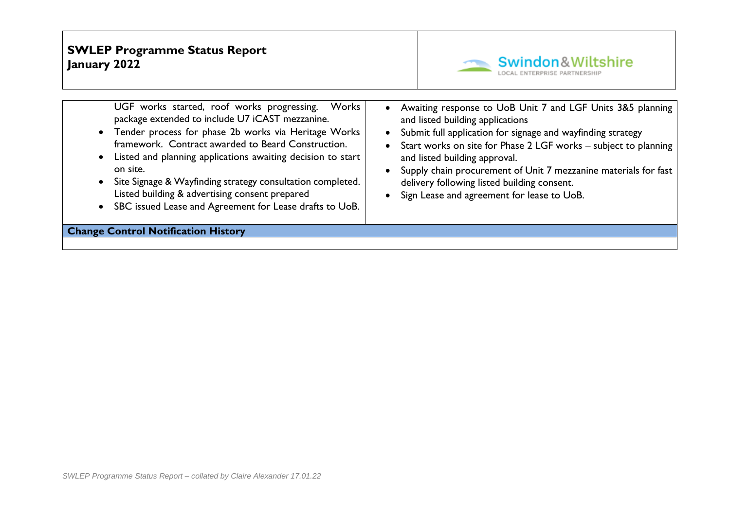| | |
|---|---|
| UGF works started, roof works progressing. Works package extended to include U7 iCAST mezzanine.<br>• Tender process for phase 2b works via Heritage Works framework. Contract awarded to Beard Construction.<br>• Listed and planning applications awaiting decision to start on site.<br>• Site Signage & Wayfinding strategy consultation completed. Listed building & advertising consent prepared<br>• SBC issued Lease and Agreement for Lease drafts to UoB. | • Awaiting response to UoB Unit 7 and LGF Units 3&5 planning and listed building applications<br>• Submit full application for signage and wayfinding strategy<br>• Start works on site for Phase 2 LGF works – subject to planning and listed building approval.<br>• Supply chain procurement of Unit 7 mezzanine materials for fast delivery following listed building consent.<br>• Sign Lease and agreement for lease to UoB. |
| **Change Control Notification History** | |
| | |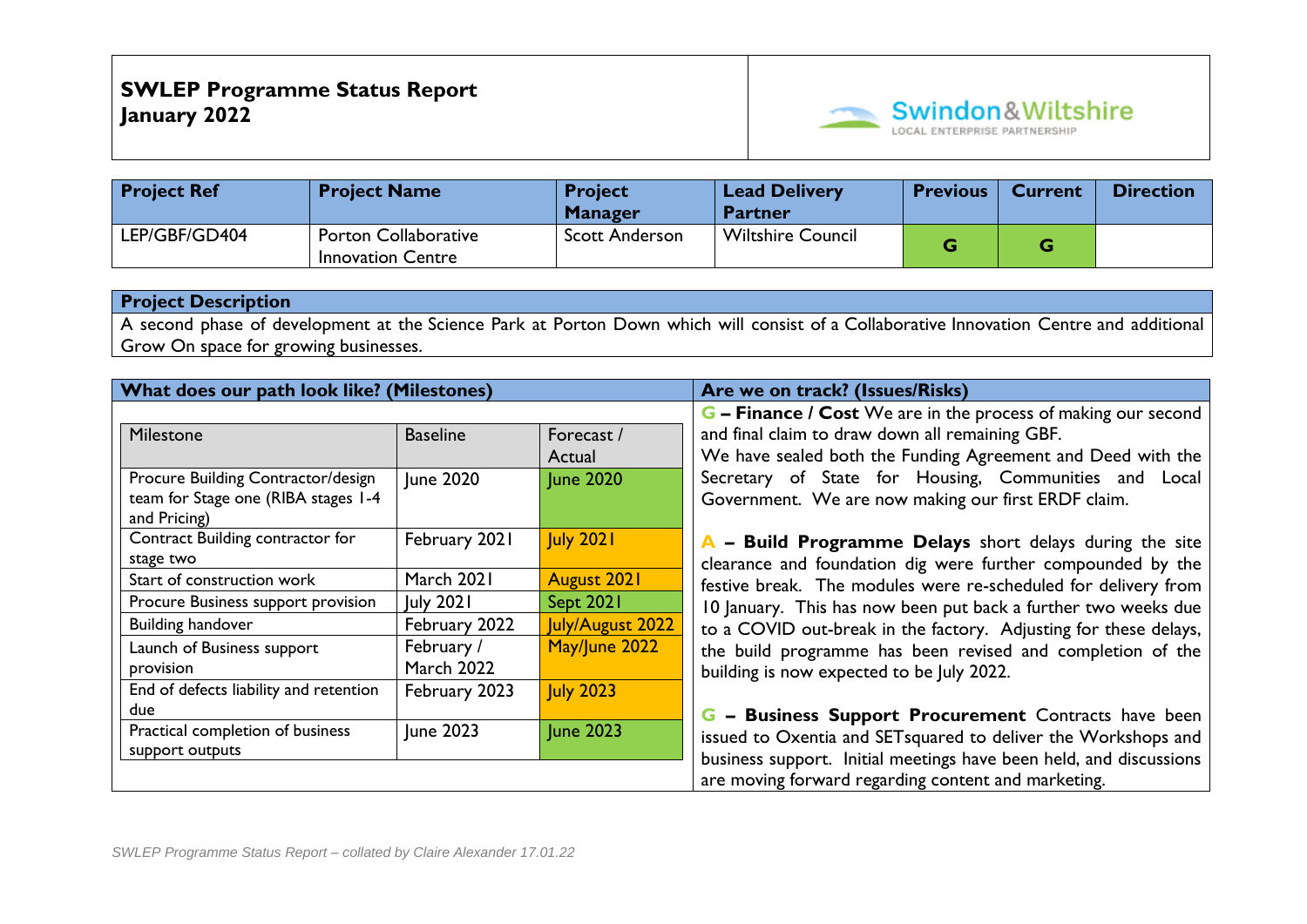# SWLEP Programme Status Report
# January 2022

| Project Ref | Project Name | Project Manager | Lead Delivery Partner | Previous | Current | Direction |
|---|---|---|---|---|---|---|
| LEP/GBF/GD404 | Porton Collaborative Innovation Centre | Scott Anderson | Wiltshire Council | G | G | |

**Project Description**

A second phase of development at the Science Park at Porton Down which will consist of a Collaborative Innovation Centre and additional Grow On space for growing businesses.

## What does our path look like? (Milestones)

| Milestone | Baseline | Forecast / Actual |
|---|---|---|
| Procure Building Contractor/design team for Stage one (RIBA stages 1-4 and Pricing) | June 2020 | June 2020 |
| Contract Building contractor for stage two | February 2021 | July 2021 |
| Start of construction work | March 2021 | August 2021 |
| Procure Business support provision | July 2021 | Sept 2021 |
| Building handover | February 2022 | July/August 2022 |
| Launch of Business support provision | February / March 2022 | May/June 2022 |
| End of defects liability and retention due | February 2023 | July 2023 |
| Practical completion of business support outputs | June 2023 | June 2023 |

## Are we on track? (Issues/Risks)

**G – Finance / Cost** We are in the process of making our second and final claim to draw down all remaining GBF. We have sealed both the Funding Agreement and Deed with the Secretary of State for Housing, Communities and Local Government. We are now making our first ERDF claim.

**A – Build Programme Delays** short delays during the site clearance and foundation dig were further compounded by the festive break. The modules were re-scheduled for delivery from 10 January. This has now been put back a further two weeks due to a COVID out-break in the factory. Adjusting for these delays, the build programme has been revised and completion of the building is now expected to be July 2022.

**G – Business Support Procurement** Contracts have been issued to Oxentia and SETsquared to deliver the Workshops and business support. Initial meetings have been held, and discussions are moving forward regarding content and marketing.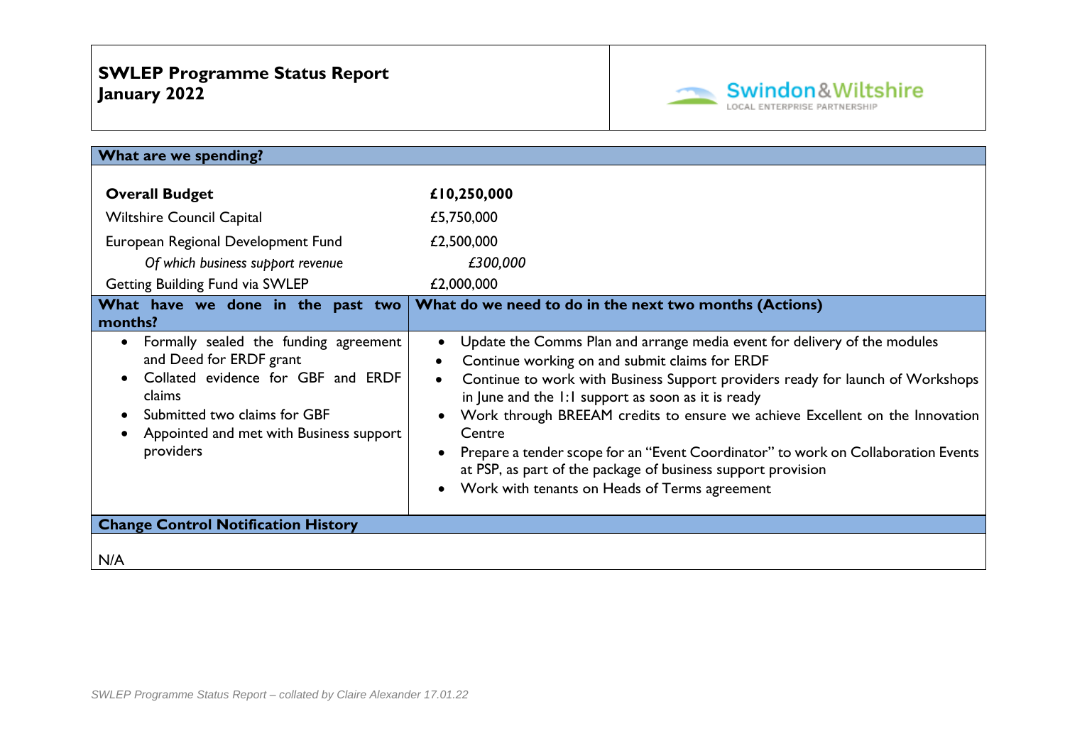# SWLEP Programme Status Report
# January 2022

Swindon&Wiltshire LOCAL ENTERPRISE PARTNERSHIP

## What are we spending?

| | |
|---|---|
| **Overall Budget** | **£10,250,000** |
| Wiltshire Council Capital | £5,750,000 |
| European Regional Development Fund | £2,500,000 |
| *Of which business support revenue* | *£300,000* |
| Getting Building Fund via SWLEP | £2,000,000 |

| What have we done in the past two months? | What do we need to do in the next two months (Actions) |
|---|---|
| • Formally sealed the funding agreement and Deed for ERDF grant<br>• Collated evidence for GBF and ERDF claims<br>• Submitted two claims for GBF<br>• Appointed and met with Business support providers | • Update the Comms Plan and arrange media event for delivery of the modules<br>• Continue working on and submit claims for ERDF<br>• Continue to work with Business Support providers ready for launch of Workshops in June and the 1:1 support as soon as it is ready<br>• Work through BREEAM credits to ensure we achieve Excellent on the Innovation Centre<br>• Prepare a tender scope for an "Event Coordinator" to work on Collaboration Events at PSP, as part of the package of business support provision<br>• Work with tenants on Heads of Terms agreement |

## Change Control Notification History

N/A

*SWLEP Programme Status Report – collated by Claire Alexander 17.01.22*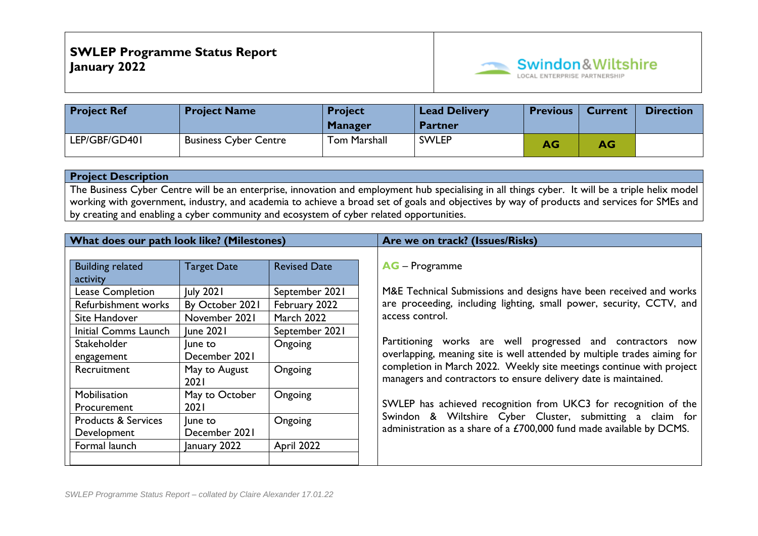**SWLEP Programme Status Report**
**January 2022**

Swindon&Wiltshire LOCAL ENTERPRISE PARTNERSHIP

| Project Ref | Project Name | Project Manager | Lead Delivery Partner | Previous | Current | Direction |
|---|---|---|---|---|---|---|
| LEP/GBF/GD401 | Business Cyber Centre | Tom Marshall | SWLEP | AG | AG | |

**Project Description**

The Business Cyber Centre will be an enterprise, innovation and employment hub specialising in all things cyber. It will be a triple helix model working with government, industry, and academia to achieve a broad set of goals and objectives by way of products and services for SMEs and by creating and enabling a cyber community and ecosystem of cyber related opportunities.

**What does our path look like? (Milestones)**

| Building related activity | Target Date | Revised Date |
|---|---|---|
| Lease Completion | July 2021 | September 2021 |
| Refurbishment works | By October 2021 | February 2022 |
| Site Handover | November 2021 | March 2022 |
| Initial Comms Launch | June 2021 | September 2021 |
| Stakeholder engagement | June to December 2021 | Ongoing |
| Recruitment | May to August 2021 | Ongoing |
| Mobilisation Procurement | May to October 2021 | Ongoing |
| Products & Services Development | June to December 2021 | Ongoing |
| Formal launch | January 2022 | April 2022 |
| | | |

**Are we on track? (Issues/Risks)**

**AG** – Programme

M&E Technical Submissions and designs have been received and works are proceeding, including lighting, small power, security, CCTV, and access control.

Partitioning works are well progressed and contractors now overlapping, meaning site is well attended by multiple trades aiming for completion in March 2022. Weekly site meetings continue with project managers and contractors to ensure delivery date is maintained.

SWLEP has achieved recognition from UKC3 for recognition of the Swindon & Wiltshire Cyber Cluster, submitting a claim for administration as a share of a £700,000 fund made available by DCMS.

*SWLEP Programme Status Report – collated by Claire Alexander 17.01.22*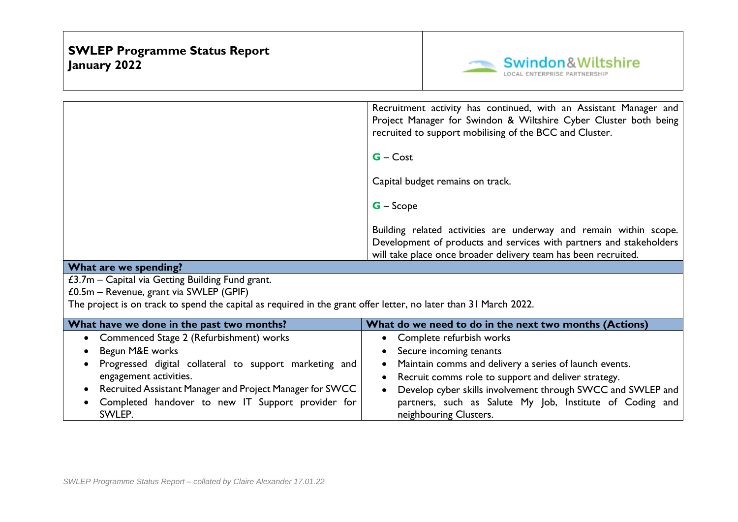**SWLEP Programme Status Report**
**January 2022**

|  | Recruitment activity has continued, with an Assistant Manager and Project Manager for Swindon & Wiltshire Cyber Cluster both being recruited to support mobilising of the BCC and Cluster.<br><br>**G** – Cost<br><br>Capital budget remains on track.<br><br>**G** – Scope<br><br>Building related activities are underway and remain within scope. Development of products and services with partners and stakeholders will take place once broader delivery team has been recruited. |
|---|---|

**What are we spending?**

£3.7m – Capital via Getting Building Fund grant.
£0.5m – Revenue, grant via SWLEP (GPIF)
The project is on track to spend the capital as required in the grant offer letter, no later than 31 March 2022.

| What have we done in the past two months? | What do we need to do in the next two months (Actions) |
|---|---|
| • Commenced Stage 2 (Refurbishment) works<br>• Begun M&E works<br>• Progressed digital collateral to support marketing and engagement activities.<br>• Recruited Assistant Manager and Project Manager for SWCC<br>• Completed handover to new IT Support provider for SWLEP. | • Complete refurbish works<br>• Secure incoming tenants<br>• Maintain comms and delivery a series of launch events.<br>• Recruit comms role to support and deliver strategy.<br>• Develop cyber skills involvement through SWCC and SWLEP and partners, such as Salute My Job, Institute of Coding and neighbouring Clusters. |

*SWLEP Programme Status Report – collated by Claire Alexander 17.01.22*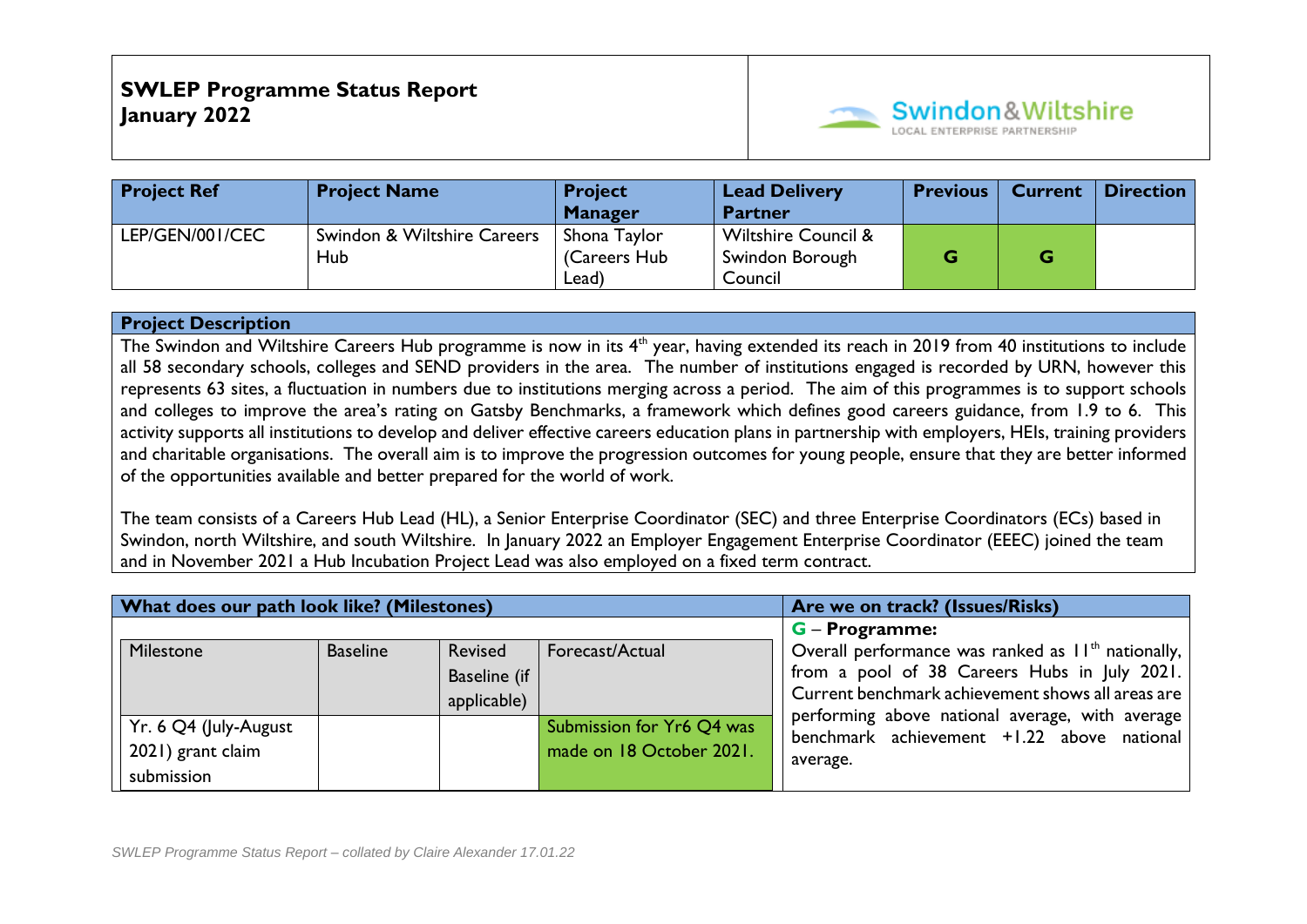**SWLEP Programme Status Report**
**January 2022**

| Project Ref | Project Name | Project Manager | Lead Delivery Partner | Previous | Current | Direction |
|---|---|---|---|---|---|---|
| LEP/GEN/001/CEC | Swindon & Wiltshire Careers Hub | Shona Taylor (Careers Hub Lead) | Wiltshire Council & Swindon Borough Council | G | G | |

**Project Description**

The Swindon and Wiltshire Careers Hub programme is now in its 4th year, having extended its reach in 2019 from 40 institutions to include all 58 secondary schools, colleges and SEND providers in the area. The number of institutions engaged is recorded by URN, however this represents 63 sites, a fluctuation in numbers due to institutions merging across a period. The aim of this programmes is to support schools and colleges to improve the area's rating on Gatsby Benchmarks, a framework which defines good careers guidance, from 1.9 to 6. This activity supports all institutions to develop and deliver effective careers education plans in partnership with employers, HEIs, training providers and charitable organisations. The overall aim is to improve the progression outcomes for young people, ensure that they are better informed of the opportunities available and better prepared for the world of work.

The team consists of a Careers Hub Lead (HL), a Senior Enterprise Coordinator (SEC) and three Enterprise Coordinators (ECs) based in Swindon, north Wiltshire, and south Wiltshire. In January 2022 an Employer Engagement Enterprise Coordinator (EEEC) joined the team and in November 2021 a Hub Incubation Project Lead was also employed on a fixed term contract.

**What does our path look like? (Milestones)**

| Milestone | Baseline | Revised Baseline (if applicable) | Forecast/Actual |
|---|---|---|---|
| Yr. 6 Q4 (July-August 2021) grant claim submission | | | Submission for Yr6 Q4 was made on 18 October 2021. |

**Are we on track? (Issues/Risks)**

**G – Programme:**
Overall performance was ranked as 11th nationally, from a pool of 38 Careers Hubs in July 2021. Current benchmark achievement shows all areas are performing above national average, with average benchmark achievement +1.22 above national average.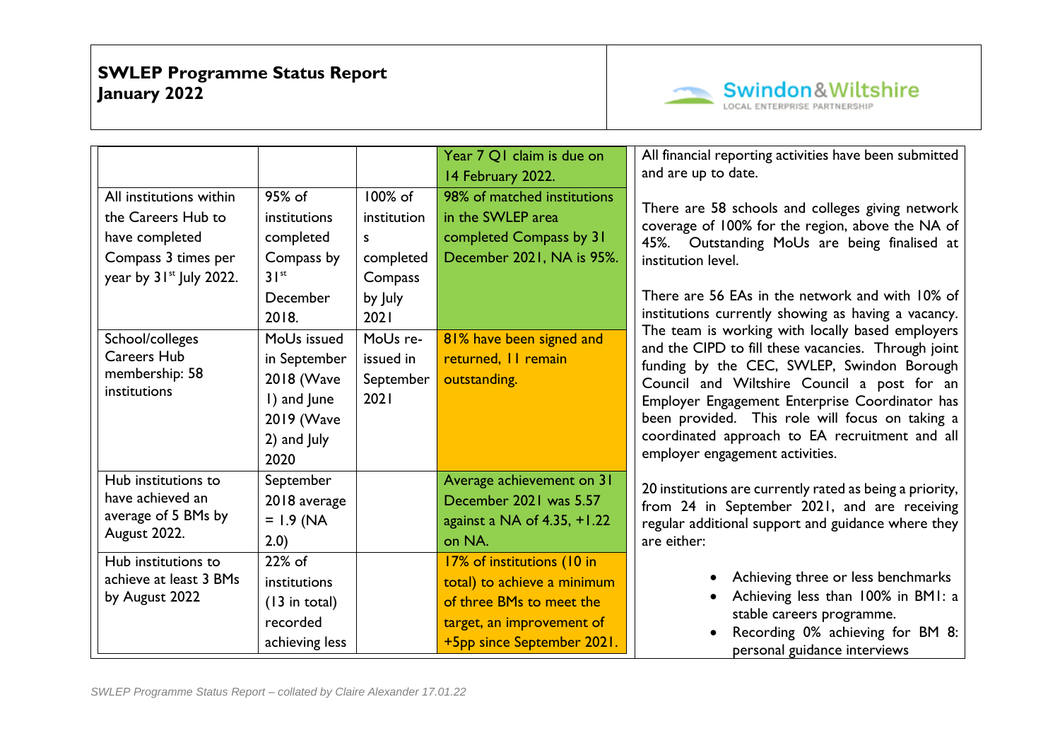**SWLEP Programme Status Report**
**January 2022**

Swindon&Wiltshire LOCAL ENTERPRISE PARTNERSHIP

| | | | | |
|---|---|---|---|---|
| | | | Year 7 Q1 claim is due on 14 February 2022. | All financial reporting activities have been submitted and are up to date.<br><br>There are 58 schools and colleges giving network coverage of 100% for the region, above the NA of 45%. Outstanding MoUs are being finalised at institution level.<br><br>There are 56 EAs in the network and with 10% of institutions currently showing as having a vacancy. The team is working with locally based employers and the CIPD to fill these vacancies. Through joint funding by the CEC, SWLEP, Swindon Borough Council and Wiltshire Council a post for an Employer Engagement Enterprise Coordinator has been provided. This role will focus on taking a coordinated approach to EA recruitment and all employer engagement activities.<br><br>20 institutions are currently rated as being a priority, from 24 in September 2021, and are receiving regular additional support and guidance where they are either:<br><br>• Achieving three or less benchmarks<br>• Achieving less than 100% in BM1: a stable careers programme.<br>• Recording 0% achieving for BM 8: personal guidance interviews |
| All institutions within the Careers Hub to have completed Compass 3 times per year by 31st July 2022. | 95% of institutions completed Compass by 31st December 2018. | 100% of institutions completed Compass by July 2021 | 98% of matched institutions in the SWLEP area completed Compass by 31 December 2021, NA is 95%. | |
| School/colleges Careers Hub membership: 58 institutions | MoUs issued in September 2018 (Wave 1) and June 2019 (Wave 2) and July 2020 | MoUs re-issued in September 2021 | 81% have been signed and returned, 11 remain outstanding. | |
| Hub institutions to have achieved an average of 5 BMs by August 2022. | September 2018 average = 1.9 (NA 2.0) | | Average achievement on 31 December 2021 was 5.57 against a NA of 4.35, +1.22 on NA. | |
| Hub institutions to achieve at least 3 BMs by August 2022 | 22% of institutions (13 in total) recorded achieving less | | 17% of institutions (10 in total) to achieve a minimum of three BMs to meet the target, an improvement of +5pp since September 2021. | |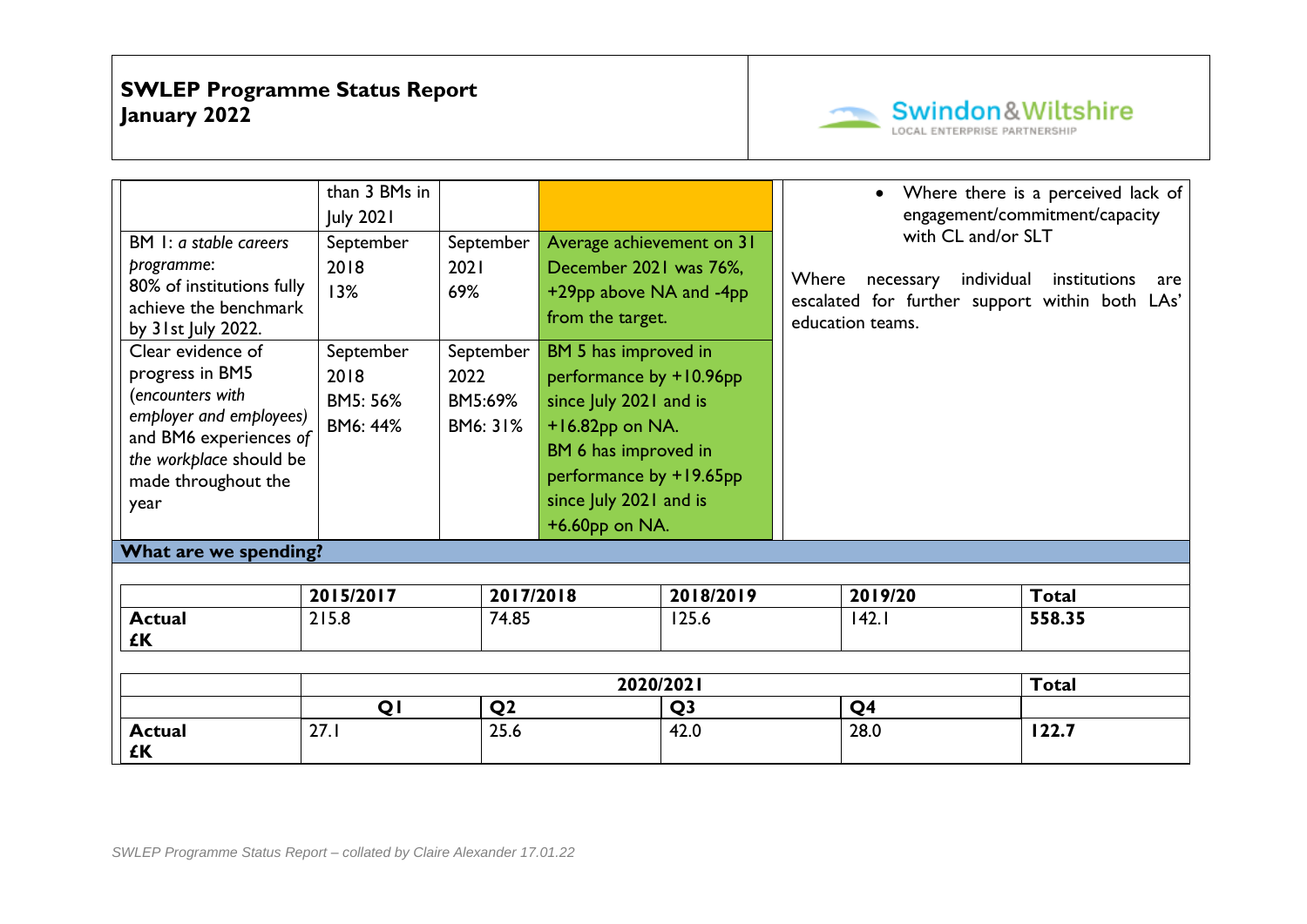# SWLEP Programme Status Report
# January 2022

| | | | | |
|---|---|---|---|---|
| | than 3 BMs in July 2021 | | | • Where there is a perceived lack of engagement/commitment/capacity with CL and/or SLT<br><br>Where necessary individual institutions are escalated for further support within both LAs' education teams. |
| BM 1: *a stable careers programme*:<br>80% of institutions fully achieve the benchmark by 31st July 2022. | September 2018<br>13% | September 2021<br>69% | Average achievement on 31 December 2021 was 76%, +29pp above NA and -4pp from the target. | |
| Clear evidence of progress in BM5 (*encounters with employer and employees*) and BM6 *experiences of the workplace* should be made throughout the year | September 2018<br>BM5: 56%<br>BM6: 44% | September 2022<br>BM5:69%<br>BM6: 31% | BM 5 has improved in performance by +10.96pp since July 2021 and is +16.82pp on NA.<br>BM 6 has improved in performance by +19.65pp since July 2021 and is +6.60pp on NA. | |

**What are we spending?**

| | 2015/2017 | 2017/2018 | 2018/2019 | 2019/20 | Total |
|---|---|---|---|---|---|
| **Actual £K** | 215.8 | 74.85 | 125.6 | 142.1 | **558.35** |

| | 2020/2021 | | | | Total |
|---|---|---|---|---|---|
| | Q1 | Q2 | Q3 | Q4 | |
| **Actual £K** | 27.1 | 25.6 | 42.0 | 28.0 | **122.7** |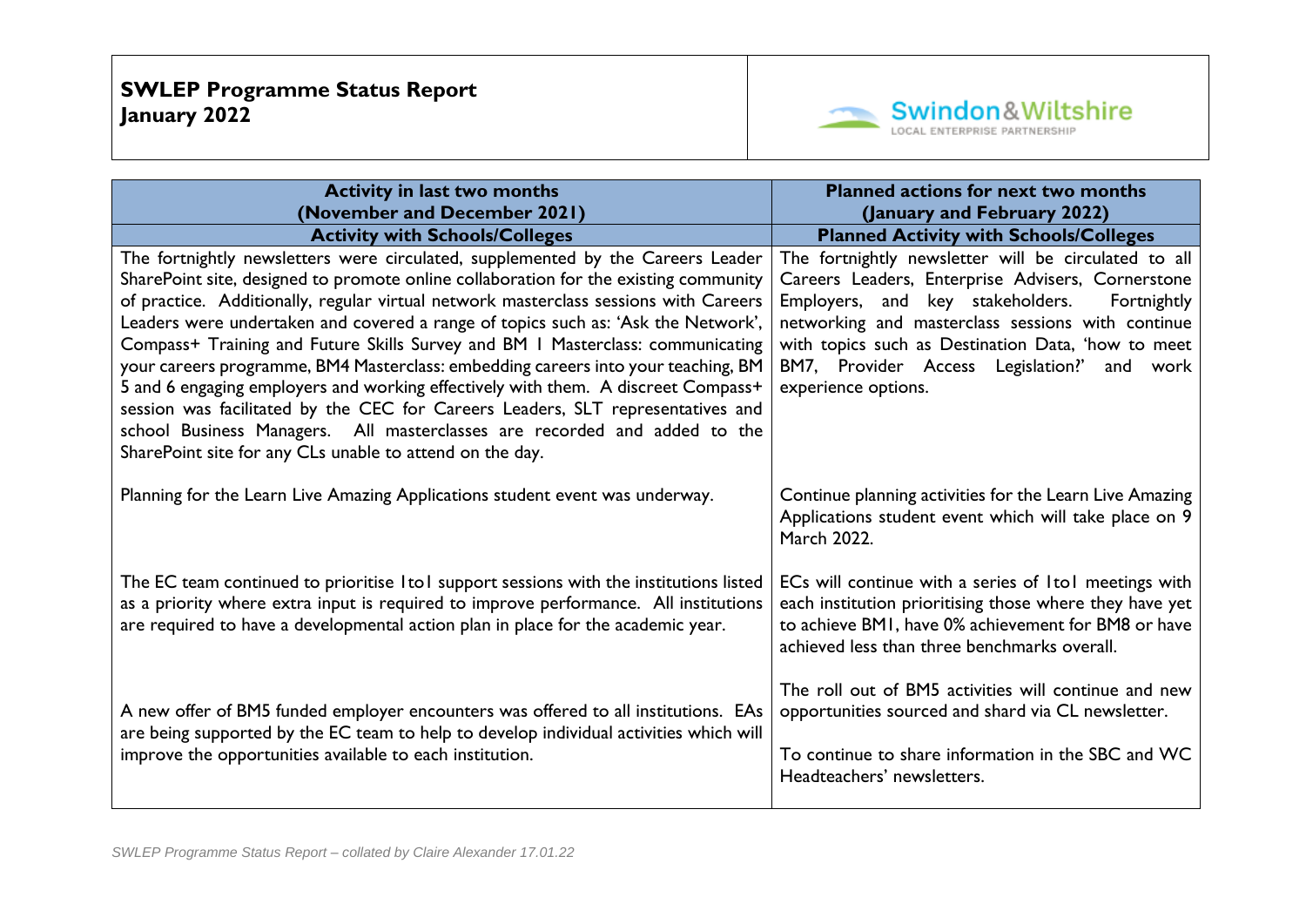**SWLEP Programme Status Report**
**January 2022**

Swindon&Wiltshire LOCAL ENTERPRISE PARTNERSHIP

| Activity in last two months (November and December 2021) | Planned actions for next two months (January and February 2022) |
|---|---|
| **Activity with Schools/Colleges** | **Planned Activity with Schools/Colleges** |
| The fortnightly newsletters were circulated, supplemented by the Careers Leader SharePoint site, designed to promote online collaboration for the existing community of practice. Additionally, regular virtual network masterclass sessions with Careers Leaders were undertaken and covered a range of topics such as: 'Ask the Network', Compass+ Training and Future Skills Survey and BM 1 Masterclass: communicating your careers programme, BM4 Masterclass: embedding careers into your teaching, BM 5 and 6 engaging employers and working effectively with them. A discreet Compass+ session was facilitated by the CEC for Careers Leaders, SLT representatives and school Business Managers. All masterclasses are recorded and added to the SharePoint site for any CLs unable to attend on the day. | The fortnightly newsletter will be circulated to all Careers Leaders, Enterprise Advisers, Cornerstone Employers, and key stakeholders. Fortnightly networking and masterclass sessions with continue with topics such as Destination Data, 'how to meet BM7, Provider Access Legislation?' and work experience options. |
| Planning for the Learn Live Amazing Applications student event was underway. | Continue planning activities for the Learn Live Amazing Applications student event which will take place on 9 March 2022. |
| The EC team continued to prioritise 1to1 support sessions with the institutions listed as a priority where extra input is required to improve performance. All institutions are required to have a developmental action plan in place for the academic year. | ECs will continue with a series of 1to1 meetings with each institution prioritising those where they have yet to achieve BM1, have 0% achievement for BM8 or have achieved less than three benchmarks overall. |
| A new offer of BM5 funded employer encounters was offered to all institutions. EAs are being supported by the EC team to help to develop individual activities which will improve the opportunities available to each institution. | The roll out of BM5 activities will continue and new opportunities sourced and shard via CL newsletter.<br><br>To continue to share information in the SBC and WC Headteachers' newsletters. |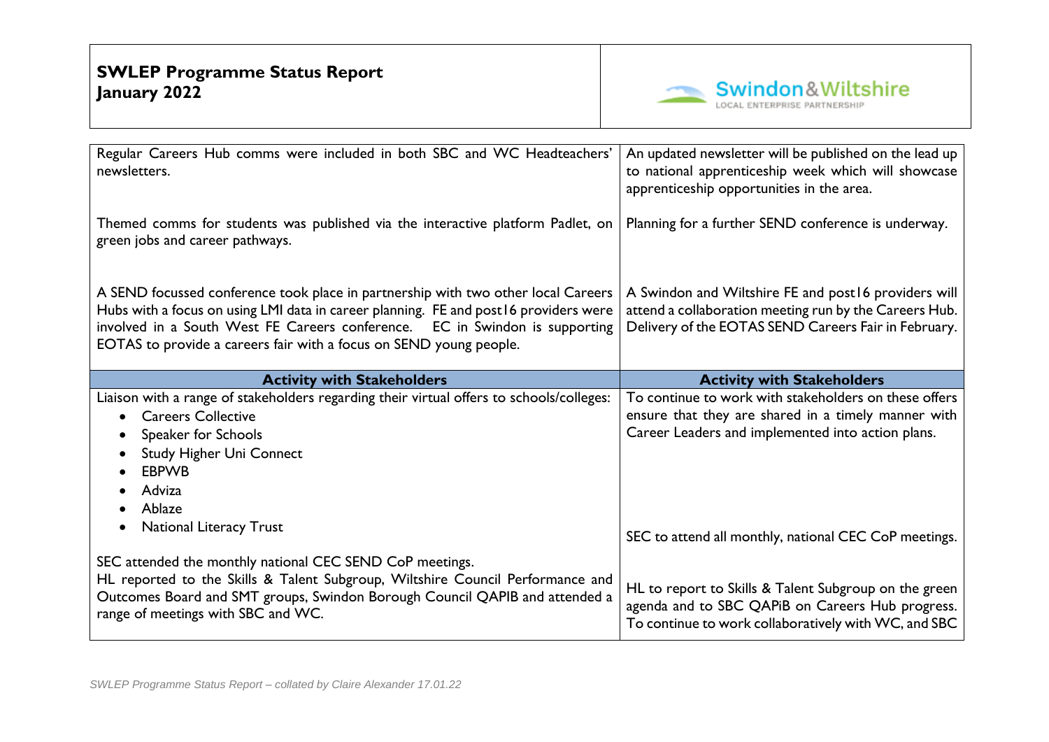# SWLEP Programme Status Report
# January 2022

| | |
|---|---|
| Regular Careers Hub comms were included in both SBC and WC Headteachers' newsletters. | An updated newsletter will be published on the lead up to national apprenticeship week which will showcase apprenticeship opportunities in the area. |
| Themed comms for students was published via the interactive platform Padlet, on green jobs and career pathways. | Planning for a further SEND conference is underway. |
| A SEND focussed conference took place in partnership with two other local Careers Hubs with a focus on using LMI data in career planning. FE and post16 providers were involved in a South West FE Careers conference. EC in Swindon is supporting EOTAS to provide a careers fair with a focus on SEND young people. | A Swindon and Wiltshire FE and post16 providers will attend a collaboration meeting run by the Careers Hub. Delivery of the EOTAS SEND Careers Fair in February. |
| **Activity with Stakeholders** | **Activity with Stakeholders** |
| Liaison with a range of stakeholders regarding their virtual offers to schools/colleges:<br>• Careers Collective<br>• Speaker for Schools<br>• Study Higher Uni Connect<br>• EBPWB<br>• Adviza<br>• Ablaze<br>• National Literacy Trust | To continue to work with stakeholders on these offers ensure that they are shared in a timely manner with Career Leaders and implemented into action plans. |
| SEC attended the monthly national CEC SEND CoP meetings. | SEC to attend all monthly, national CEC CoP meetings. |
| HL reported to the Skills & Talent Subgroup, Wiltshire Council Performance and Outcomes Board and SMT groups, Swindon Borough Council QAPIB and attended a range of meetings with SBC and WC. | HL to report to Skills & Talent Subgroup on the green agenda and to SBC QAPiB on Careers Hub progress. To continue to work collaboratively with WC, and SBC |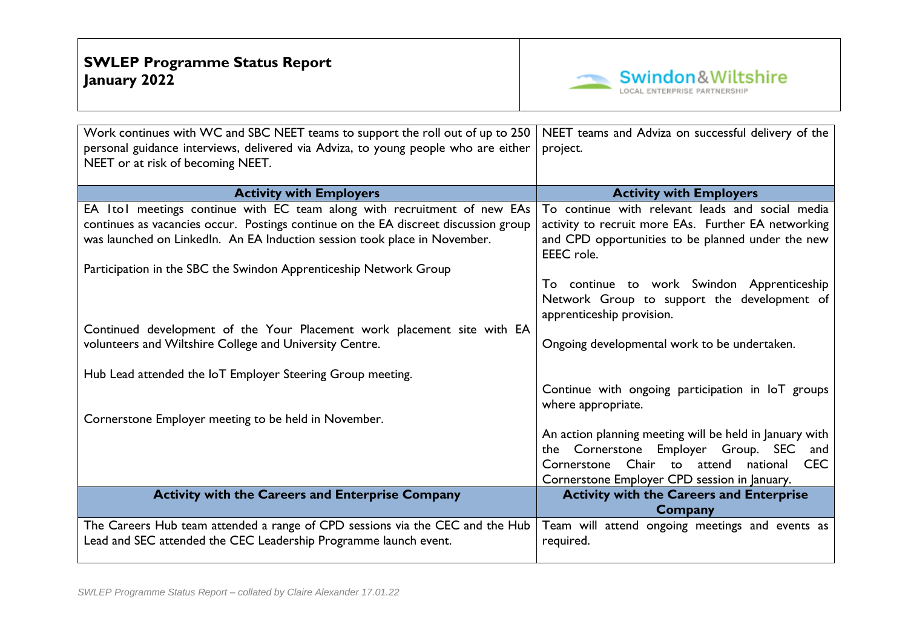| **SWLEP Programme Status Report January 2022** | Swindon&Wiltshire LOCAL ENTERPRISE PARTNERSHIP |
|---|---|

| | |
|---|---|
| Work continues with WC and SBC NEET teams to support the roll out of up to 250 personal guidance interviews, delivered via Adviza, to young people who are either NEET or at risk of becoming NEET. | NEET teams and Adviza on successful delivery of the project. |
| **Activity with Employers** | **Activity with Employers** |
| EA 1to1 meetings continue with EC team along with recruitment of new EAs continues as vacancies occur. Postings continue on the EA discreet discussion group was launched on LinkedIn. An EA Induction session took place in November. | To continue with relevant leads and social media activity to recruit more EAs. Further EA networking and CPD opportunities to be planned under the new EEEC role. |
| Participation in the SBC the Swindon Apprenticeship Network Group | To continue to work Swindon Apprenticeship Network Group to support the development of apprenticeship provision. |
| Continued development of the Your Placement work placement site with EA volunteers and Wiltshire College and University Centre. | Ongoing developmental work to be undertaken. |
| Hub Lead attended the IoT Employer Steering Group meeting. | Continue with ongoing participation in IoT groups where appropriate. |
| Cornerstone Employer meeting to be held in November. | An action planning meeting will be held in January with the Cornerstone Employer Group. SEC and Cornerstone Chair to attend national CEC Cornerstone Employer CPD session in January. |
| **Activity with the Careers and Enterprise Company** | **Activity with the Careers and Enterprise Company** |
| The Careers Hub team attended a range of CPD sessions via the CEC and the Hub Lead and SEC attended the CEC Leadership Programme launch event. | Team will attend ongoing meetings and events as required. |

*SWLEP Programme Status Report – collated by Claire Alexander 17.01.22*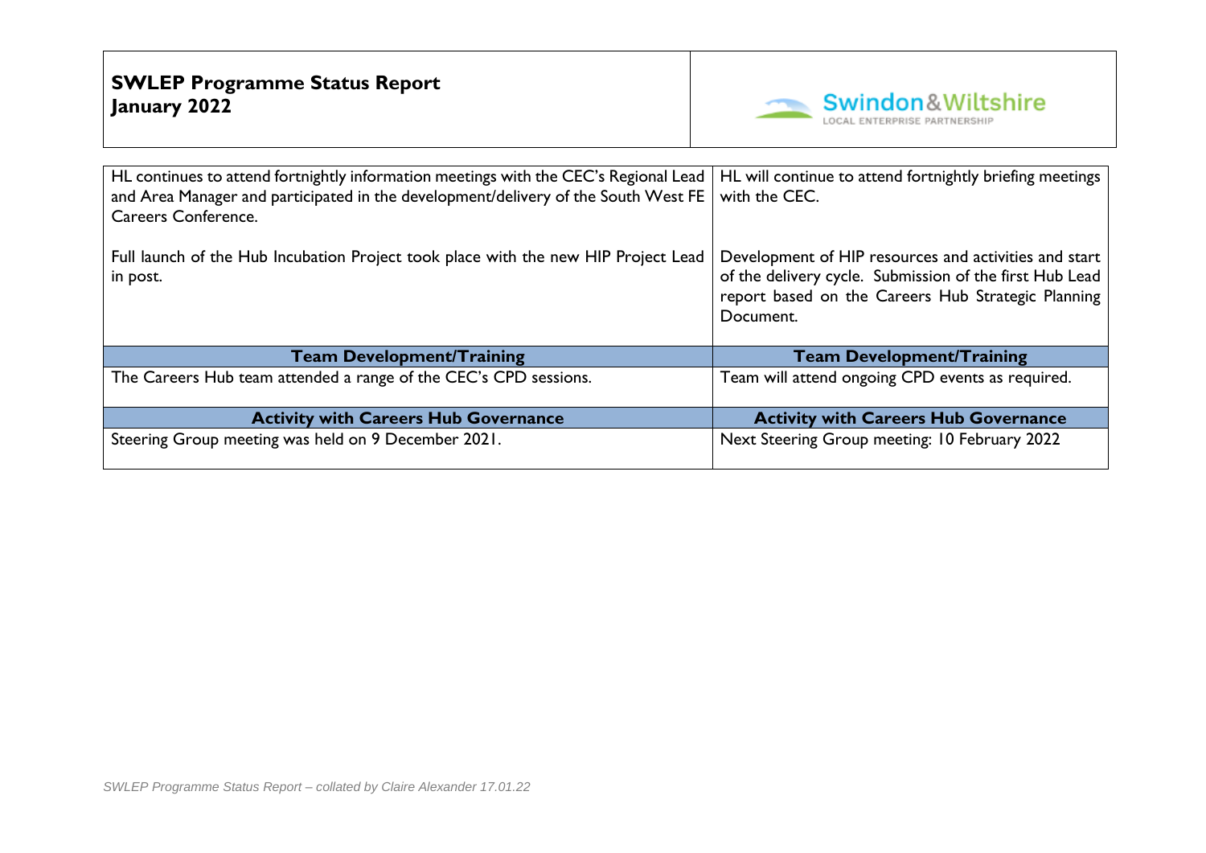**SWLEP Programme Status Report**
**January 2022**

| | |
|---|---|
| HL continues to attend fortnightly information meetings with the CEC's Regional Lead and Area Manager and participated in the development/delivery of the South West FE Careers Conference.<br><br>Full launch of the Hub Incubation Project took place with the new HIP Project Lead in post. | HL will continue to attend fortnightly briefing meetings with the CEC.<br><br>Development of HIP resources and activities and start of the delivery cycle. Submission of the first Hub Lead report based on the Careers Hub Strategic Planning Document. |
| **Team Development/Training** | **Team Development/Training** |
| The Careers Hub team attended a range of the CEC's CPD sessions. | Team will attend ongoing CPD events as required. |
| **Activity with Careers Hub Governance** | **Activity with Careers Hub Governance** |
| Steering Group meeting was held on 9 December 2021. | Next Steering Group meeting: 10 February 2022 |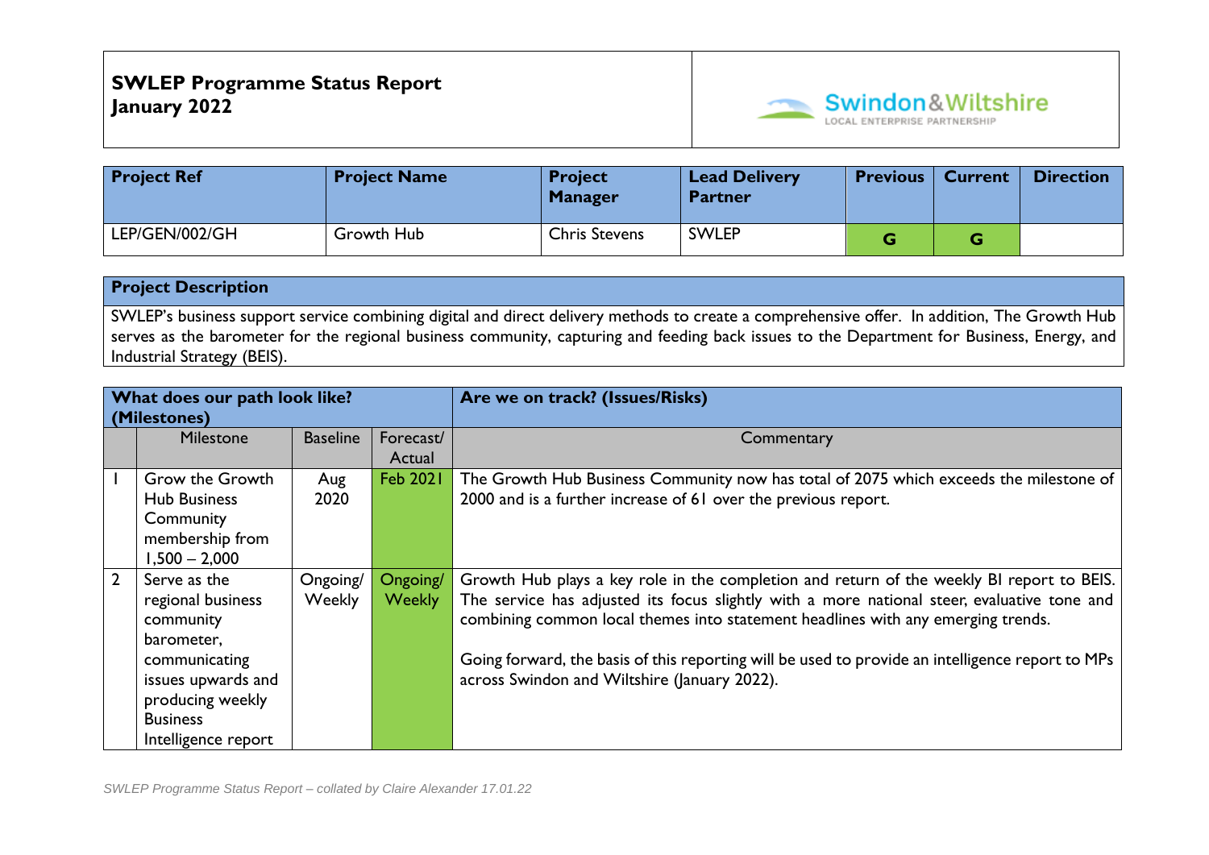**SWLEP Programme Status Report**
**January 2022**

Swindon&Wiltshire
LOCAL ENTERPRISE PARTNERSHIP

| Project Ref | Project Name | Project Manager | Lead Delivery Partner | Previous | Current | Direction |
|---|---|---|---|---|---|---|
| LEP/GEN/002/GH | Growth Hub | Chris Stevens | SWLEP | G | G | |

| Project Description |
|---|
| SWLEP's business support service combining digital and direct delivery methods to create a comprehensive offer. In addition, The Growth Hub serves as the barometer for the regional business community, capturing and feeding back issues to the Department for Business, Energy, and Industrial Strategy (BEIS). |

| What does our path look like? (Milestones) | | | | Are we on track? (Issues/Risks) |
|---|---|---|---|---|
| | Milestone | Baseline | Forecast/ Actual | Commentary |
| 1 | Grow the Growth Hub Business Community membership from 1,500 – 2,000 | Aug 2020 | Feb 2021 | The Growth Hub Business Community now has total of 2075 which exceeds the milestone of 2000 and is a further increase of 61 over the previous report. |
| 2 | Serve as the regional business community barometer, communicating issues upwards and producing weekly Business Intelligence report | Ongoing/ Weekly | Ongoing/ Weekly | Growth Hub plays a key role in the completion and return of the weekly BI report to BEIS. The service has adjusted its focus slightly with a more national steer, evaluative tone and combining common local themes into statement headlines with any emerging trends.<br><br>Going forward, the basis of this reporting will be used to provide an intelligence report to MPs across Swindon and Wiltshire (January 2022). |

*SWLEP Programme Status Report – collated by Claire Alexander 17.01.22*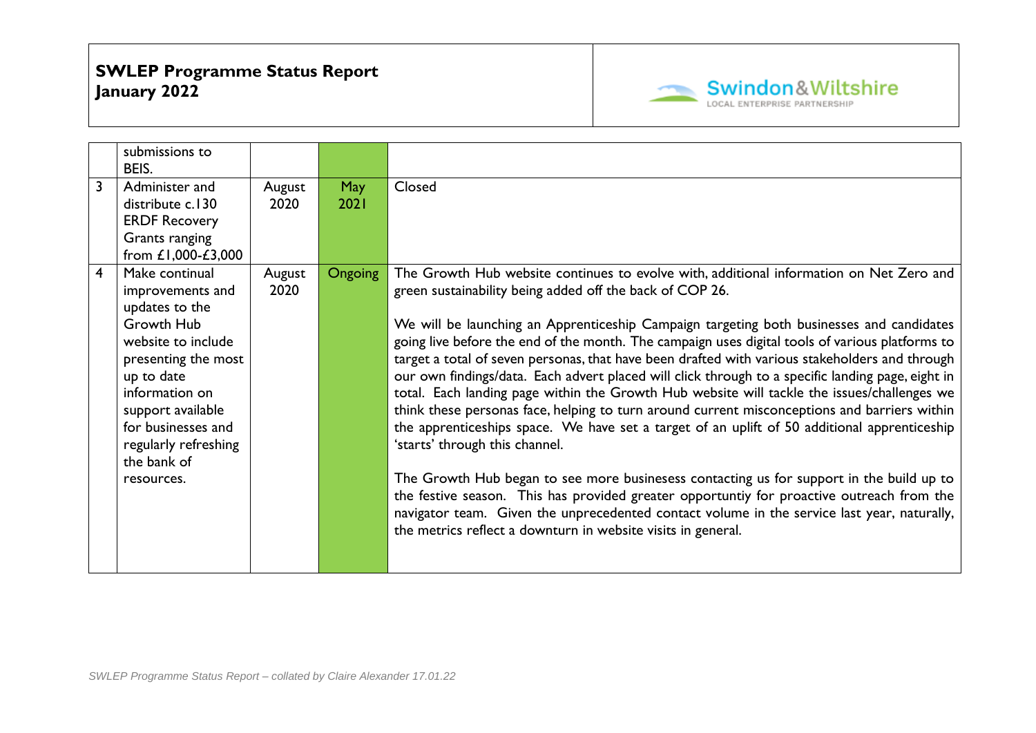| | | | | |
|---|---|---|---|---|
| | submissions to BEIS. | | | |
| 3 | Administer and distribute c.130 ERDF Recovery Grants ranging from £1,000-£3,000 | August 2020 | May 2021 | Closed |
| 4 | Make continual improvements and updates to the Growth Hub website to include presenting the most up to date information on support available for businesses and regularly refreshing the bank of resources. | August 2020 | Ongoing | The Growth Hub website continues to evolve with, additional information on Net Zero and green sustainability being added off the back of COP 26.<br><br>We will be launching an Apprenticeship Campaign targeting both businesses and candidates going live before the end of the month. The campaign uses digital tools of various platforms to target a total of seven personas, that have been drafted with various stakeholders and through our own findings/data. Each advert placed will click through to a specific landing page, eight in total. Each landing page within the Growth Hub website will tackle the issues/challenges we think these personas face, helping to turn around current misconceptions and barriers within the apprenticeships space. We have set a target of an uplift of 50 additional apprenticeship 'starts' through this channel.<br><br>The Growth Hub began to see more businesess contacting us for support in the build up to the festive season. This has provided greater opportuntiy for proactive outreach from the navigator team. Given the unprecedented contact volume in the service last year, naturally, the metrics reflect a downturn in website visits in general. |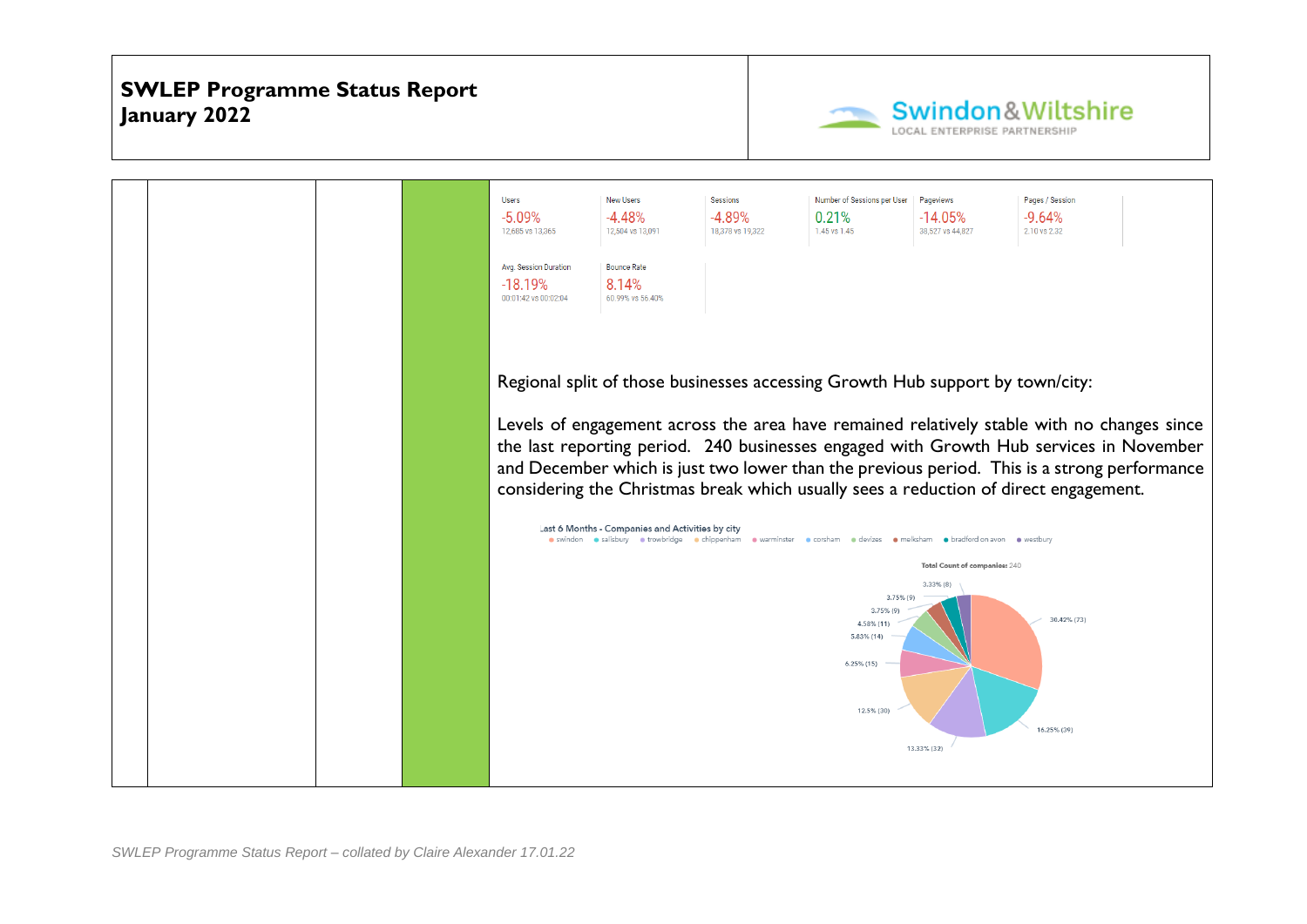# SWLEP Programme Status Report
# January 2022

| | | | | |
|---|---|---|---|---|
| | | | | Users -5.09% 12,685 vs 13,365; New Users -4.48% 12,504 vs 13,091; Sessions -4.89% 18,378 vs 19,322; Number of Sessions per User 0.21% 1.45 vs 1.45; Pageviews -14.05% 38,527 vs 44,827; Pages / Session -9.64% 2.10 vs 2.32; Avg. Session Duration -18.19% 00:01:42 vs 00:02:04; Bounce Rate 8.14% 60.99% vs 56.40%<br><br>Regional split of those businesses accessing Growth Hub support by town/city:<br><br>Levels of engagement across the area have remained relatively stable with no changes since the last reporting period. 240 businesses engaged with Growth Hub services in November and December which is just two lower than the previous period. This is a strong performance considering the Christmas break which usually sees a reduction of direct engagement.<br><br>Last 6 Months - Companies and Activities by city<br>swindon, salisbury, trowbridge, chippenham, warminster, corsham, devizes, melksham, bradford on avon, westbury<br>Total Count of companies: 240<br>30.42% (73); 16.25% (39); 13.33% (32); 12.5% (30); 6.25% (15); 5.83% (14); 4.58% (11); 3.75% (9); 3.75% (9); 3.33% (8) |

*SWLEP Programme Status Report – collated by Claire Alexander 17.01.22*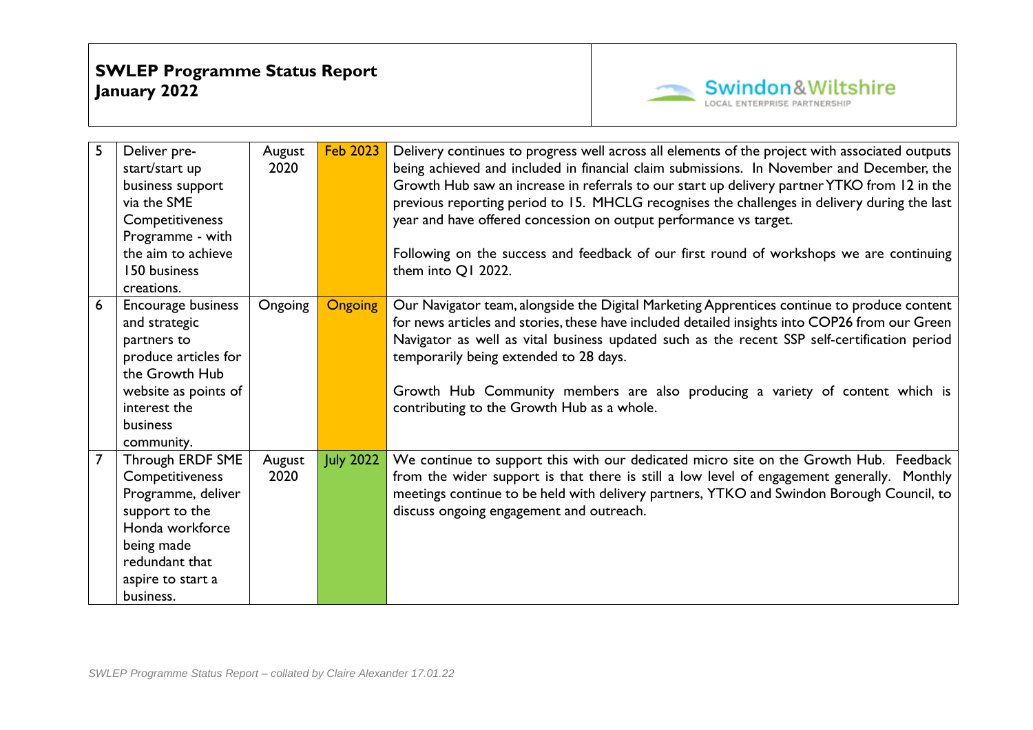**SWLEP Programme Status Report**
**January 2022**

| | | | | |
|---|---|---|---|---|
| 5 | Deliver pre-start/start up business support via the SME Competitiveness Programme - with the aim to achieve 150 business creations. | August 2020 | Feb 2023 | Delivery continues to progress well across all elements of the project with associated outputs being achieved and included in financial claim submissions. In November and December, the Growth Hub saw an increase in referrals to our start up delivery partner YTKO from 12 in the previous reporting period to 15. MHCLG recognises the challenges in delivery during the last year and have offered concession on output performance vs target.<br><br>Following on the success and feedback of our first round of workshops we are continuing them into Q1 2022. |
| 6 | Encourage business and strategic partners to produce articles for the Growth Hub website as points of interest the business community. | Ongoing | Ongoing | Our Navigator team, alongside the Digital Marketing Apprentices continue to produce content for news articles and stories, these have included detailed insights into COP26 from our Green Navigator as well as vital business updated such as the recent SSP self-certification period temporarily being extended to 28 days.<br><br>Growth Hub Community members are also producing a variety of content which is contributing to the Growth Hub as a whole. |
| 7 | Through ERDF SME Competitiveness Programme, deliver support to the Honda workforce being made redundant that aspire to start a business. | August 2020 | July 2022 | We continue to support this with our dedicated micro site on the Growth Hub. Feedback from the wider support is that there is still a low level of engagement generally. Monthly meetings continue to be held with delivery partners, YTKO and Swindon Borough Council, to discuss ongoing engagement and outreach. |

*SWLEP Programme Status Report – collated by Claire Alexander 17.01.22*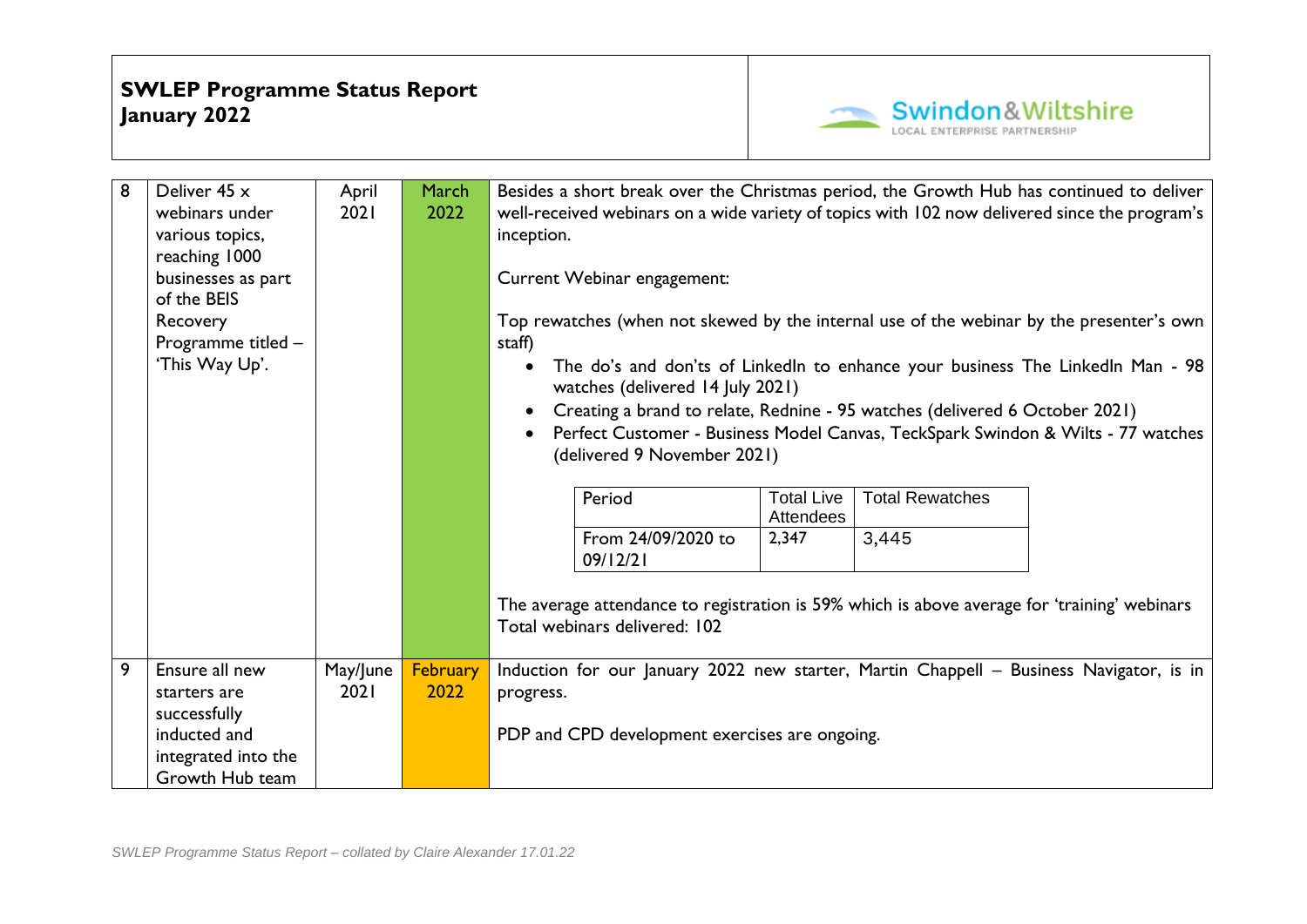| 8 | Deliver 45 x webinars under various topics, reaching 1000 businesses as part of the BEIS Recovery Programme titled – 'This Way Up'. | April 2021 | March 2022 | Besides a short break over the Christmas period, the Growth Hub has continued to deliver well-received webinars on a wide variety of topics with 102 now delivered since the program's inception.<br><br>Current Webinar engagement:<br><br>Top rewatches (when not skewed by the internal use of the webinar by the presenter's own staff)<br>• The do's and don'ts of LinkedIn to enhance your business The LinkedIn Man - 98 watches (delivered 14 July 2021)<br>• Creating a brand to relate, Rednine - 95 watches (delivered 6 October 2021)<br>• Perfect Customer - Business Model Canvas, TeckSpark Swindon & Wilts - 77 watches (delivered 9 November 2021)<br><br>Period: From 24/09/2020 to 09/12/21 — Total Live Attendees: 2,347 — Total Rewatches: 3,445<br><br>The average attendance to registration is 59% which is above average for 'training' webinars<br>Total webinars delivered: 102 |
|---|---|---|---|---|
| 9 | Ensure all new starters are successfully inducted and integrated into the Growth Hub team | May/June 2021 | February 2022 | Induction for our January 2022 new starter, Martin Chappell – Business Navigator, is in progress.<br><br>PDP and CPD development exercises are ongoing. |

| Period | Total Live Attendees | Total Rewatches |
|---|---|---|
| From 24/09/2020 to 09/12/21 | 2,347 | 3,445 |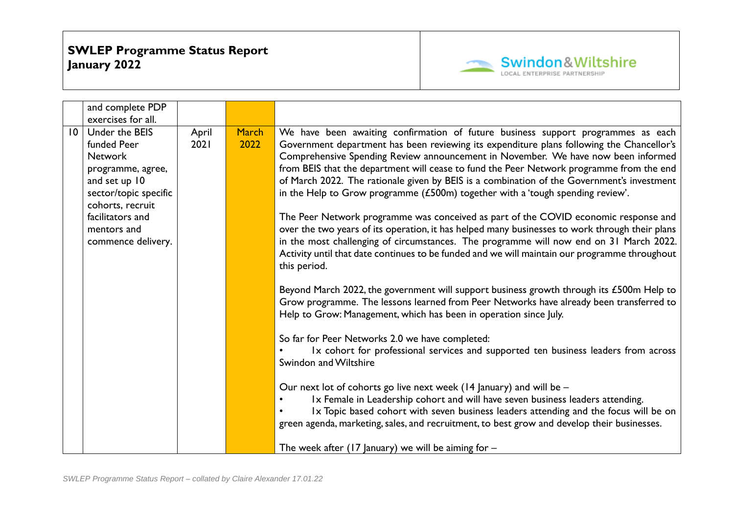| | | | | |
|---|---|---|---|---|
| | and complete PDP exercises for all. | | | |
| 10 | Under the BEIS funded Peer Network programme, agree, and set up 10 sector/topic specific cohorts, recruit facilitators and mentors and commence delivery. | April 2021 | March 2022 | We have been awaiting confirmation of future business support programmes as each Government department has been reviewing its expenditure plans following the Chancellor's Comprehensive Spending Review announcement in November. We have now been informed from BEIS that the department will cease to fund the Peer Network programme from the end of March 2022. The rationale given by BEIS is a combination of the Government's investment in the Help to Grow programme (£500m) together with a 'tough spending review'.<br><br>The Peer Network programme was conceived as part of the COVID economic response and over the two years of its operation, it has helped many businesses to work through their plans in the most challenging of circumstances. The programme will now end on 31 March 2022. Activity until that date continues to be funded and we will maintain our programme throughout this period.<br><br>Beyond March 2022, the government will support business growth through its £500m Help to Grow programme. The lessons learned from Peer Networks have already been transferred to Help to Grow: Management, which has been in operation since July.<br><br>So far for Peer Networks 2.0 we have completed:<br>• 1x cohort for professional services and supported ten business leaders from across Swindon and Wiltshire<br><br>Our next lot of cohorts go live next week (14 January) and will be –<br>• 1x Female in Leadership cohort and will have seven business leaders attending.<br>• 1x Topic based cohort with seven business leaders attending and the focus will be on green agenda, marketing, sales, and recruitment, to best grow and develop their businesses.<br><br>The week after (17 January) we will be aiming for – |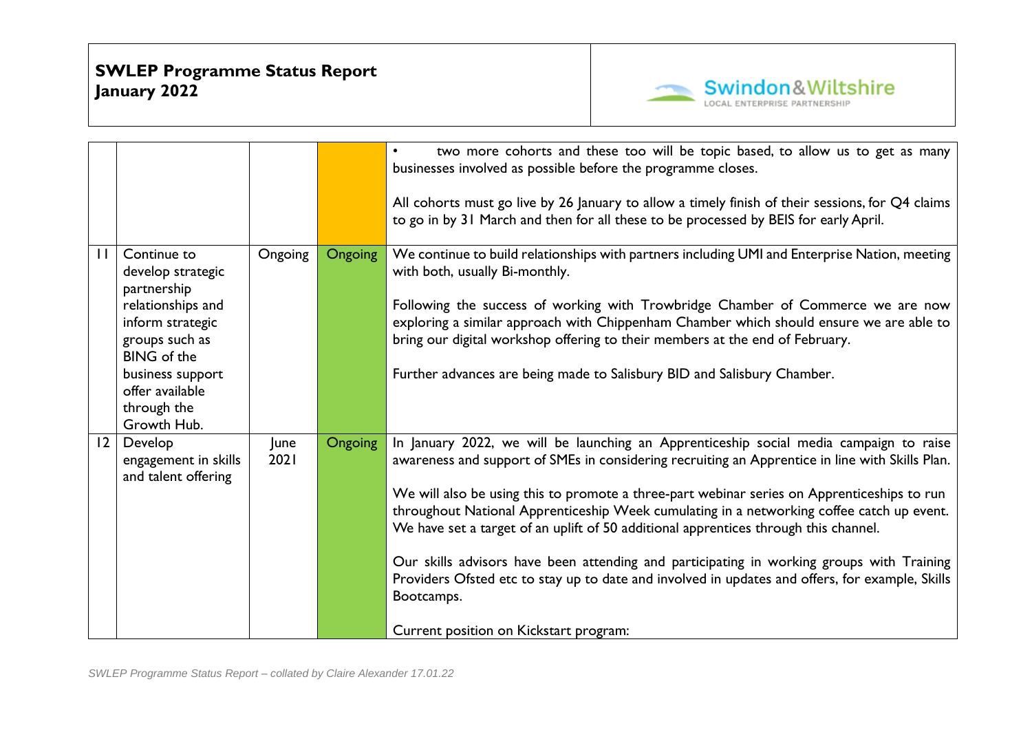|  |  |  |  |  |
|---|---|---|---|---|
|  |  |  |  | • two more cohorts and these too will be topic based, to allow us to get as many businesses involved as possible before the programme closes.<br><br>All cohorts must go live by 26 January to allow a timely finish of their sessions, for Q4 claims to go in by 31 March and then for all these to be processed by BEIS for early April. |
| 11 | Continue to develop strategic partnership relationships and inform strategic groups such as BING of the business support offer available through the Growth Hub. | Ongoing | Ongoing | We continue to build relationships with partners including UMI and Enterprise Nation, meeting with both, usually Bi-monthly.<br><br>Following the success of working with Trowbridge Chamber of Commerce we are now exploring a similar approach with Chippenham Chamber which should ensure we are able to bring our digital workshop offering to their members at the end of February.<br><br>Further advances are being made to Salisbury BID and Salisbury Chamber. |
| 12 | Develop engagement in skills and talent offering | June 2021 | Ongoing | In January 2022, we will be launching an Apprenticeship social media campaign to raise awareness and support of SMEs in considering recruiting an Apprentice in line with Skills Plan.<br><br>We will also be using this to promote a three-part webinar series on Apprenticeships to run throughout National Apprenticeship Week cumulating in a networking coffee catch up event. We have set a target of an uplift of 50 additional apprentices through this channel.<br><br>Our skills advisors have been attending and participating in working groups with Training Providers Ofsted etc to stay up to date and involved in updates and offers, for example, Skills Bootcamps.<br><br>Current position on Kickstart program: |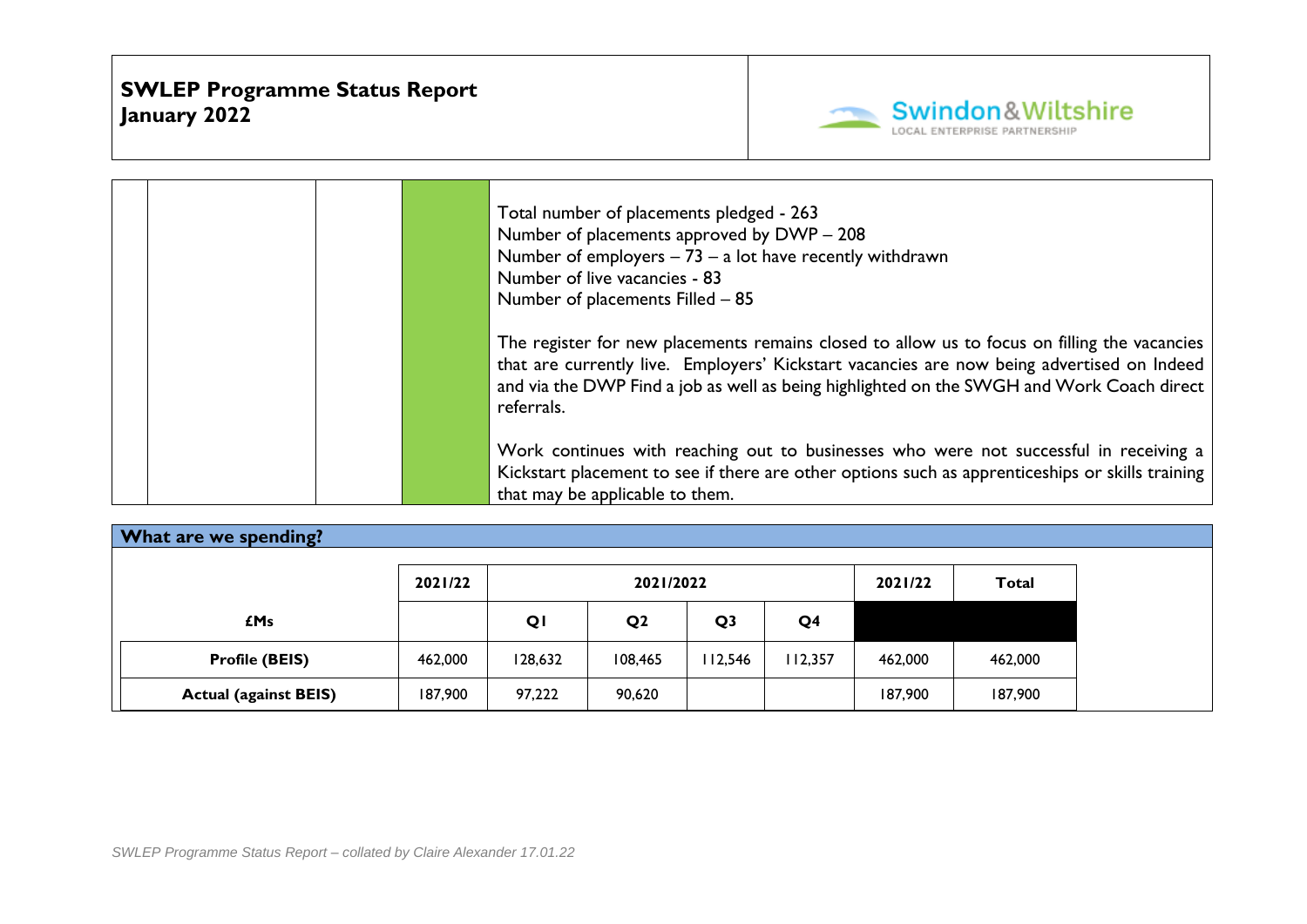| | | | |
|---|---|---|---|
| | | | Total number of placements pledged - 263<br>Number of placements approved by DWP – 208<br>Number of employers – 73 – a lot have recently withdrawn<br>Number of live vacancies - 83<br>Number of placements Filled – 85<br><br>The register for new placements remains closed to allow us to focus on filling the vacancies that are currently live. Employers' Kickstart vacancies are now being advertised on Indeed and via the DWP Find a job as well as being highlighted on the SWGH and Work Coach direct referrals.<br><br>Work continues with reaching out to businesses who were not successful in receiving a Kickstart placement to see if there are other options such as apprenticeships or skills training that may be applicable to them. |

## What are we spending?

| | 2021/22 | 2021/2022 | | | | 2021/22 | Total |
|---|---|---|---|---|---|---|---|
| **£Ms** | | **Q1** | **Q2** | **Q3** | **Q4** | | |
| **Profile (BEIS)** | 462,000 | 128,632 | 108,465 | 112,546 | 112,357 | 462,000 | 462,000 |
| **Actual (against BEIS)** | 187,900 | 97,222 | 90,620 | | | 187,900 | 187,900 |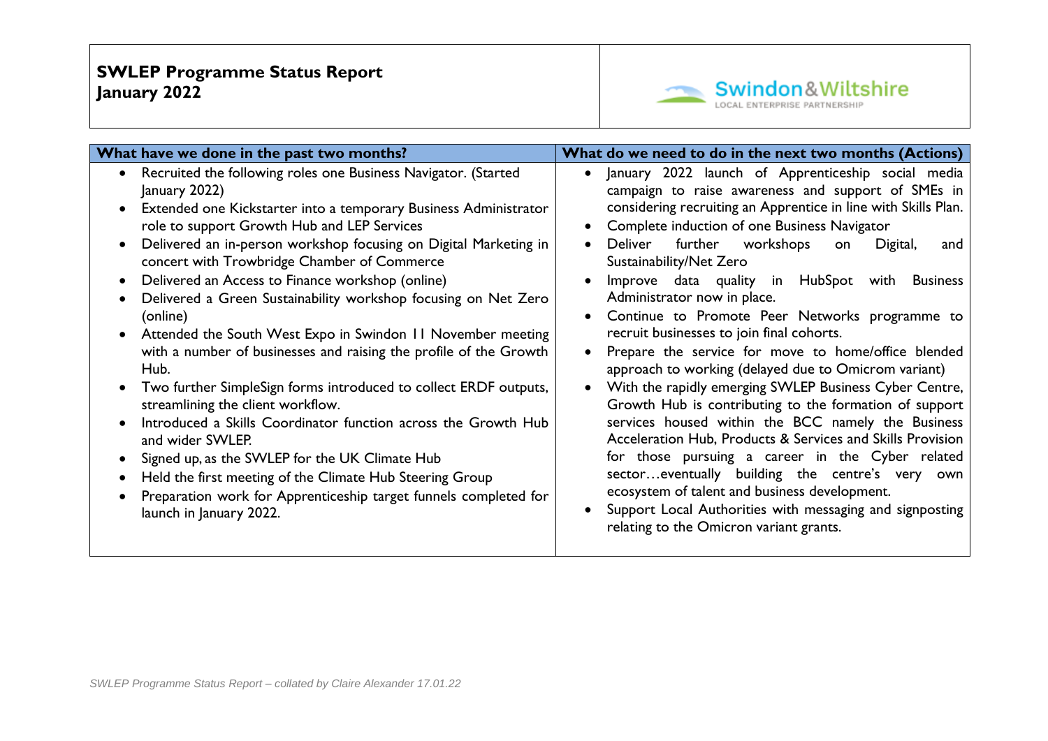**SWLEP Programme Status Report**
**January 2022**

Swindon&Wiltshire
LOCAL ENTERPRISE PARTNERSHIP

| What have we done in the past two months? | What do we need to do in the next two months (Actions) |
|---|---|
| • Recruited the following roles one Business Navigator. (Started January 2022)<br>• Extended one Kickstarter into a temporary Business Administrator role to support Growth Hub and LEP Services<br>• Delivered an in-person workshop focusing on Digital Marketing in concert with Trowbridge Chamber of Commerce<br>• Delivered an Access to Finance workshop (online)<br>• Delivered a Green Sustainability workshop focusing on Net Zero (online)<br>• Attended the South West Expo in Swindon 11 November meeting with a number of businesses and raising the profile of the Growth Hub.<br>• Two further SimpleSign forms introduced to collect ERDF outputs, streamlining the client workflow.<br>• Introduced a Skills Coordinator function across the Growth Hub and wider SWLEP.<br>• Signed up, as the SWLEP for the UK Climate Hub<br>• Held the first meeting of the Climate Hub Steering Group<br>• Preparation work for Apprenticeship target funnels completed for launch in January 2022. | • January 2022 launch of Apprenticeship social media campaign to raise awareness and support of SMEs in considering recruiting an Apprentice in line with Skills Plan.<br>• Complete induction of one Business Navigator<br>• Deliver further workshops on Digital, and Sustainability/Net Zero<br>• Improve data quality in HubSpot with Business Administrator now in place.<br>• Continue to Promote Peer Networks programme to recruit businesses to join final cohorts.<br>• Prepare the service for move to home/office blended approach to working (delayed due to Omicrom variant)<br>• With the rapidly emerging SWLEP Business Cyber Centre, Growth Hub is contributing to the formation of support services housed within the BCC namely the Business Acceleration Hub, Products & Services and Skills Provision for those pursuing a career in the Cyber related sector…eventually building the centre's very own ecosystem of talent and business development.<br>• Support Local Authorities with messaging and signposting relating to the Omicron variant grants. |

*SWLEP Programme Status Report – collated by Claire Alexander 17.01.22*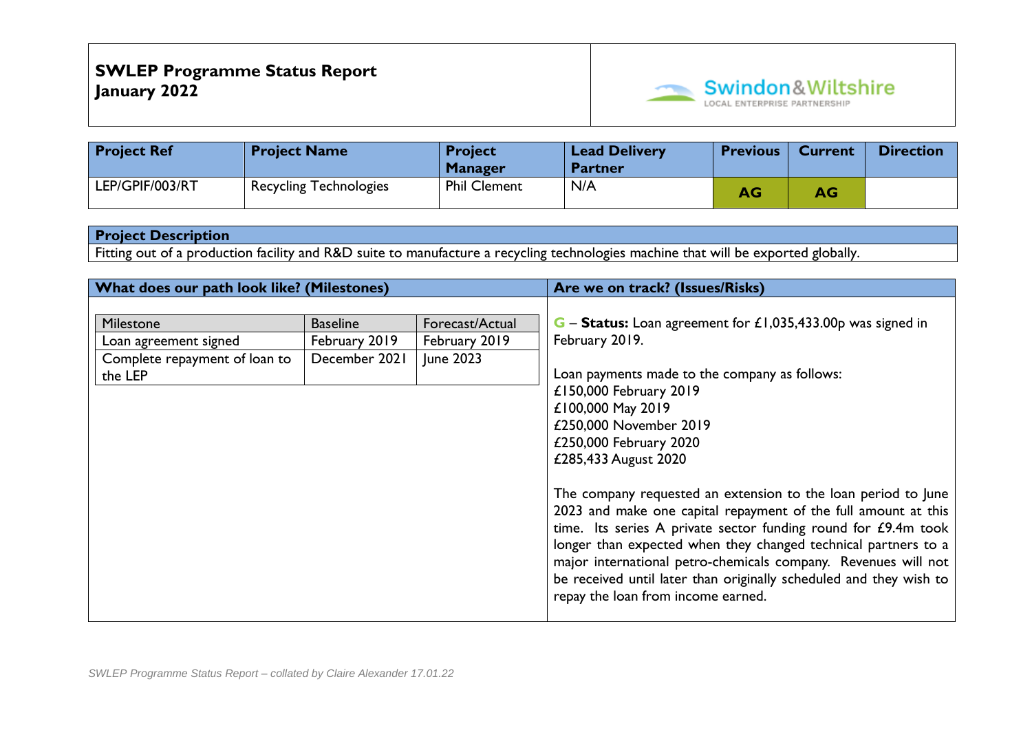**SWLEP Programme Status Report**
**January 2022**

Swindon&Wiltshire LOCAL ENTERPRISE PARTNERSHIP

| Project Ref | Project Name | Project Manager | Lead Delivery Partner | Previous | Current | Direction |
|---|---|---|---|---|---|---|
| LEP/GPIF/003/RT | Recycling Technologies | Phil Clement | N/A | AG | AG | |

| Project Description |
|---|
| Fitting out of a production facility and R&D suite to manufacture a recycling technologies machine that will be exported globally. |

**What does our path look like? (Milestones)**

| Milestone | Baseline | Forecast/Actual |
|---|---|---|
| Loan agreement signed | February 2019 | February 2019 |
| Complete repayment of loan to the LEP | December 2021 | June 2023 |

**Are we on track? (Issues/Risks)**

G – **Status:** Loan agreement for £1,035,433.00p was signed in February 2019.

Loan payments made to the company as follows:
£150,000 February 2019
£100,000 May 2019
£250,000 November 2019
£250,000 February 2020
£285,433 August 2020

The company requested an extension to the loan period to June 2023 and make one capital repayment of the full amount at this time. Its series A private sector funding round for £9.4m took longer than expected when they changed technical partners to a major international petro-chemicals company. Revenues will not be received until later than originally scheduled and they wish to repay the loan from income earned.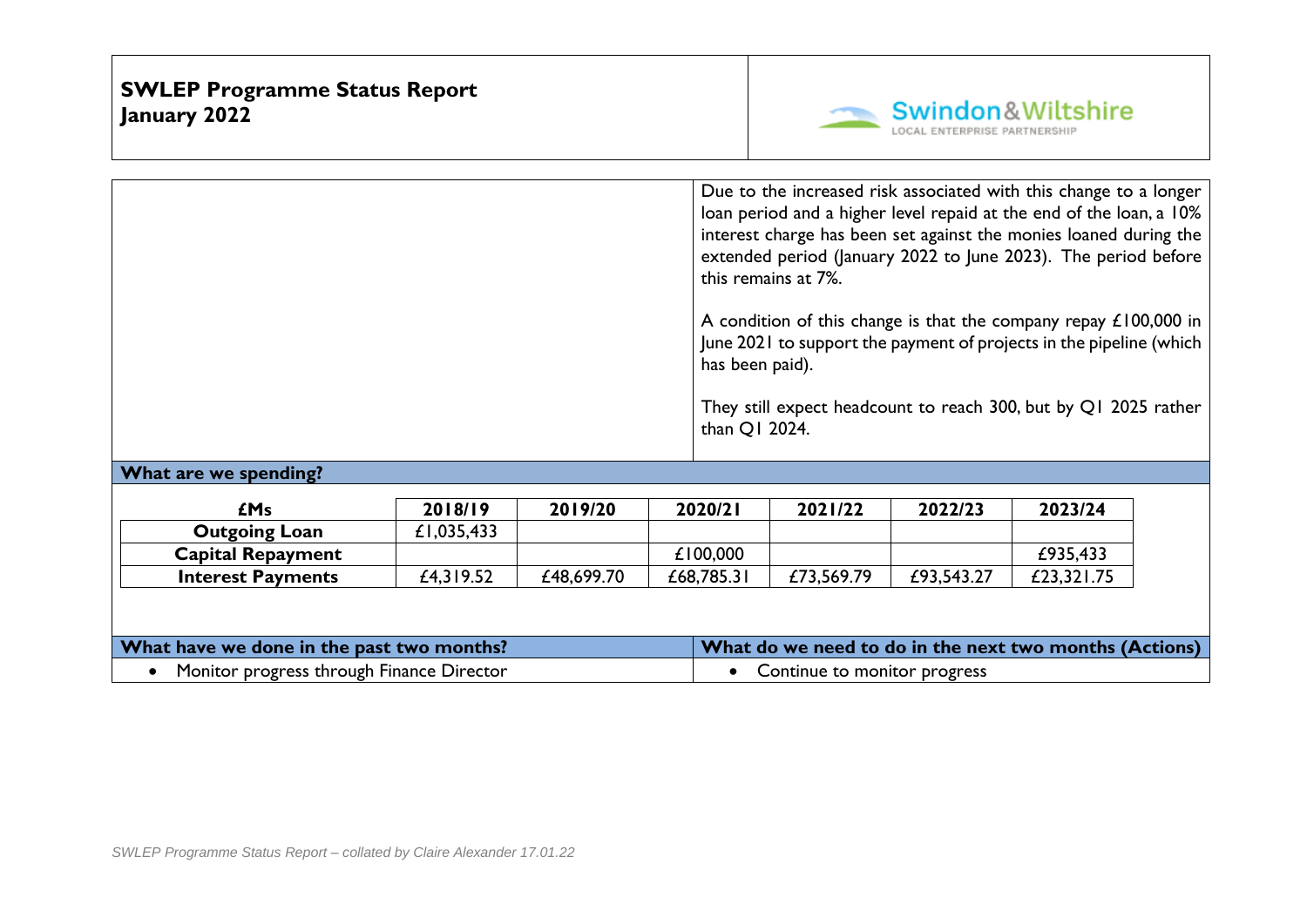**SWLEP Programme Status Report**
**January 2022**

Swindon&Wiltshire LOCAL ENTERPRISE PARTNERSHIP

Due to the increased risk associated with this change to a longer loan period and a higher level repaid at the end of the loan, a 10% interest charge has been set against the monies loaned during the extended period (January 2022 to June 2023). The period before this remains at 7%.

A condition of this change is that the company repay £100,000 in June 2021 to support the payment of projects in the pipeline (which has been paid).

They still expect headcount to reach 300, but by Q1 2025 rather than Q1 2024.

## What are we spending?

| £Ms | 2018/19 | 2019/20 | 2020/21 | 2021/22 | 2022/23 | 2023/24 |
|---|---|---|---|---|---|---|
| **Outgoing Loan** | £1,035,433 | | | | | |
| **Capital Repayment** | | | £100,000 | | | £935,433 |
| **Interest Payments** | £4,319.52 | £48,699.70 | £68,785.31 | £73,569.79 | £93,543.27 | £23,321.75 |

| What have we done in the past two months? | What do we need to do in the next two months (Actions) |
|---|---|
| • Monitor progress through Finance Director | • Continue to monitor progress |

*SWLEP Programme Status Report – collated by Claire Alexander 17.01.22*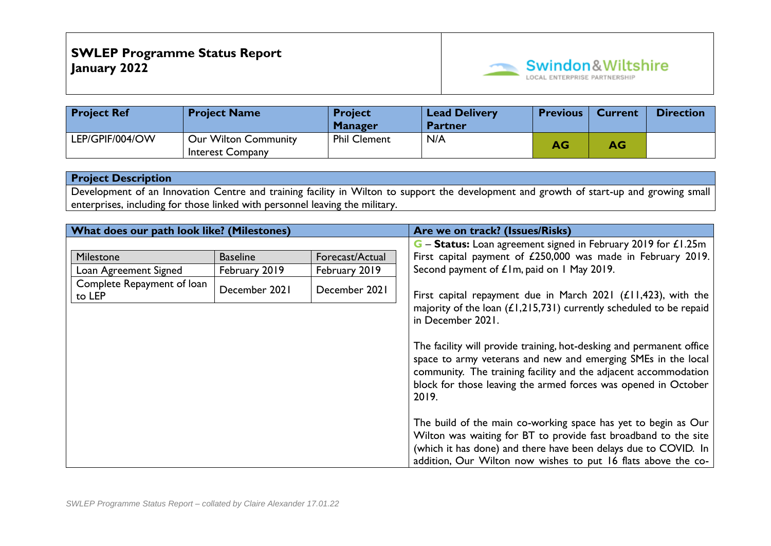**SWLEP Programme Status Report**
**January 2022**

| Project Ref | Project Name | Project Manager | Lead Delivery Partner | Previous | Current | Direction |
|---|---|---|---|---|---|---|
| LEP/GPIF/004/OW | Our Wilton Community Interest Company | Phil Clement | N/A | AG | AG | |

| Project Description |
|---|
| Development of an Innovation Centre and training facility in Wilton to support the development and growth of start-up and growing small enterprises, including for those linked with personnel leaving the military. |

**What does our path look like? (Milestones)**

| Milestone | Baseline | Forecast/Actual |
|---|---|---|
| Loan Agreement Signed | February 2019 | February 2019 |
| Complete Repayment of loan to LEP | December 2021 | December 2021 |

**Are we on track? (Issues/Risks)**

G – **Status:** Loan agreement signed in February 2019 for £1.25m First capital payment of £250,000 was made in February 2019. Second payment of £1m, paid on 1 May 2019.

First capital repayment due in March 2021 (£11,423), with the majority of the loan (£1,215,731) currently scheduled to be repaid in December 2021.

The facility will provide training, hot-desking and permanent office space to army veterans and new and emerging SMEs in the local community. The training facility and the adjacent accommodation block for those leaving the armed forces was opened in October 2019.

The build of the main co-working space has yet to begin as Our Wilton was waiting for BT to provide fast broadband to the site (which it has done) and there have been delays due to COVID. In addition, Our Wilton now wishes to put 16 flats above the co-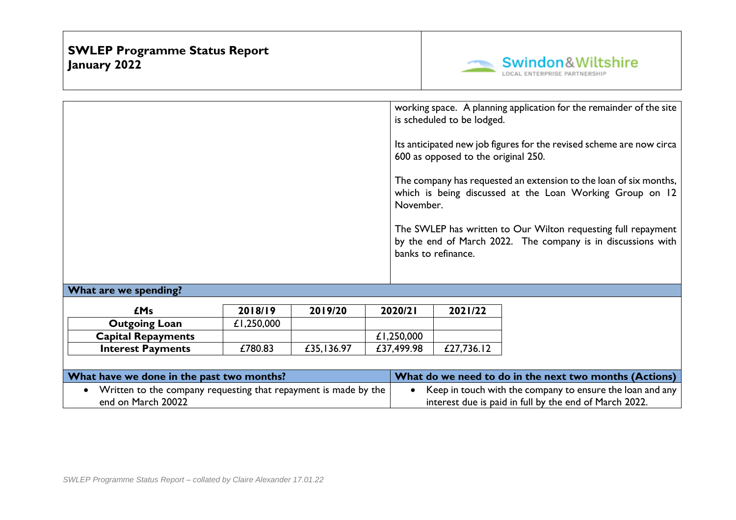**SWLEP Programme Status Report**
**January 2022**

working space. A planning application for the remainder of the site is scheduled to be lodged.

Its anticipated new job figures for the revised scheme are now circa 600 as opposed to the original 250.

The company has requested an extension to the loan of six months, which is being discussed at the Loan Working Group on 12 November.

The SWLEP has written to Our Wilton requesting full repayment by the end of March 2022. The company is in discussions with banks to refinance.

**What are we spending?**

| £Ms | 2018/19 | 2019/20 | 2020/21 | 2021/22 |
|---|---|---|---|---|
| **Outgoing Loan** | £1,250,000 | | | |
| **Capital Repayments** | | | £1,250,000 | |
| **Interest Payments** | £780.83 | £35,136.97 | £37,499.98 | £27,736.12 |

| What have we done in the past two months? | What do we need to do in the next two months (Actions) |
|---|---|
| • Written to the company requesting that repayment is made by the end on March 20022 | • Keep in touch with the company to ensure the loan and any interest due is paid in full by the end of March 2022. |

*SWLEP Programme Status Report – collated by Claire Alexander 17.01.22*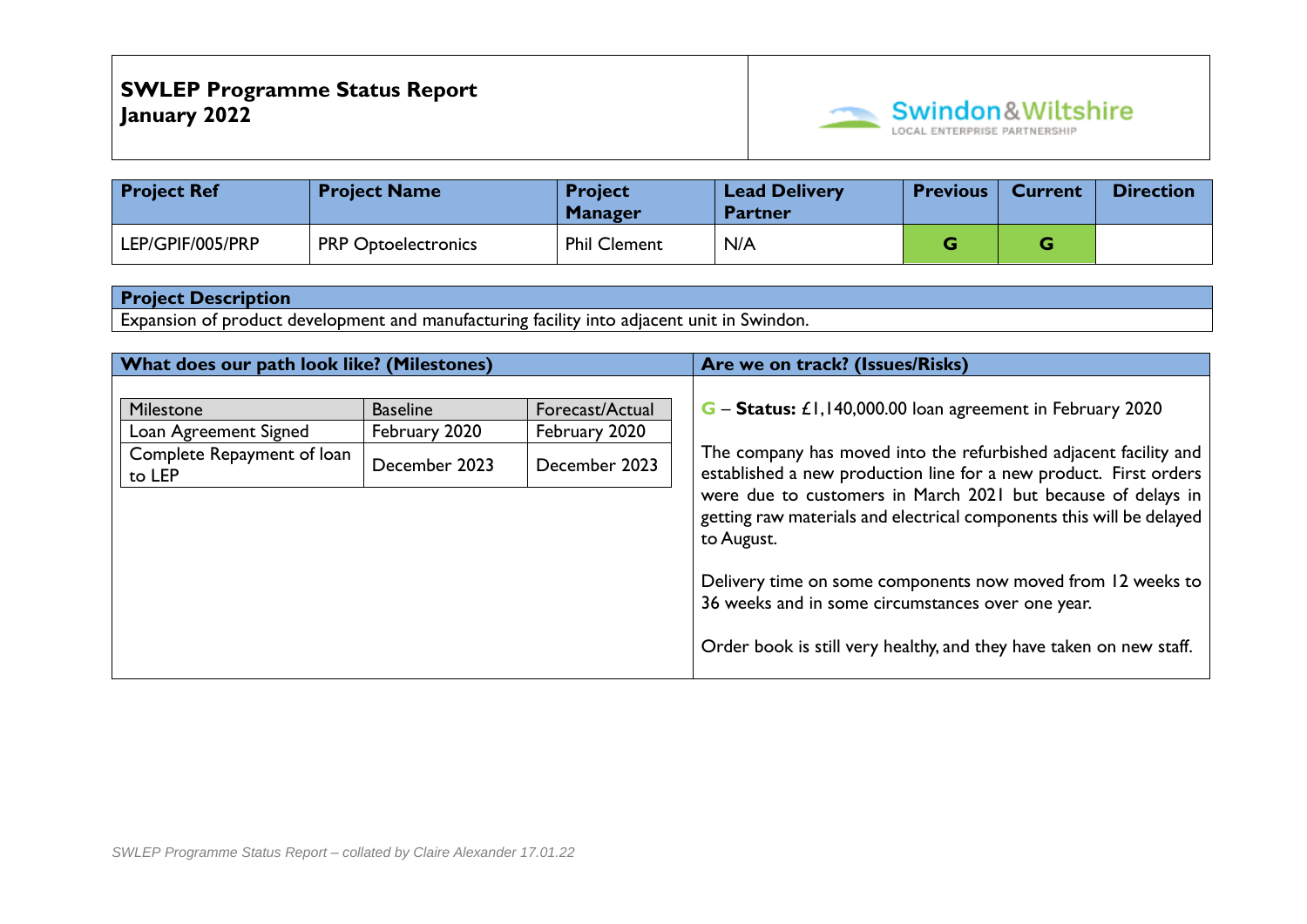**SWLEP Programme Status Report**
**January 2022**

Swindon&Wiltshire LOCAL ENTERPRISE PARTNERSHIP

| Project Ref | Project Name | Project Manager | Lead Delivery Partner | Previous | Current | Direction |
|---|---|---|---|---|---|---|
| LEP/GPIF/005/PRP | PRP Optoelectronics | Phil Clement | N/A | G | G | |

**Project Description**

Expansion of product development and manufacturing facility into adjacent unit in Swindon.

**What does our path look like? (Milestones)**

| Milestone | Baseline | Forecast/Actual |
|---|---|---|
| Loan Agreement Signed | February 2020 | February 2020 |
| Complete Repayment of loan to LEP | December 2023 | December 2023 |

**Are we on track? (Issues/Risks)**

G – **Status:** £1,140,000.00 loan agreement in February 2020

The company has moved into the refurbished adjacent facility and established a new production line for a new product. First orders were due to customers in March 2021 but because of delays in getting raw materials and electrical components this will be delayed to August.

Delivery time on some components now moved from 12 weeks to 36 weeks and in some circumstances over one year.

Order book is still very healthy, and they have taken on new staff.

*SWLEP Programme Status Report – collated by Claire Alexander 17.01.22*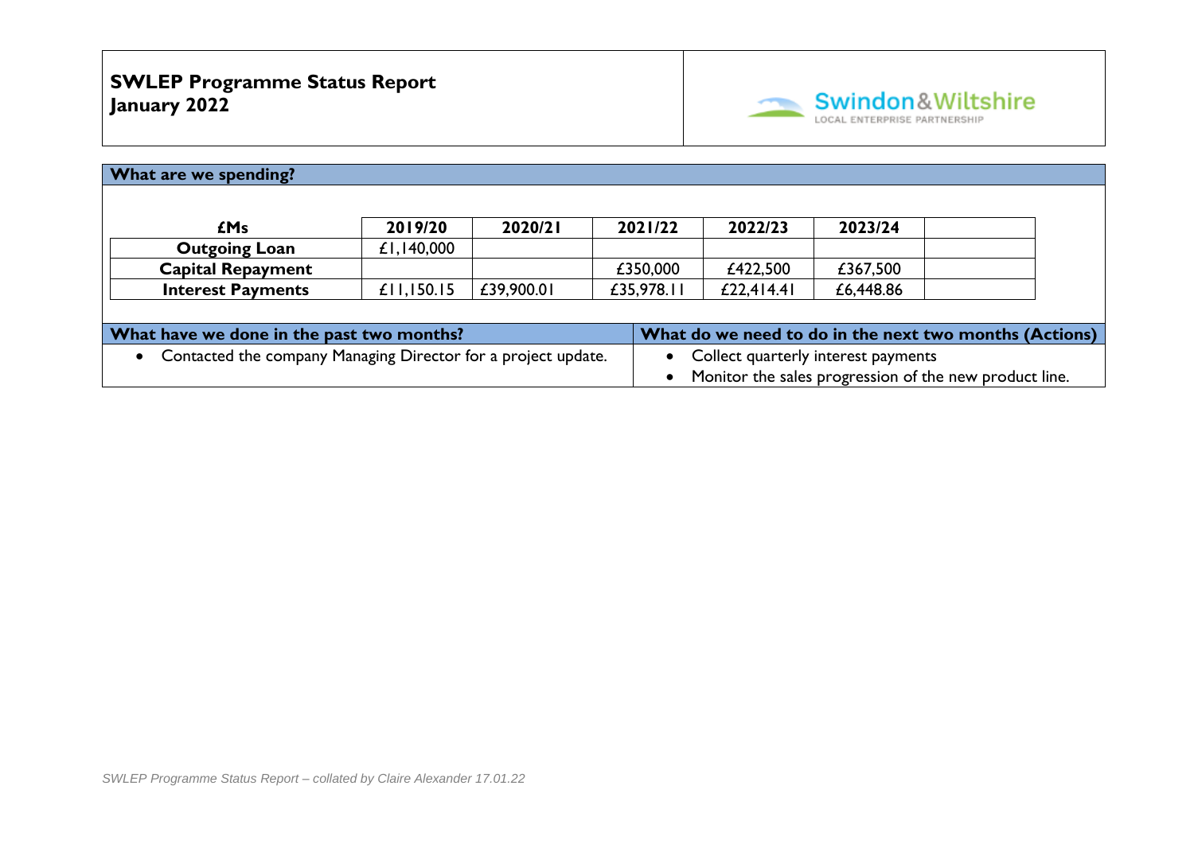# SWLEP Programme Status Report
# January 2022

Swindon&Wiltshire
LOCAL ENTERPRISE PARTNERSHIP

## What are we spending?

| £Ms | 2019/20 | 2020/21 | 2021/22 | 2022/23 | 2023/24 | |
|---|---|---|---|---|---|---|
| **Outgoing Loan** | £1,140,000 | | | | | |
| **Capital Repayment** | | | £350,000 | £422,500 | £367,500 | |
| **Interest Payments** | £11,150.15 | £39,900.01 | £35,978.11 | £22,414.41 | £6,448.86 | |

| What have we done in the past two months? | What do we need to do in the next two months (Actions) |
|---|---|
| • Contacted the company Managing Director for a project update. | • Collect quarterly interest payments<br>• Monitor the sales progression of the new product line. |

*SWLEP Programme Status Report – collated by Claire Alexander 17.01.22*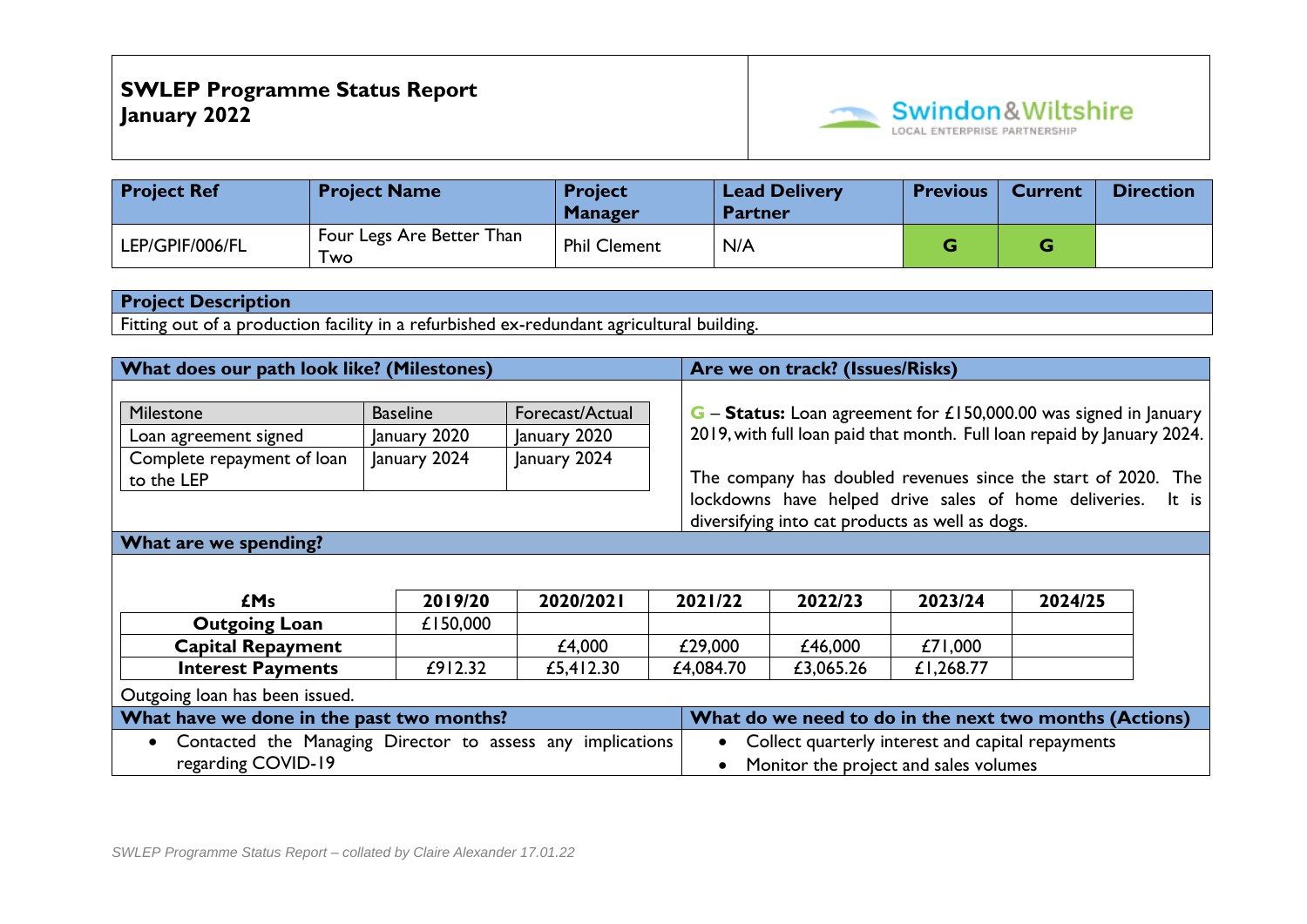# SWLEP Programme Status Report
# January 2022

| Project Ref | Project Name | Project Manager | Lead Delivery Partner | Previous | Current | Direction |
|---|---|---|---|---|---|---|
| LEP/GPIF/006/FL | Four Legs Are Better Than Two | Phil Clement | N/A | G | G | |

| Project Description |
|---|
| Fitting out of a production facility in a refurbished ex-redundant agricultural building. |

## What does our path look like? (Milestones)

| Milestone | Baseline | Forecast/Actual |
|---|---|---|
| Loan agreement signed | January 2020 | January 2020 |
| Complete repayment of loan to the LEP | January 2024 | January 2024 |

## Are we on track? (Issues/Risks)

G – **Status:** Loan agreement for £150,000.00 was signed in January 2019, with full loan paid that month. Full loan repaid by January 2024.

The company has doubled revenues since the start of 2020. The lockdowns have helped drive sales of home deliveries. It is diversifying into cat products as well as dogs.

## What are we spending?

| £Ms | 2019/20 | 2020/2021 | 2021/22 | 2022/23 | 2023/24 | 2024/25 |
|---|---|---|---|---|---|---|
| **Outgoing Loan** | £150,000 | | | | | |
| **Capital Repayment** | | £4,000 | £29,000 | £46,000 | £71,000 | |
| **Interest Payments** | £912.32 | £5,412.30 | £4,084.70 | £3,065.26 | £1,268.77 | |

Outgoing loan has been issued.

## What have we done in the past two months?

- Contacted the Managing Director to assess any implications regarding COVID-19

## What do we need to do in the next two months (Actions)

- Collect quarterly interest and capital repayments
- Monitor the project and sales volumes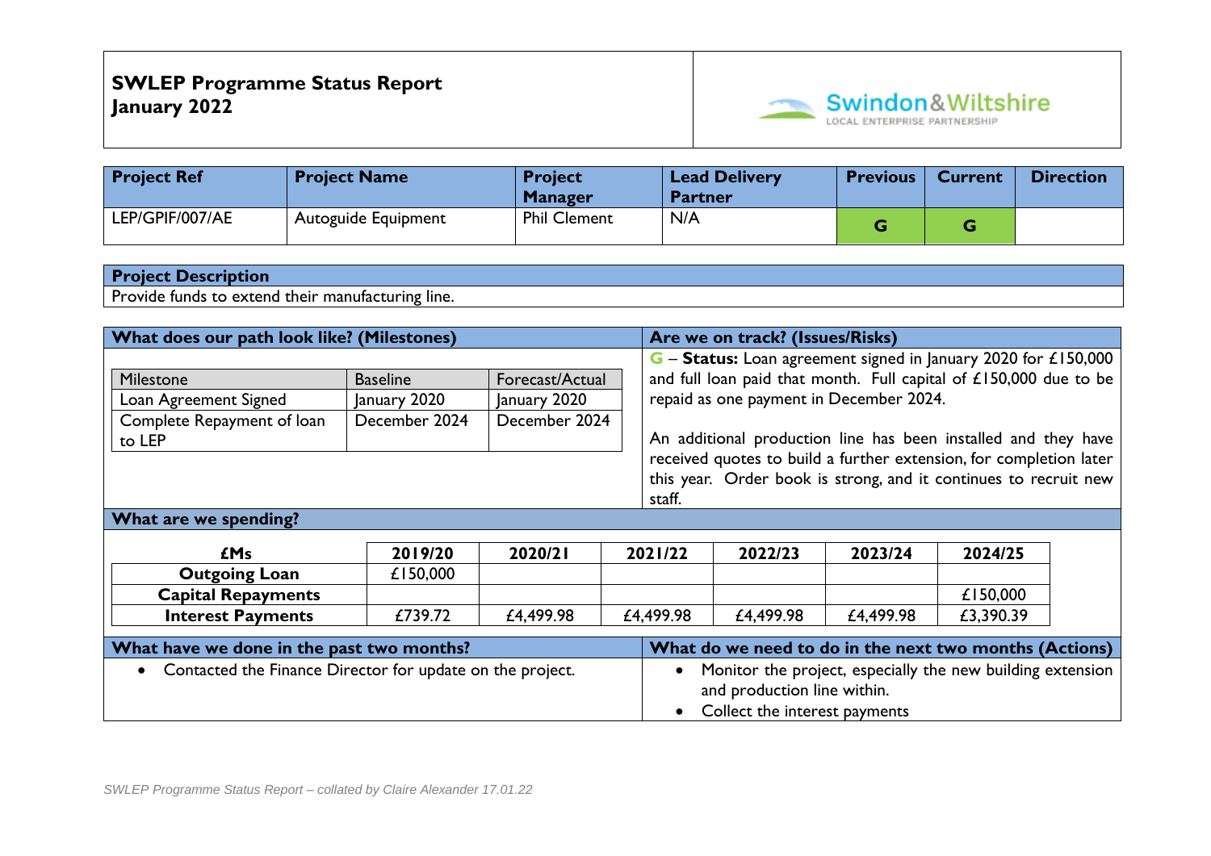**SWLEP Programme Status Report**
**January 2022**

Swindon&Wiltshire
LOCAL ENTERPRISE PARTNERSHIP

| Project Ref | Project Name | Project Manager | Lead Delivery Partner | Previous | Current | Direction |
|---|---|---|---|---|---|---|
| LEP/GPIF/007/AE | Autoguide Equipment | Phil Clement | N/A | G | G | |

**Project Description**

Provide funds to extend their manufacturing line.

**What does our path look like? (Milestones)**

| Milestone | Baseline | Forecast/Actual |
|---|---|---|
| Loan Agreement Signed | January 2020 | January 2020 |
| Complete Repayment of loan to LEP | December 2024 | December 2024 |

**Are we on track? (Issues/Risks)**

G – **Status:** Loan agreement signed in January 2020 for £150,000 and full loan paid that month. Full capital of £150,000 due to be repaid as one payment in December 2024.

An additional production line has been installed and they have received quotes to build a further extension, for completion later this year. Order book is strong, and it continues to recruit new staff.

**What are we spending?**

| £Ms | 2019/20 | 2020/21 | 2021/22 | 2022/23 | 2023/24 | 2024/25 |
|---|---|---|---|---|---|---|
| **Outgoing Loan** | £150,000 | | | | | |
| **Capital Repayments** | | | | | | £150,000 |
| **Interest Payments** | £739.72 | £4,499.98 | £4,499.98 | £4,499.98 | £4,499.98 | £3,390.39 |

**What have we done in the past two months?**

- Contacted the Finance Director for update on the project.

**What do we need to do in the next two months (Actions)**

- Monitor the project, especially the new building extension and production line within.
- Collect the interest payments

*SWLEP Programme Status Report – collated by Claire Alexander 17.01.22*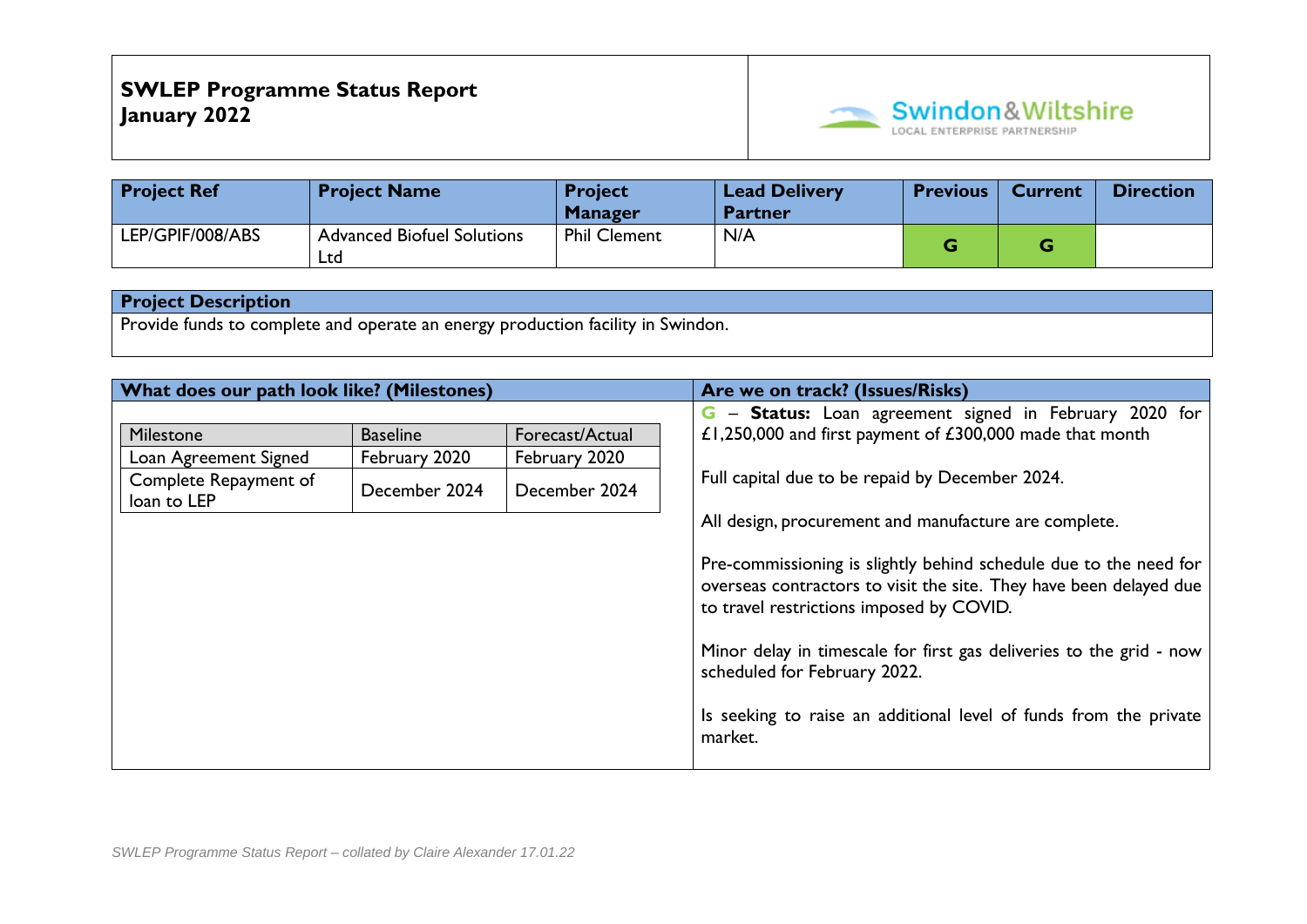**SWLEP Programme Status Report**
**January 2022**

Swindon&Wiltshire LOCAL ENTERPRISE PARTNERSHIP

| Project Ref | Project Name | Project Manager | Lead Delivery Partner | Previous | Current | Direction |
|---|---|---|---|---|---|---|
| LEP/GPIF/008/ABS | Advanced Biofuel Solutions Ltd | Phil Clement | N/A | G | G | |

| Project Description |
|---|
| Provide funds to complete and operate an energy production facility in Swindon. |

**What does our path look like? (Milestones)**

| Milestone | Baseline | Forecast/Actual |
|---|---|---|
| Loan Agreement Signed | February 2020 | February 2020 |
| Complete Repayment of loan to LEP | December 2024 | December 2024 |

**Are we on track? (Issues/Risks)**

G – **Status:** Loan agreement signed in February 2020 for £1,250,000 and first payment of £300,000 made that month

Full capital due to be repaid by December 2024.

All design, procurement and manufacture are complete.

Pre-commissioning is slightly behind schedule due to the need for overseas contractors to visit the site. They have been delayed due to travel restrictions imposed by COVID.

Minor delay in timescale for first gas deliveries to the grid - now scheduled for February 2022.

Is seeking to raise an additional level of funds from the private market.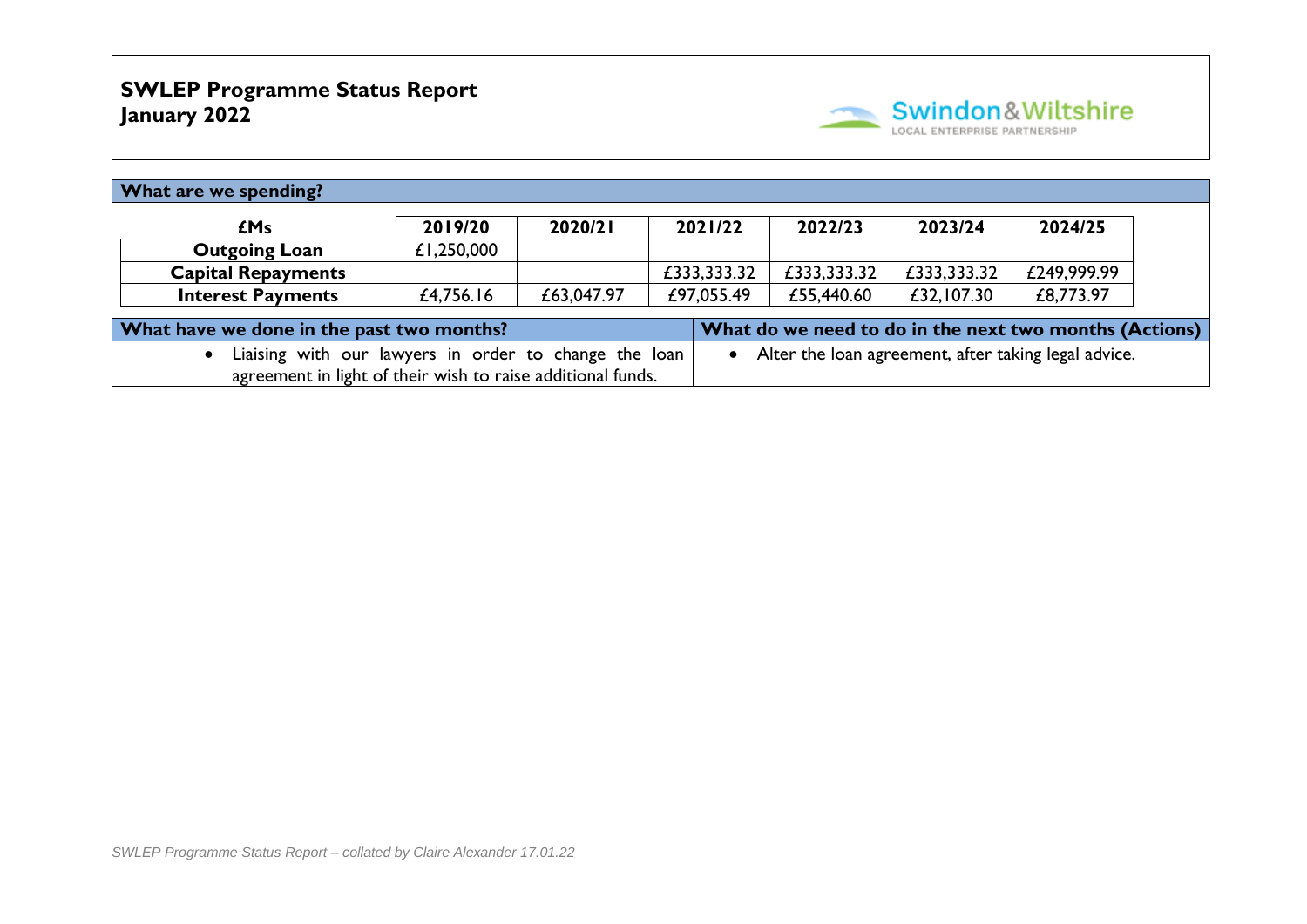## SWLEP Programme Status Report
## January 2022

Swindon&Wiltshire LOCAL ENTERPRISE PARTNERSHIP

### What are we spending?

| £Ms | 2019/20 | 2020/21 | 2021/22 | 2022/23 | 2023/24 | 2024/25 |
|---|---|---|---|---|---|---|
| **Outgoing Loan** | £1,250,000 | | | | | |
| **Capital Repayments** | | | £333,333.32 | £333,333.32 | £333,333.32 | £249,999.99 |
| **Interest Payments** | £4,756.16 | £63,047.97 | £97,055.49 | £55,440.60 | £32,107.30 | £8,773.97 |

| What have we done in the past two months? | What do we need to do in the next two months (Actions) |
|---|---|
| • Liaising with our lawyers in order to change the loan agreement in light of their wish to raise additional funds. | • Alter the loan agreement, after taking legal advice. |

*SWLEP Programme Status Report – collated by Claire Alexander 17.01.22*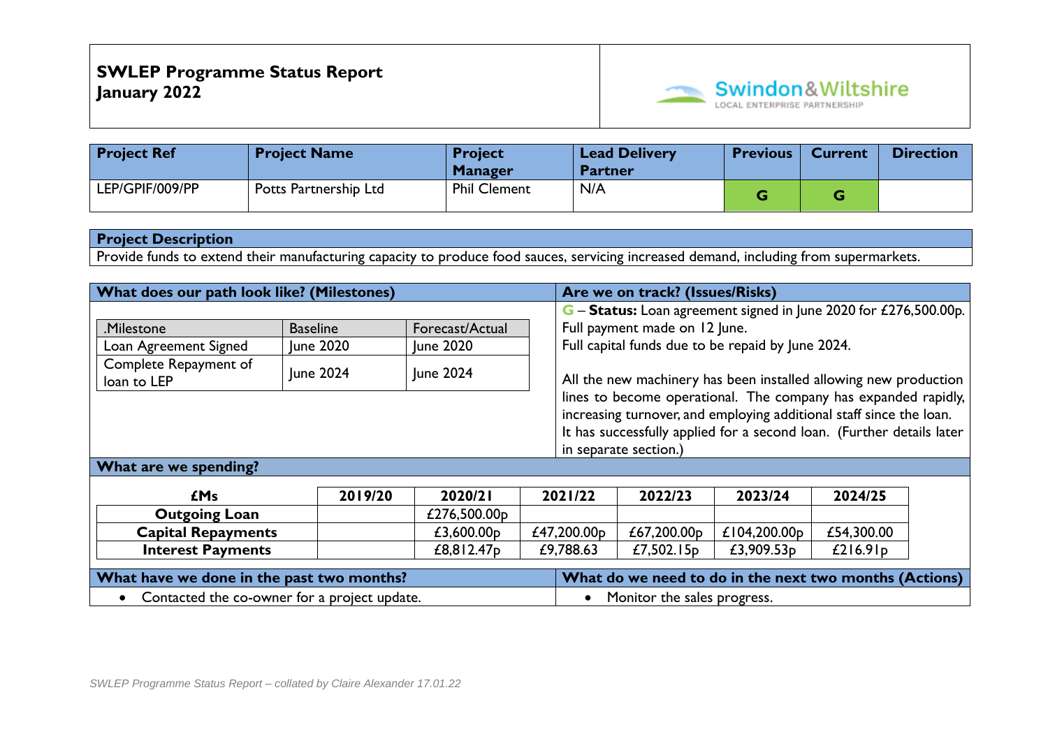# SWLEP Programme Status Report
## January 2022

Swindon&Wiltshire LOCAL ENTERPRISE PARTNERSHIP

| Project Ref | Project Name | Project Manager | Lead Delivery Partner | Previous | Current | Direction |
|---|---|---|---|---|---|---|
| LEP/GPIF/009/PP | Potts Partnership Ltd | Phil Clement | N/A | G | G | |

**Project Description**

Provide funds to extend their manufacturing capacity to produce food sauces, servicing increased demand, including from supermarkets.

**What does our path look like? (Milestones)**

| .Milestone | Baseline | Forecast/Actual |
|---|---|---|
| Loan Agreement Signed | June 2020 | June 2020 |
| Complete Repayment of loan to LEP | June 2024 | June 2024 |

**Are we on track? (Issues/Risks)**

G – **Status:** Loan agreement signed in June 2020 for £276,500.00p. Full payment made on 12 June. Full capital funds due to be repaid by June 2024.

All the new machinery has been installed allowing new production lines to become operational. The company has expanded rapidly, increasing turnover, and employing additional staff since the loan. It has successfully applied for a second loan. (Further details later in separate section.)

**What are we spending?**

| £Ms | 2019/20 | 2020/21 | 2021/22 | 2022/23 | 2023/24 | 2024/25 |
|---|---|---|---|---|---|---|
| **Outgoing Loan** | | £276,500.00p | | | | |
| **Capital Repayments** | | £3,600.00p | £47,200.00p | £67,200.00p | £104,200.00p | £54,300.00 |
| **Interest Payments** | | £8,812.47p | £9,788.63 | £7,502.15p | £3,909.53p | £216.91p |

**What have we done in the past two months?**

- Contacted the co-owner for a project update.

**What do we need to do in the next two months (Actions)**

- Monitor the sales progress.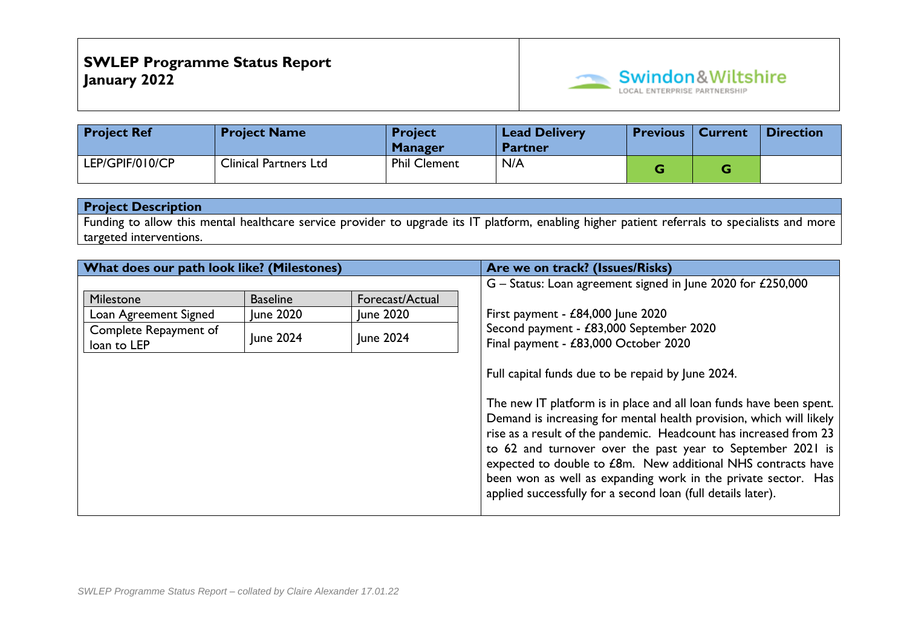**SWLEP Programme Status Report**
**January 2022**

| Project Ref | Project Name | Project Manager | Lead Delivery Partner | Previous | Current | Direction |
|---|---|---|---|---|---|---|
| LEP/GPIF/010/CP | Clinical Partners Ltd | Phil Clement | N/A | G | G | |

| Project Description |
|---|
| Funding to allow this mental healthcare service provider to upgrade its IT platform, enabling higher patient referrals to specialists and more targeted interventions. |

**What does our path look like? (Milestones)**

| Milestone | Baseline | Forecast/Actual |
|---|---|---|
| Loan Agreement Signed | June 2020 | June 2020 |
| Complete Repayment of loan to LEP | June 2024 | June 2024 |

**Are we on track? (Issues/Risks)**

G – Status: Loan agreement signed in June 2020 for £250,000

First payment - £84,000 June 2020
Second payment - £83,000 September 2020
Final payment - £83,000 October 2020

Full capital funds due to be repaid by June 2024.

The new IT platform is in place and all loan funds have been spent. Demand is increasing for mental health provision, which will likely rise as a result of the pandemic. Headcount has increased from 23 to 62 and turnover over the past year to September 2021 is expected to double to £8m. New additional NHS contracts have been won as well as expanding work in the private sector. Has applied successfully for a second loan (full details later).

*SWLEP Programme Status Report – collated by Claire Alexander 17.01.22*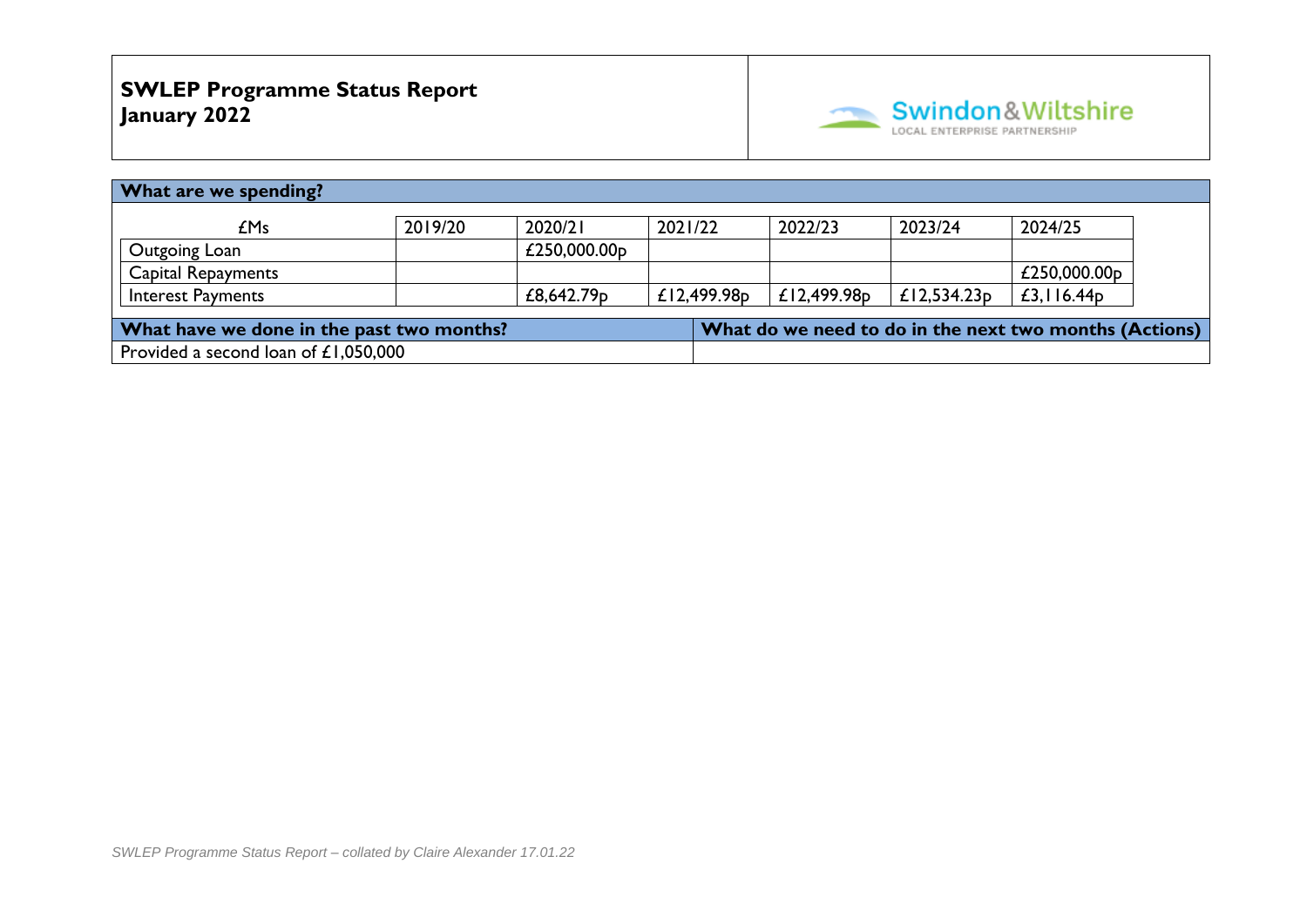**SWLEP Programme Status Report**
**January 2022**

Swindon&Wiltshire LOCAL ENTERPRISE PARTNERSHIP

## What are we spending?

| £Ms | 2019/20 | 2020/21 | 2021/22 | 2022/23 | 2023/24 | 2024/25 |
|---|---|---|---|---|---|---|
| Outgoing Loan | | £250,000.00p | | | | |
| Capital Repayments | | | | | | £250,000.00p |
| Interest Payments | | £8,642.79p | £12,499.98p | £12,499.98p | £12,534.23p | £3,116.44p |

| What have we done in the past two months? | What do we need to do in the next two months (Actions) |
|---|---|
| Provided a second loan of £1,050,000 | |

*SWLEP Programme Status Report – collated by Claire Alexander 17.01.22*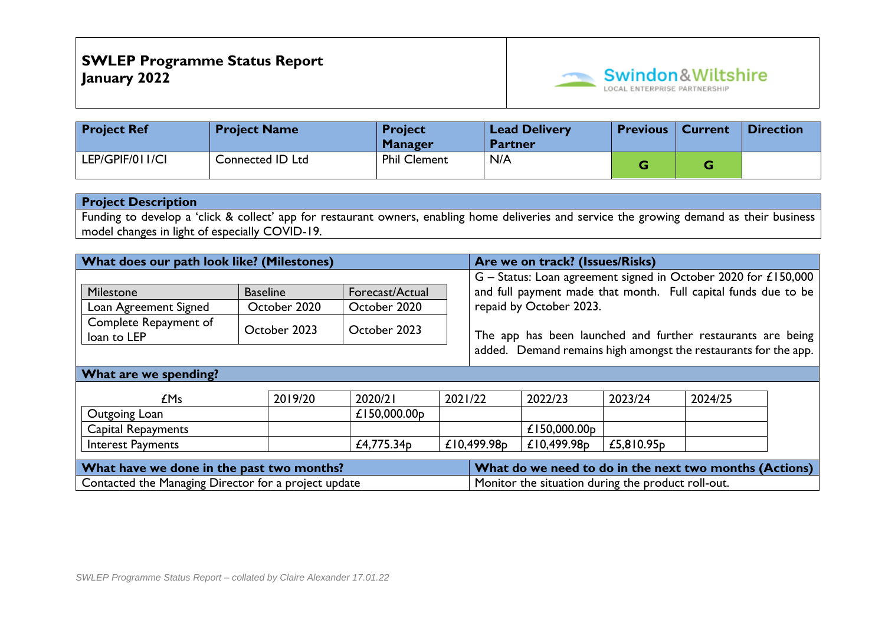**SWLEP Programme Status Report**
**January 2022**

Swindon&Wiltshire
LOCAL ENTERPRISE PARTNERSHIP

| Project Ref | Project Name | Project Manager | Lead Delivery Partner | Previous | Current | Direction |
|---|---|---|---|---|---|---|
| LEP/GPIF/011/CI | Connected ID Ltd | Phil Clement | N/A | G | G | |

**Project Description**

Funding to develop a 'click & collect' app for restaurant owners, enabling home deliveries and service the growing demand as their business model changes in light of especially COVID-19.

**What does our path look like? (Milestones)**

| Milestone | Baseline | Forecast/Actual |
|---|---|---|
| Loan Agreement Signed | October 2020 | October 2020 |
| Complete Repayment of loan to LEP | October 2023 | October 2023 |

**Are we on track? (Issues/Risks)**

G – Status: Loan agreement signed in October 2020 for £150,000 and full payment made that month. Full capital funds due to be repaid by October 2023.

The app has been launched and further restaurants are being added. Demand remains high amongst the restaurants for the app.

**What are we spending?**

| £Ms | 2019/20 | 2020/21 | 2021/22 | 2022/23 | 2023/24 | 2024/25 |
|---|---|---|---|---|---|---|
| Outgoing Loan | | £150,000.00p | | | | |
| Capital Repayments | | | | £150,000.00p | | |
| Interest Payments | | £4,775.34p | £10,499.98p | £10,499.98p | £5,810.95p | |

**What have we done in the past two months?**

Contacted the Managing Director for a project update

**What do we need to do in the next two months (Actions)**

Monitor the situation during the product roll-out.

*SWLEP Programme Status Report – collated by Claire Alexander 17.01.22*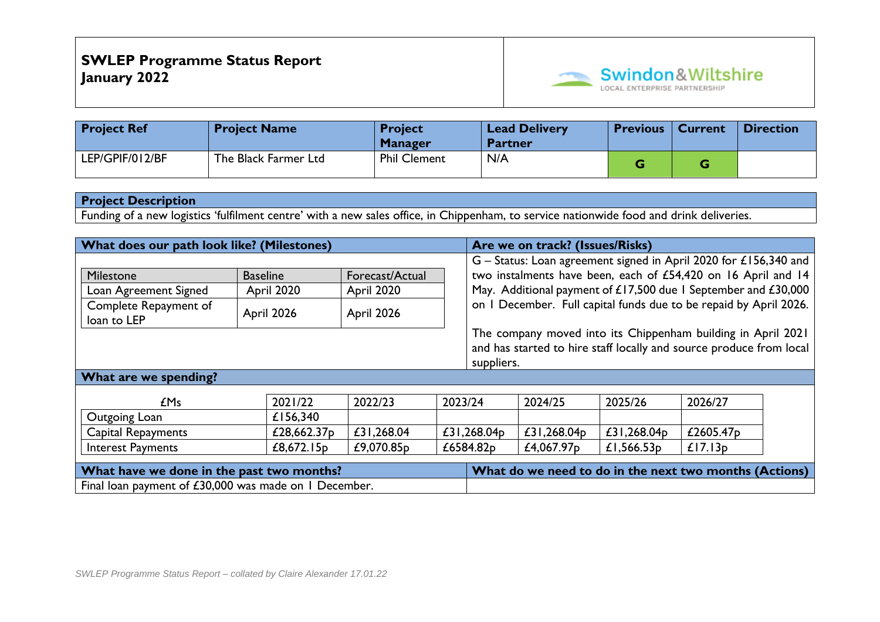**SWLEP Programme Status Report**
**January 2022**

Swindon&Wiltshire LOCAL ENTERPRISE PARTNERSHIP

| Project Ref | Project Name | Project Manager | Lead Delivery Partner | Previous | Current | Direction |
|---|---|---|---|---|---|---|
| LEP/GPIF/012/BF | The Black Farmer Ltd | Phil Clement | N/A | G | G | |

**Project Description**

Funding of a new logistics 'fulfilment centre' with a new sales office, in Chippenham, to service nationwide food and drink deliveries.

**What does our path look like? (Milestones)**

| Milestone | Baseline | Forecast/Actual |
|---|---|---|
| Loan Agreement Signed | April 2020 | April 2020 |
| Complete Repayment of loan to LEP | April 2026 | April 2026 |

**Are we on track? (Issues/Risks)**

G – Status: Loan agreement signed in April 2020 for £156,340 and two instalments have been, each of £54,420 on 16 April and 14 May. Additional payment of £17,500 due 1 September and £30,000 on 1 December. Full capital funds due to be repaid by April 2026.

The company moved into its Chippenham building in April 2021 and has started to hire staff locally and source produce from local suppliers.

**What are we spending?**

| £Ms | 2021/22 | 2022/23 | 2023/24 | 2024/25 | 2025/26 | 2026/27 |
|---|---|---|---|---|---|---|
| Outgoing Loan | £156,340 | | | | | |
| Capital Repayments | £28,662.37p | £31,268.04 | £31,268.04p | £31,268.04p | £31,268.04p | £2605.47p |
| Interest Payments | £8,672.15p | £9,070.85p | £6584.82p | £4,067.97p | £1,566.53p | £17.13p |

**What have we done in the past two months?**

Final loan payment of £30,000 was made on 1 December.

**What do we need to do in the next two months (Actions)**

*SWLEP Programme Status Report – collated by Claire Alexander 17.01.22*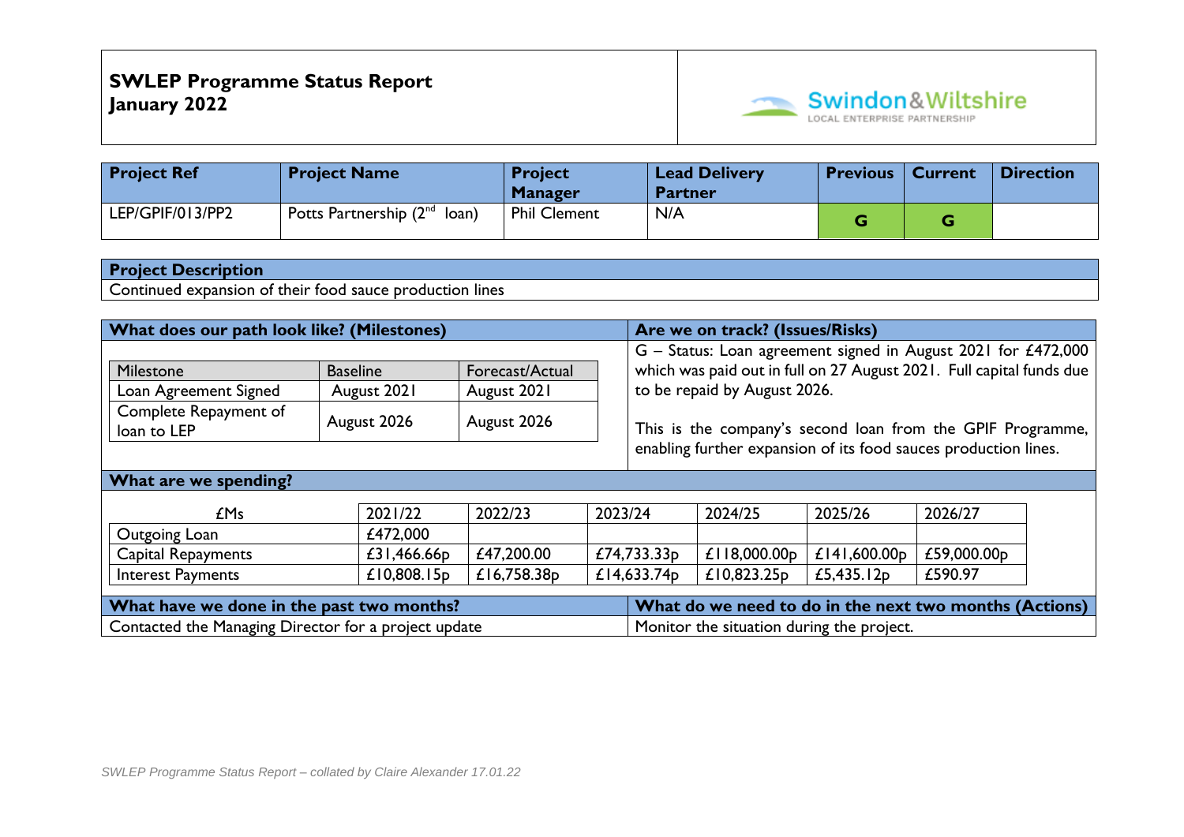**SWLEP Programme Status Report**
**January 2022**

| Project Ref | Project Name | Project Manager | Lead Delivery Partner | Previous | Current | Direction |
|---|---|---|---|---|---|---|
| LEP/GPIF/013/PP2 | Potts Partnership (2nd loan) | Phil Clement | N/A | G | G | |

**Project Description**

Continued expansion of their food sauce production lines

**What does our path look like? (Milestones)**

| Milestone | Baseline | Forecast/Actual |
|---|---|---|
| Loan Agreement Signed | August 2021 | August 2021 |
| Complete Repayment of loan to LEP | August 2026 | August 2026 |

**Are we on track? (Issues/Risks)**

G – Status: Loan agreement signed in August 2021 for £472,000 which was paid out in full on 27 August 2021. Full capital funds due to be repaid by August 2026.

This is the company's second loan from the GPIF Programme, enabling further expansion of its food sauces production lines.

**What are we spending?**

| £Ms | 2021/22 | 2022/23 | 2023/24 | 2024/25 | 2025/26 | 2026/27 |
|---|---|---|---|---|---|---|
| Outgoing Loan | £472,000 | | | | | |
| Capital Repayments | £31,466.66p | £47,200.00 | £74,733.33p | £118,000.00p | £141,600.00p | £59,000.00p |
| Interest Payments | £10,808.15p | £16,758.38p | £14,633.74p | £10,823.25p | £5,435.12p | £590.97 |

**What have we done in the past two months?**

Contacted the Managing Director for a project update

**What do we need to do in the next two months (Actions)**

Monitor the situation during the project.

*SWLEP Programme Status Report – collated by Claire Alexander 17.01.22*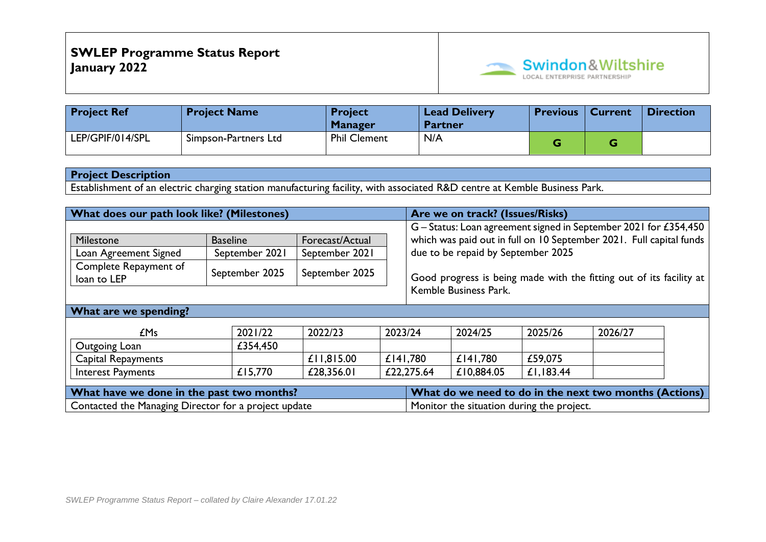# SWLEP Programme Status Report
## January 2022

Swindon&Wiltshire LOCAL ENTERPRISE PARTNERSHIP

| Project Ref | Project Name | Project Manager | Lead Delivery Partner | Previous | Current | Direction |
|---|---|---|---|---|---|---|
| LEP/GPIF/014/SPL | Simpson-Partners Ltd | Phil Clement | N/A | G | G | |

| Project Description |
|---|
| Establishment of an electric charging station manufacturing facility, with associated R&D centre at Kemble Business Park. |

### What does our path look like? (Milestones)

| Milestone | Baseline | Forecast/Actual |
|---|---|---|
| Loan Agreement Signed | September 2021 | September 2021 |
| Complete Repayment of loan to LEP | September 2025 | September 2025 |

### Are we on track? (Issues/Risks)

G – Status: Loan agreement signed in September 2021 for £354,450 which was paid out in full on 10 September 2021. Full capital funds due to be repaid by September 2025

Good progress is being made with the fitting out of its facility at Kemble Business Park.

### What are we spending?

| £Ms | 2021/22 | 2022/23 | 2023/24 | 2024/25 | 2025/26 | 2026/27 |
|---|---|---|---|---|---|---|
| Outgoing Loan | £354,450 | | | | | |
| Capital Repayments | | £11,815.00 | £141,780 | £141,780 | £59,075 | |
| Interest Payments | £15,770 | £28,356.01 | £22,275.64 | £10,884.05 | £1,183.44 | |

| What have we done in the past two months? | What do we need to do in the next two months (Actions) |
|---|---|
| Contacted the Managing Director for a project update | Monitor the situation during the project. |

*SWLEP Programme Status Report – collated by Claire Alexander 17.01.22*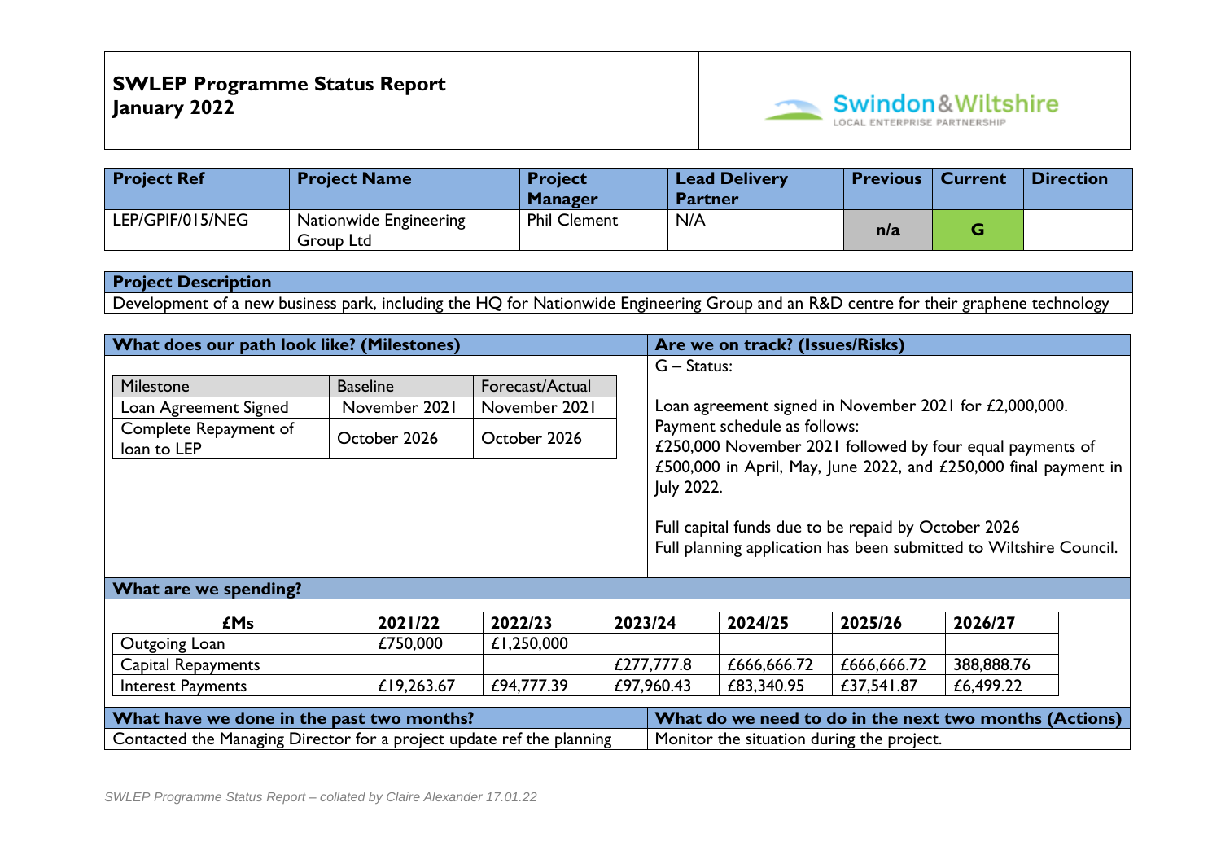# SWLEP Programme Status Report
# January 2022

Swindon&Wiltshire
LOCAL ENTERPRISE PARTNERSHIP

| Project Ref | Project Name | Project Manager | Lead Delivery Partner | Previous | Current | Direction |
|---|---|---|---|---|---|---|
| LEP/GPIF/015/NEG | Nationwide Engineering Group Ltd | Phil Clement | N/A | n/a | G | |

**Project Description**

Development of a new business park, including the HQ for Nationwide Engineering Group and an R&D centre for their graphene technology

**What does our path look like? (Milestones)**

| Milestone | Baseline | Forecast/Actual |
|---|---|---|
| Loan Agreement Signed | November 2021 | November 2021 |
| Complete Repayment of loan to LEP | October 2026 | October 2026 |

**Are we on track? (Issues/Risks)**

G – Status:

Loan agreement signed in November 2021 for £2,000,000. Payment schedule as follows:
£250,000 November 2021 followed by four equal payments of £500,000 in April, May, June 2022, and £250,000 final payment in July 2022.

Full capital funds due to be repaid by October 2026
Full planning application has been submitted to Wiltshire Council.

**What are we spending?**

| £Ms | 2021/22 | 2022/23 | 2023/24 | 2024/25 | 2025/26 | 2026/27 |
|---|---|---|---|---|---|---|
| Outgoing Loan | £750,000 | £1,250,000 | | | | |
| Capital Repayments | | | £277,777.8 | £666,666.72 | £666,666.72 | 388,888.76 |
| Interest Payments | £19,263.67 | £94,777.39 | £97,960.43 | £83,340.95 | £37,541.87 | £6,499.22 |

**What have we done in the past two months?**

Contacted the Managing Director for a project update ref the planning

**What do we need to do in the next two months (Actions)**

Monitor the situation during the project.

*SWLEP Programme Status Report – collated by Claire Alexander 17.01.22*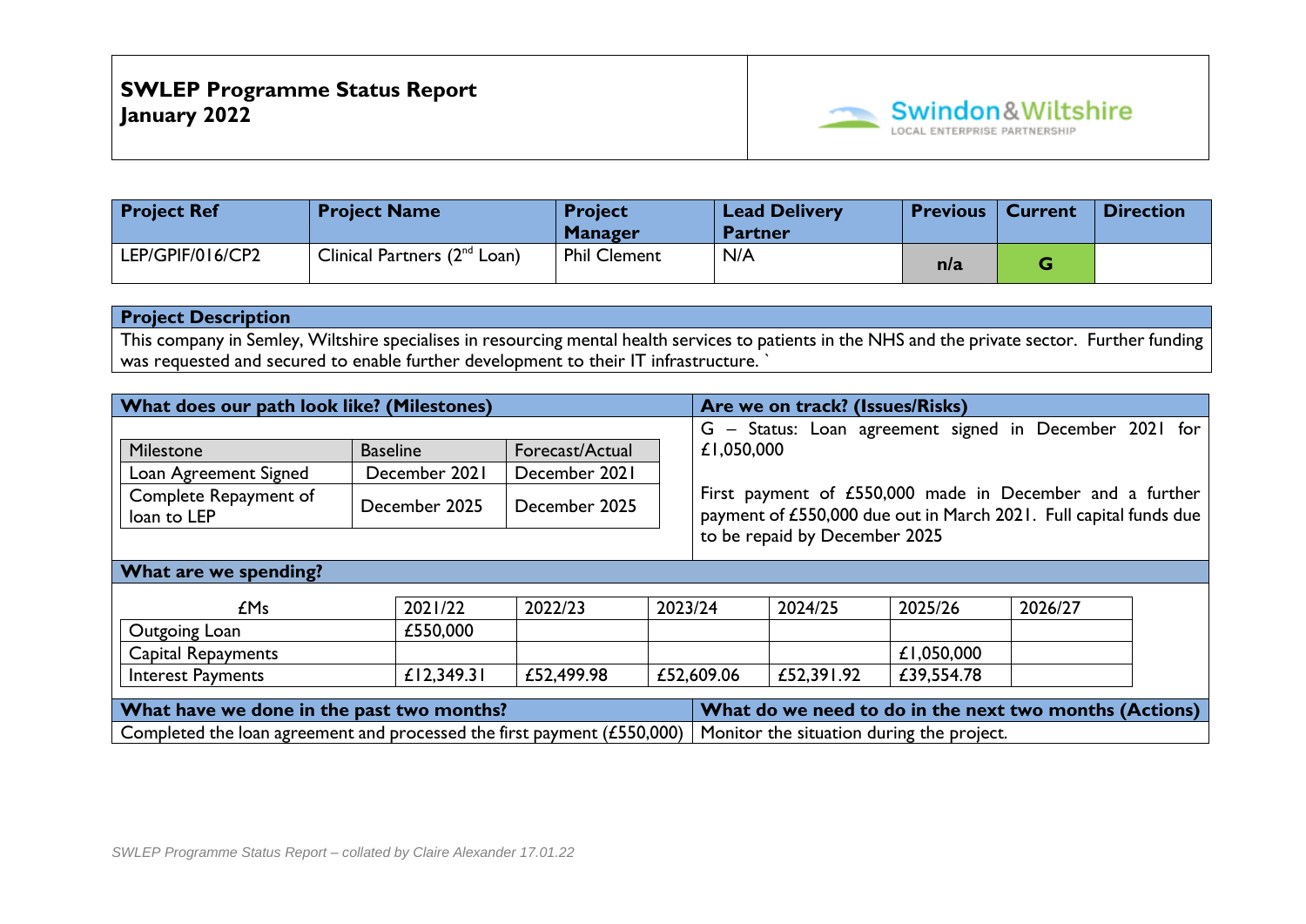# SWLEP Programme Status Report
## January 2022

Swindon&Wiltshire LOCAL ENTERPRISE PARTNERSHIP

| Project Ref | Project Name | Project Manager | Lead Delivery Partner | Previous | Current | Direction |
|---|---|---|---|---|---|---|
| LEP/GPIF/016/CP2 | Clinical Partners (2nd Loan) | Phil Clement | N/A | n/a | G | |

**Project Description**

This company in Semley, Wiltshire specialises in resourcing mental health services to patients in the NHS and the private sector. Further funding was requested and secured to enable further development to their IT infrastructure. `

**What does our path look like? (Milestones)**

| Milestone | Baseline | Forecast/Actual |
|---|---|---|
| Loan Agreement Signed | December 2021 | December 2021 |
| Complete Repayment of loan to LEP | December 2025 | December 2025 |

**Are we on track? (Issues/Risks)**

G – Status: Loan agreement signed in December 2021 for £1,050,000

First payment of £550,000 made in December and a further payment of £550,000 due out in March 2021. Full capital funds due to be repaid by December 2025

**What are we spending?**

| £Ms | 2021/22 | 2022/23 | 2023/24 | 2024/25 | 2025/26 | 2026/27 |
|---|---|---|---|---|---|---|
| Outgoing Loan | £550,000 | | | | | |
| Capital Repayments | | | | | £1,050,000 | |
| Interest Payments | £12,349.31 | £52,499.98 | £52,609.06 | £52,391.92 | £39,554.78 | |

**What have we done in the past two months?**

Completed the loan agreement and processed the first payment (£550,000)

**What do we need to do in the next two months (Actions)**

Monitor the situation during the project.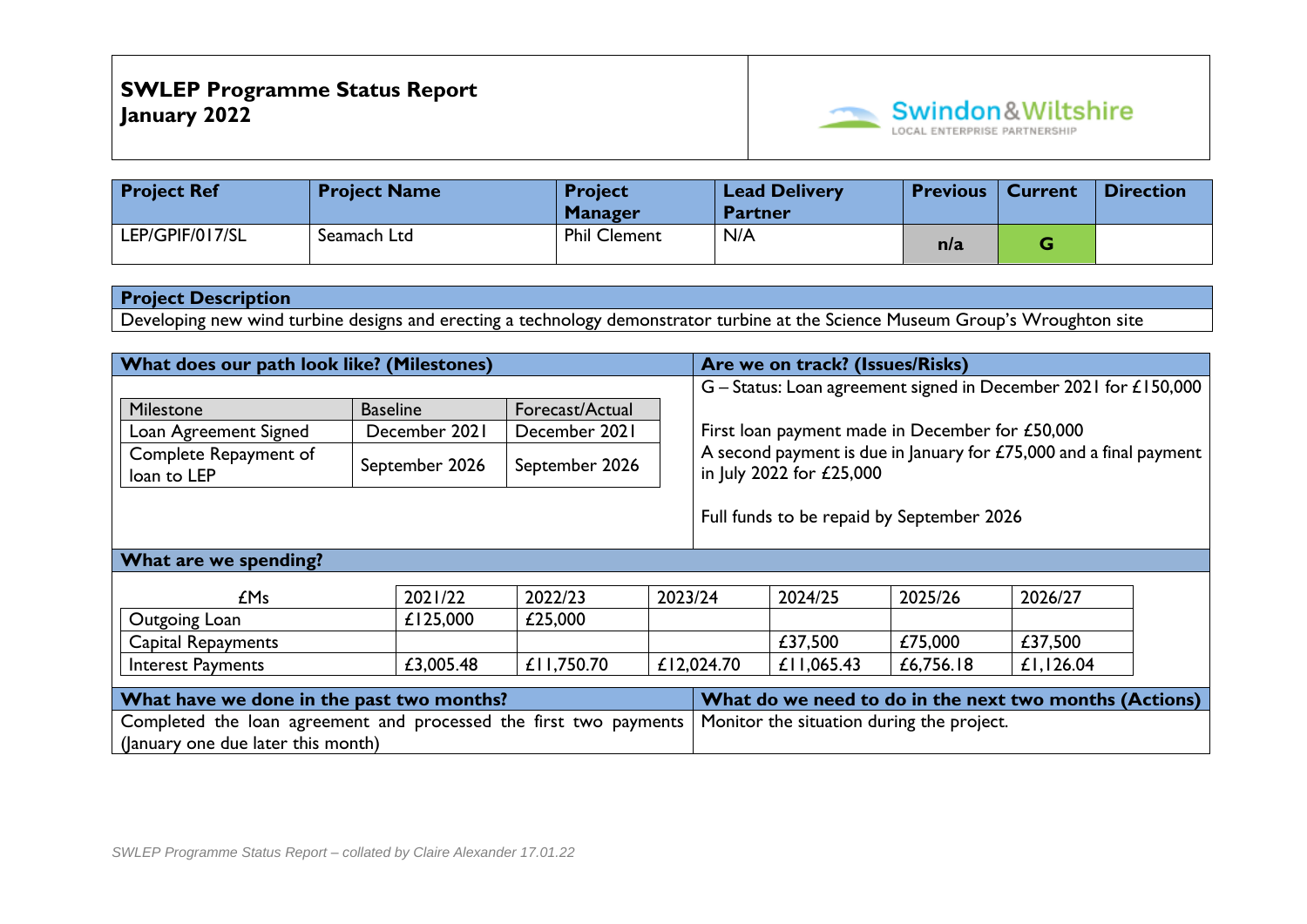**SWLEP Programme Status Report**
**January 2022**

Swindon&Wiltshire LOCAL ENTERPRISE PARTNERSHIP

| Project Ref | Project Name | Project Manager | Lead Delivery Partner | Previous | Current | Direction |
|---|---|---|---|---|---|---|
| LEP/GPIF/017/SL | Seamach Ltd | Phil Clement | N/A | n/a | G | |

| Project Description |
|---|
| Developing new wind turbine designs and erecting a technology demonstrator turbine at the Science Museum Group's Wroughton site |

**What does our path look like? (Milestones)**

| Milestone | Baseline | Forecast/Actual |
|---|---|---|
| Loan Agreement Signed | December 2021 | December 2021 |
| Complete Repayment of loan to LEP | September 2026 | September 2026 |

**Are we on track? (Issues/Risks)**

G – Status: Loan agreement signed in December 2021 for £150,000

First loan payment made in December for £50,000
A second payment is due in January for £75,000 and a final payment in July 2022 for £25,000

Full funds to be repaid by September 2026

**What are we spending?**

| £Ms | 2021/22 | 2022/23 | 2023/24 | 2024/25 | 2025/26 | 2026/27 |
|---|---|---|---|---|---|---|
| Outgoing Loan | £125,000 | £25,000 | | | | |
| Capital Repayments | | | | £37,500 | £75,000 | £37,500 |
| Interest Payments | £3,005.48 | £11,750.70 | £12,024.70 | £11,065.43 | £6,756.18 | £1,126.04 |

| What have we done in the past two months? | What do we need to do in the next two months (Actions) |
|---|---|
| Completed the loan agreement and processed the first two payments (January one due later this month) | Monitor the situation during the project. |

*SWLEP Programme Status Report – collated by Claire Alexander 17.01.22*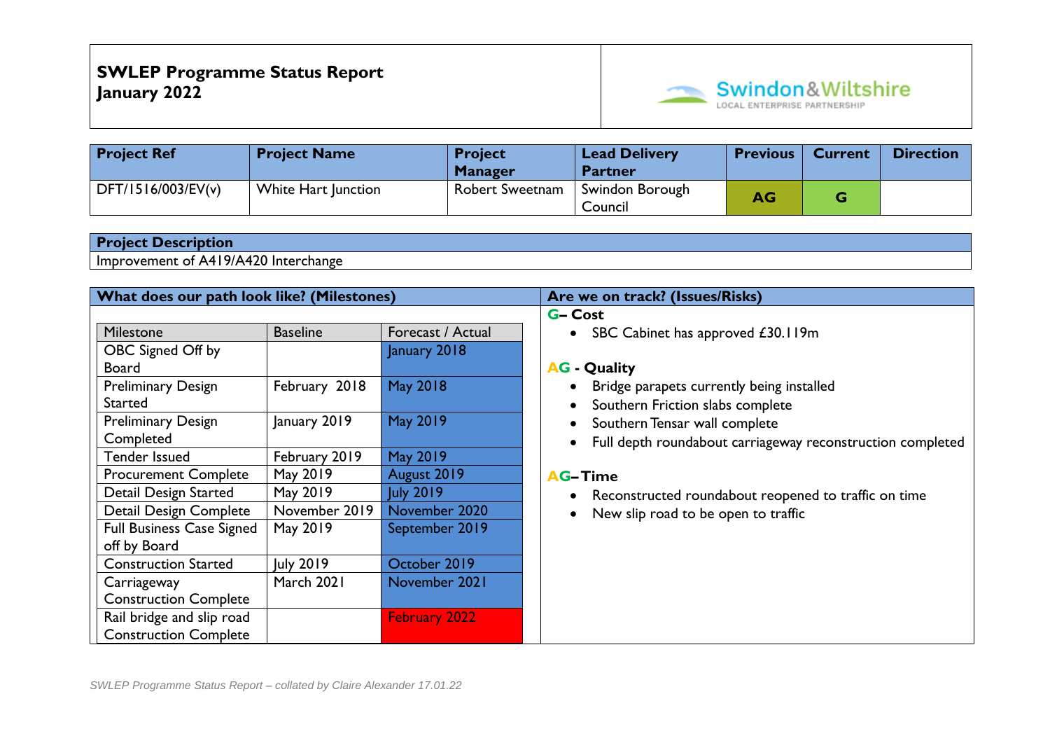**SWLEP Programme Status Report**
**January 2022**

Swindon&Wiltshire LOCAL ENTERPRISE PARTNERSHIP

| Project Ref | Project Name | Project Manager | Lead Delivery Partner | Previous | Current | Direction |
|---|---|---|---|---|---|---|
| DFT/1516/003/EV(v) | White Hart Junction | Robert Sweetnam | Swindon Borough Council | AG | G | |

| Project Description |
|---|
| Improvement of A419/A420 Interchange |

**What does our path look like? (Milestones)**

| Milestone | Baseline | Forecast / Actual |
|---|---|---|
| OBC Signed Off by Board | | January 2018 |
| Preliminary Design Started | February 2018 | May 2018 |
| Preliminary Design Completed | January 2019 | May 2019 |
| Tender Issued | February 2019 | May 2019 |
| Procurement Complete | May 2019 | August 2019 |
| Detail Design Started | May 2019 | July 2019 |
| Detail Design Complete | November 2019 | November 2020 |
| Full Business Case Signed off by Board | May 2019 | September 2019 |
| Construction Started | July 2019 | October 2019 |
| Carriageway Construction Complete | March 2021 | November 2021 |
| Rail bridge and slip road Construction Complete | | February 2022 |

**Are we on track? (Issues/Risks)**

**G– Cost**

- SBC Cabinet has approved £30.119m

**AG - Quality**

- Bridge parapets currently being installed
- Southern Friction slabs complete
- Southern Tensar wall complete
- Full depth roundabout carriageway reconstruction completed

**AG–Time**

- Reconstructed roundabout reopened to traffic on time
- New slip road to be open to traffic

*SWLEP Programme Status Report – collated by Claire Alexander 17.01.22*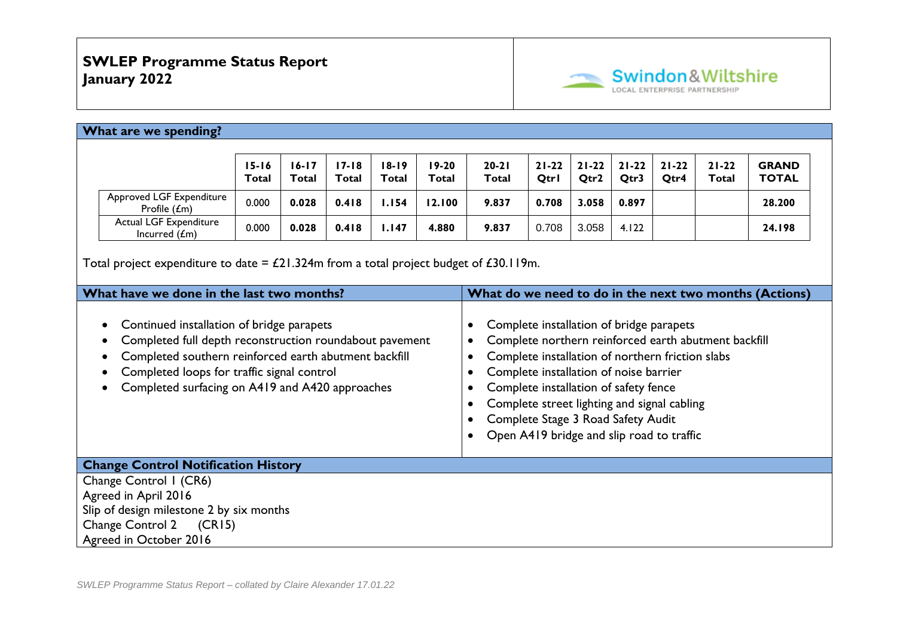# SWLEP Programme Status Report
# January 2022

## What are we spending?

| | 15-16 Total | 16-17 Total | 17-18 Total | 18-19 Total | 19-20 Total | 20-21 Total | 21-22 Qtr1 | 21-22 Qtr2 | 21-22 Qtr3 | 21-22 Qtr4 | 21-22 Total | GRAND TOTAL |
|---|---|---|---|---|---|---|---|---|---|---|---|---|
| Approved LGF Expenditure Profile (£m) | 0.000 | **0.028** | **0.418** | **1.154** | **12.100** | **9.837** | **0.708** | **3.058** | **0.897** | | | **28.200** |
| Actual LGF Expenditure Incurred (£m) | 0.000 | **0.028** | **0.418** | **1.147** | **4.880** | **9.837** | 0.708 | 3.058 | 4.122 | | | **24.198** |

Total project expenditure to date = £21.324m from a total project budget of £30.119m.

## What have we done in the last two months?

- Continued installation of bridge parapets
- Completed full depth reconstruction roundabout pavement
- Completed southern reinforced earth abutment backfill
- Completed loops for traffic signal control
- Completed surfacing on A419 and A420 approaches

## What do we need to do in the next two months (Actions)

- Complete installation of bridge parapets
- Complete northern reinforced earth abutment backfill
- Complete installation of northern friction slabs
- Complete installation of noise barrier
- Complete installation of safety fence
- Complete street lighting and signal cabling
- Complete Stage 3 Road Safety Audit
- Open A419 bridge and slip road to traffic

## Change Control Notification History

Change Control 1 (CR6)
Agreed in April 2016
Slip of design milestone 2 by six months
Change Control 2 (CR15)
Agreed in October 2016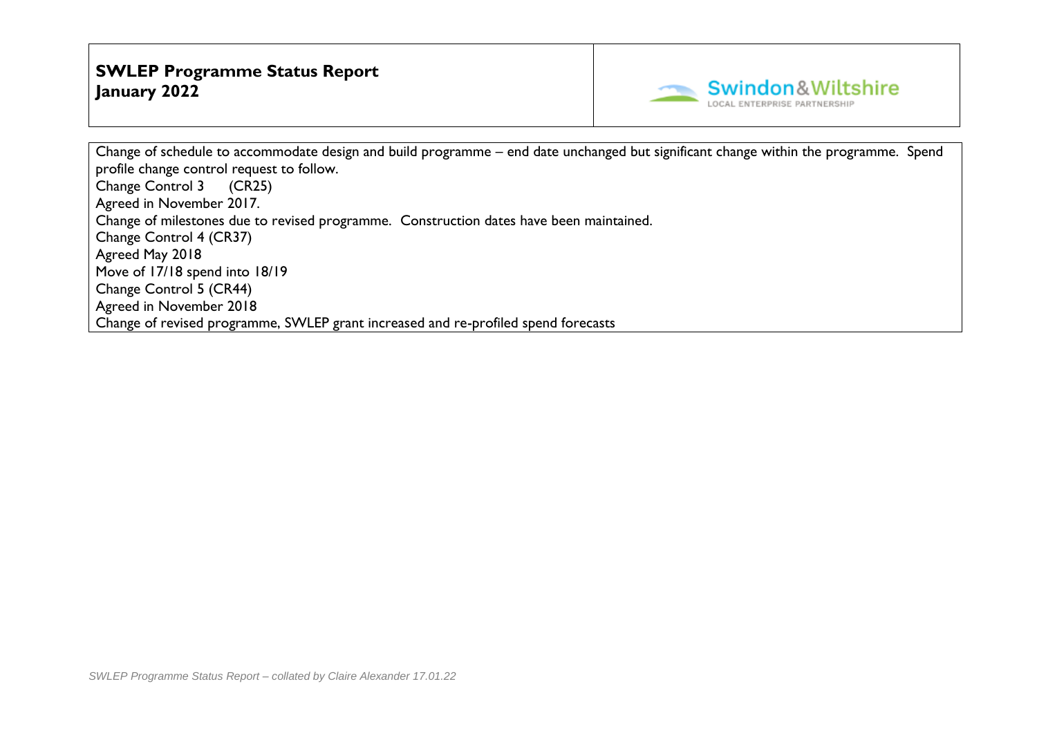Change of schedule to accommodate design and build programme – end date unchanged but significant change within the programme. Spend profile change control request to follow.
Change Control 3 (CR25)
Agreed in November 2017.
Change of milestones due to revised programme. Construction dates have been maintained.
Change Control 4 (CR37)
Agreed May 2018
Move of 17/18 spend into 18/19
Change Control 5 (CR44)
Agreed in November 2018
Change of revised programme, SWLEP grant increased and re-profiled spend forecasts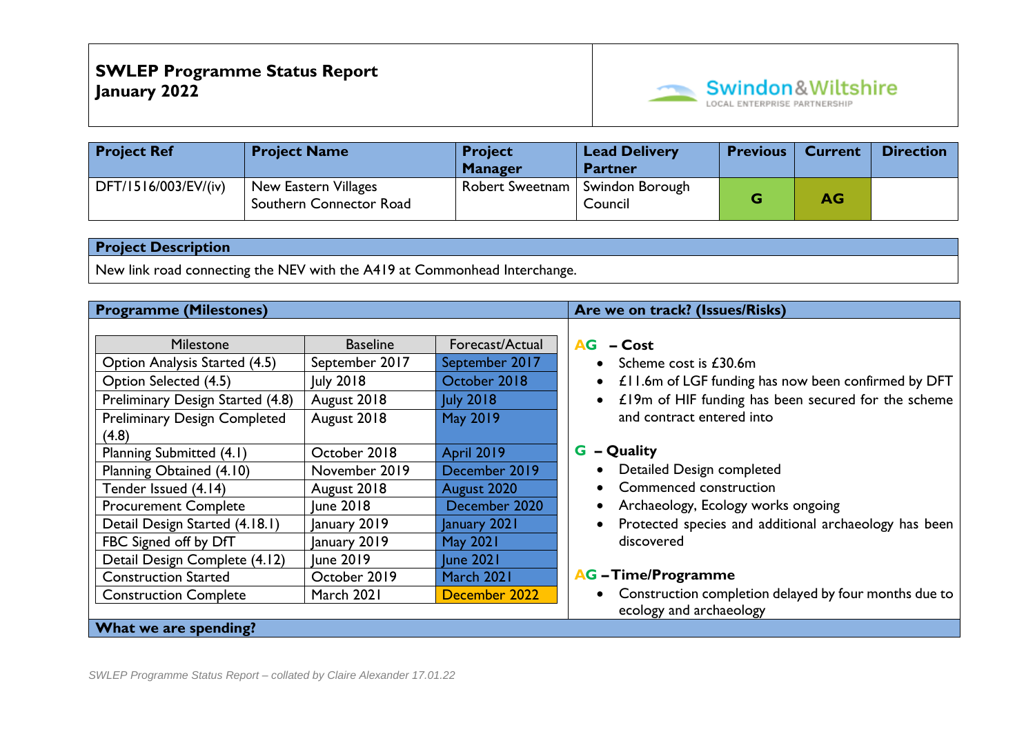**SWLEP Programme Status Report**
**January 2022**

Swindon&Wiltshire LOCAL ENTERPRISE PARTNERSHIP

| Project Ref | Project Name | Project Manager | Lead Delivery Partner | Previous | Current | Direction |
|---|---|---|---|---|---|---|
| DFT/1516/003/EV/(iv) | New Eastern Villages Southern Connector Road | Robert Sweetnam | Swindon Borough Council | G | AG | |

**Project Description**

New link road connecting the NEV with the A419 at Commonhead Interchange.

**Programme (Milestones)**

| Milestone | Baseline | Forecast/Actual |
|---|---|---|
| Option Analysis Started (4.5) | September 2017 | September 2017 |
| Option Selected (4.5) | July 2018 | October 2018 |
| Preliminary Design Started (4.8) | August 2018 | July 2018 |
| Preliminary Design Completed (4.8) | August 2018 | May 2019 |
| Planning Submitted (4.1) | October 2018 | April 2019 |
| Planning Obtained (4.10) | November 2019 | December 2019 |
| Tender Issued (4.14) | August 2018 | August 2020 |
| Procurement Complete | June 2018 | December 2020 |
| Detail Design Started (4.18.1) | January 2019 | January 2021 |
| FBC Signed off by DfT | January 2019 | May 2021 |
| Detail Design Complete (4.12) | June 2019 | June 2021 |
| Construction Started | October 2019 | March 2021 |
| Construction Complete | March 2021 | December 2022 |

**Are we on track? (Issues/Risks)**

**AG – Cost**

- Scheme cost is £30.6m
- £11.6m of LGF funding has now been confirmed by DFT
- £19m of HIF funding has been secured for the scheme and contract entered into

**G – Quality**

- Detailed Design completed
- Commenced construction
- Archaeology, Ecology works ongoing
- Protected species and additional archaeology has been discovered

**AG – Time/Programme**

- Construction completion delayed by four months due to ecology and archaeology

**What we are spending?**

*SWLEP Programme Status Report – collated by Claire Alexander 17.01.22*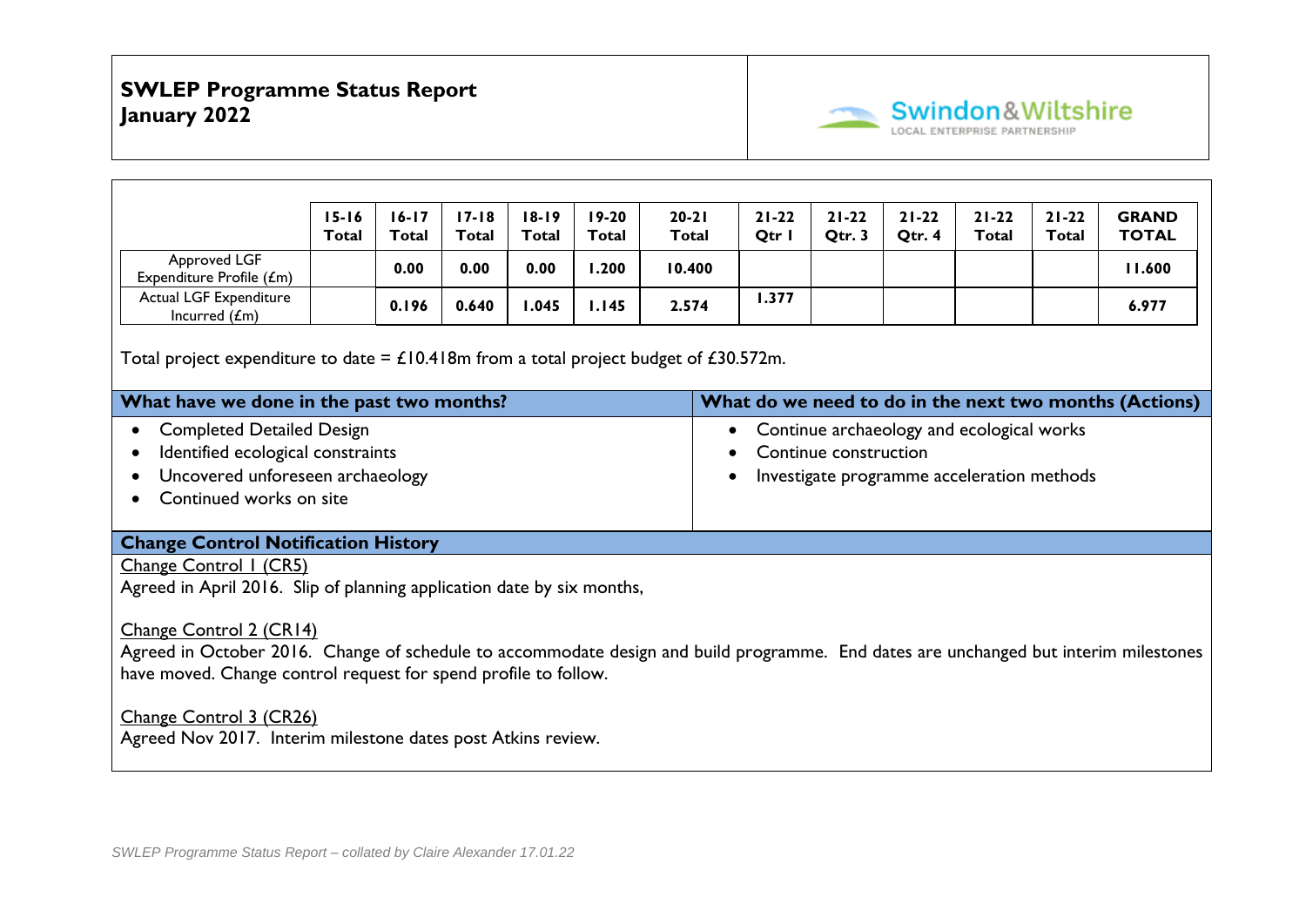# SWLEP Programme Status Report
## January 2022

| | 15-16 Total | 16-17 Total | 17-18 Total | 18-19 Total | 19-20 Total | 20-21 Total | 21-22 Qtr 1 | 21-22 Qtr. 3 | 21-22 Qtr. 4 | 21-22 Total | 21-22 Total | GRAND TOTAL |
|---|---|---|---|---|---|---|---|---|---|---|---|---|
| Approved LGF Expenditure Profile (£m) | | 0.00 | 0.00 | 0.00 | 1.200 | 10.400 | | | | | | 11.600 |
| Actual LGF Expenditure Incurred (£m) | | 0.196 | 0.640 | 1.045 | 1.145 | 2.574 | 1.377 | | | | | 6.977 |

Total project expenditure to date = £10.418m from a total project budget of £30.572m.

| What have we done in the past two months? | What do we need to do in the next two months (Actions) |
|---|---|
| • Completed Detailed Design<br>• Identified ecological constraints<br>• Uncovered unforeseen archaeology<br>• Continued works on site | • Continue archaeology and ecological works<br>• Continue construction<br>• Investigate programme acceleration methods |

### Change Control Notification History

Change Control 1 (CR5)
Agreed in April 2016. Slip of planning application date by six months,

Change Control 2 (CR14)
Agreed in October 2016. Change of schedule to accommodate design and build programme. End dates are unchanged but interim milestones have moved. Change control request for spend profile to follow.

Change Control 3 (CR26)
Agreed Nov 2017. Interim milestone dates post Atkins review.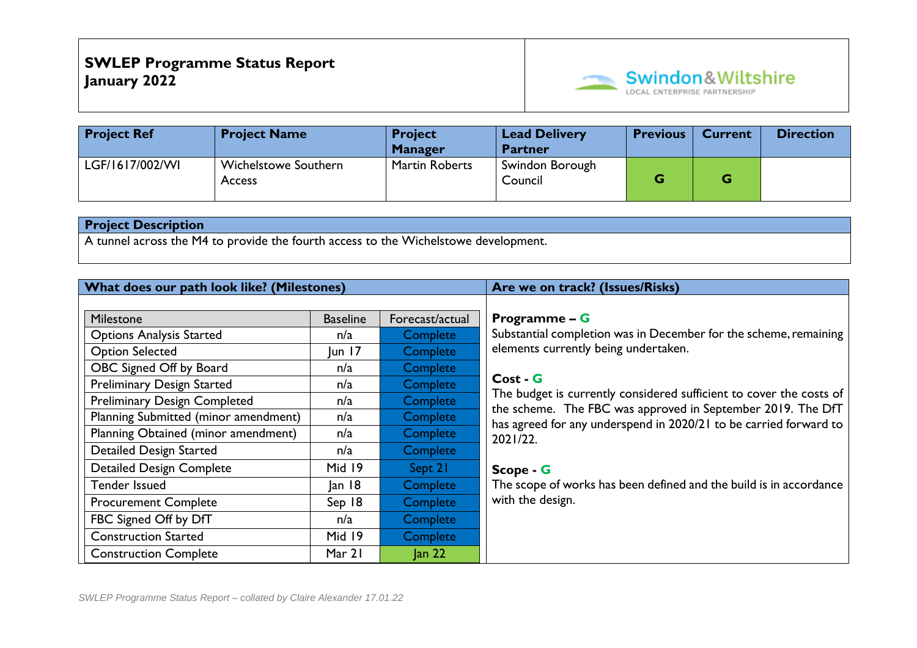# SWLEP Programme Status Report
## January 2022

Swindon&Wiltshire LOCAL ENTERPRISE PARTNERSHIP

| Project Ref | Project Name | Project Manager | Lead Delivery Partner | Previous | Current | Direction |
|---|---|---|---|---|---|---|
| LGF/1617/002/WI | Wichelstowe Southern Access | Martin Roberts | Swindon Borough Council | G | G | |

| Project Description |
|---|
| A tunnel across the M4 to provide the fourth access to the Wichelstowe development. |

### What does our path look like? (Milestones)

| Milestone | Baseline | Forecast/actual |
|---|---|---|
| Options Analysis Started | n/a | Complete |
| Option Selected | Jun 17 | Complete |
| OBC Signed Off by Board | n/a | Complete |
| Preliminary Design Started | n/a | Complete |
| Preliminary Design Completed | n/a | Complete |
| Planning Submitted (minor amendment) | n/a | Complete |
| Planning Obtained (minor amendment) | n/a | Complete |
| Detailed Design Started | n/a | Complete |
| Detailed Design Complete | Mid 19 | Sept 21 |
| Tender Issued | Jan 18 | Complete |
| Procurement Complete | Sep 18 | Complete |
| FBC Signed Off by DfT | n/a | Complete |
| Construction Started | Mid 19 | Complete |
| Construction Complete | Mar 21 | Jan 22 |

### Are we on track? (Issues/Risks)

**Programme – G**
Substantial completion was in December for the scheme, remaining elements currently being undertaken.

**Cost - G**
The budget is currently considered sufficient to cover the costs of the scheme. The FBC was approved in September 2019. The DfT has agreed for any underspend in 2020/21 to be carried forward to 2021/22.

**Scope - G**
The scope of works has been defined and the build is in accordance with the design.

*SWLEP Programme Status Report – collated by Claire Alexander 17.01.22*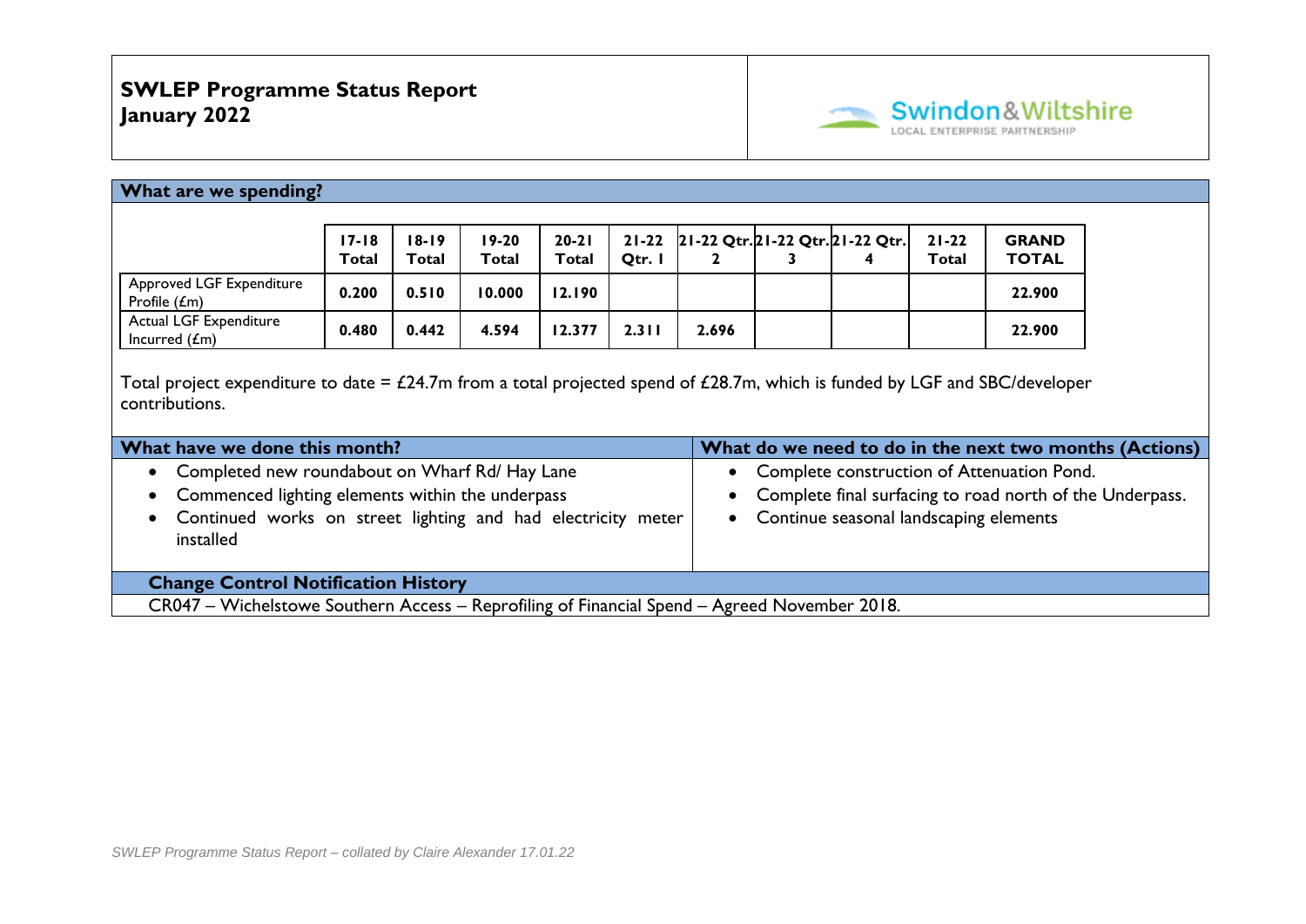# SWLEP Programme Status Report
# January 2022

Swindon&Wiltshire
LOCAL ENTERPRISE PARTNERSHIP

## What are we spending?

| | 17-18 Total | 18-19 Total | 19-20 Total | 20-21 Total | 21-22 Qtr. 1 | 21-22 Qtr. 2 | 21-22 Qtr. 3 | 21-22 Qtr. 4 | 21-22 Total | GRAND TOTAL |
|---|---|---|---|---|---|---|---|---|---|---|
| Approved LGF Expenditure Profile (£m) | 0.200 | 0.510 | 10.000 | 12.190 | | | | | | 22.900 |
| Actual LGF Expenditure Incurred (£m) | 0.480 | 0.442 | 4.594 | 12.377 | 2.311 | 2.696 | | | | 22.900 |

Total project expenditure to date = £24.7m from a total projected spend of £28.7m, which is funded by LGF and SBC/developer contributions.

## What have we done this month?

- Completed new roundabout on Wharf Rd/ Hay Lane
- Commenced lighting elements within the underpass
- Continued works on street lighting and had electricity meter installed

## What do we need to do in the next two months (Actions)

- Complete construction of Attenuation Pond.
- Complete final surfacing to road north of the Underpass.
- Continue seasonal landscaping elements

## Change Control Notification History

CR047 – Wichelstowe Southern Access – Reprofiling of Financial Spend – Agreed November 2018.